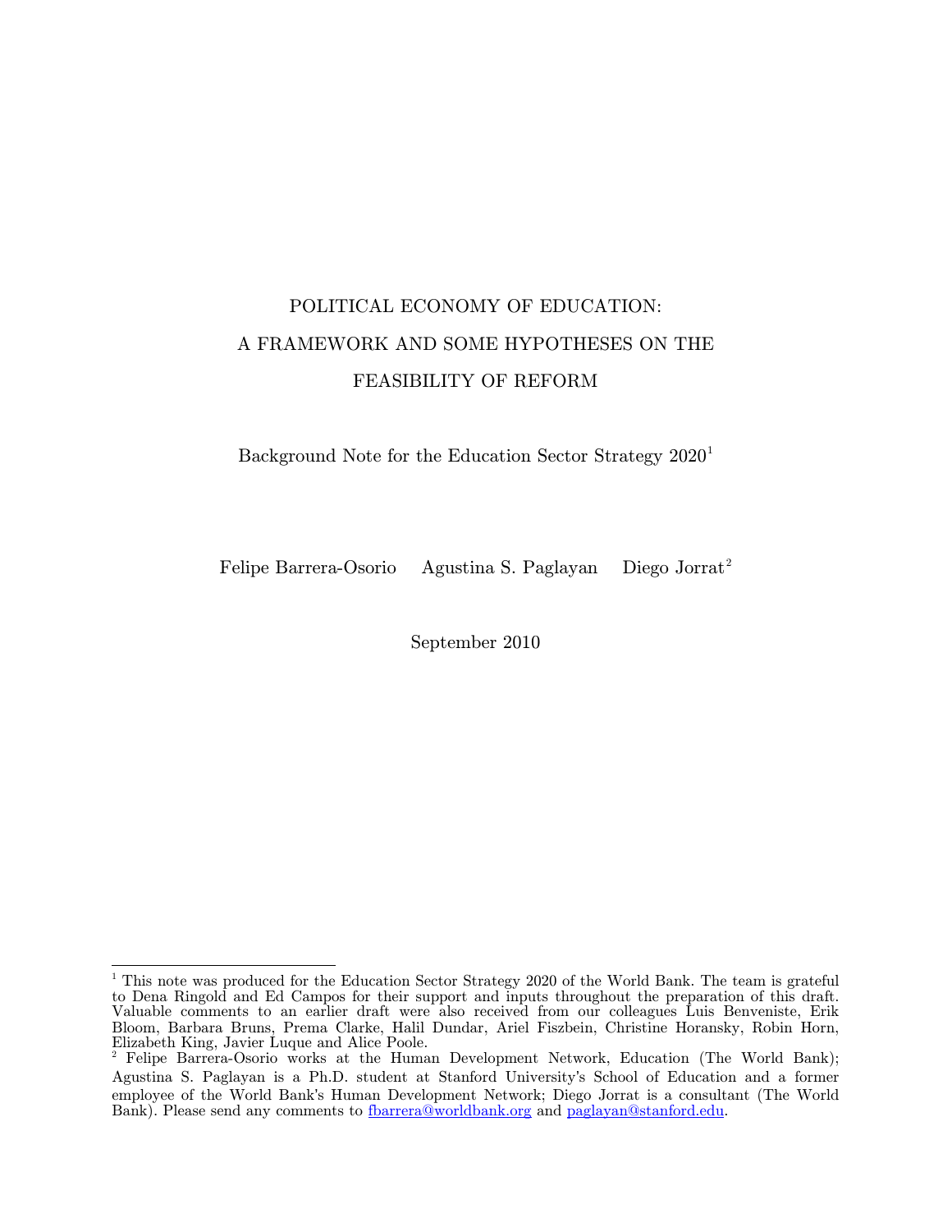# POLITICAL ECONOMY OF EDUCATION: A FRAMEWORK AND SOME HYPOTHESES ON THE FEASIBILITY OF REFORM

Background Note for the Education Sector Strategy 2020[1]

Felipe Barrera-Osorio Agustina S. Paglayan Diego Jorrat[2]

September 2010

---

[1] This note was produced for the Education Sector Strategy 2020 of the World Bank. The team is grateful to Dena Ringold and Ed Campos for their support and inputs throughout the preparation of this draft. Valuable comments to an earlier draft were also received from our colleagues Luis Benveniste, Erik Bloom, Barbara Bruns, Prema Clarke, Halil Dundar, Ariel Fiszbein, Christine Horansky, Robin Horn, Elizabeth King, Javier Luque and Alice Poole.

[2] Felipe Barrera-Osorio works at the Human Development Network, Education (The World Bank); Agustina S. Paglayan is a Ph.D. student at Stanford University's School of Education and a former employee of the World Bank's Human Development Network; Diego Jorrat is a consultant (The World Bank). Please send any comments to fbarrera@worldbank.org and paglayan@stanford.edu.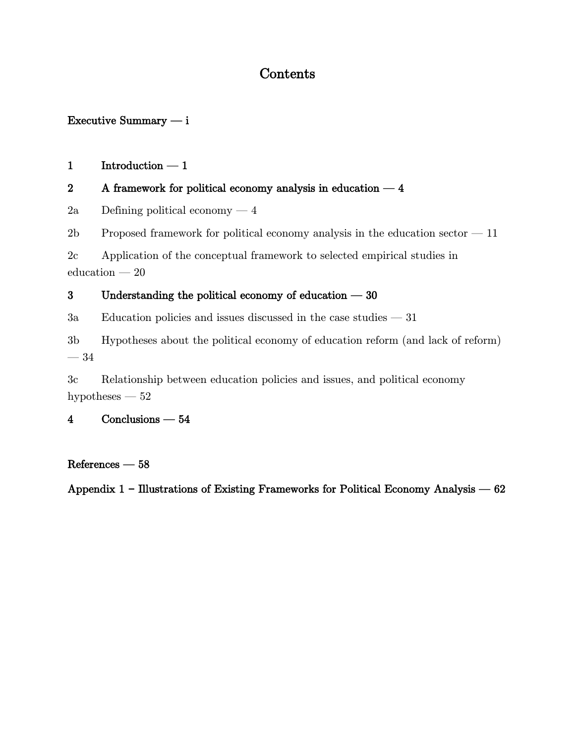# Contents

**Executive Summary — i**

**1 Introduction — 1**

**2 A framework for political economy analysis in education — 4**

2a Defining political economy — 4

2b Proposed framework for political economy analysis in the education sector — 11

2c Application of the conceptual framework to selected empirical studies in education — 20

**3 Understanding the political economy of education — 30**

3a Education policies and issues discussed in the case studies — 31

3b Hypotheses about the political economy of education reform (and lack of reform) — 34

3c Relationship between education policies and issues, and political economy hypotheses — 52

**4 Conclusions — 54**

**References — 58**

**Appendix 1 – Illustrations of Existing Frameworks for Political Economy Analysis — 62**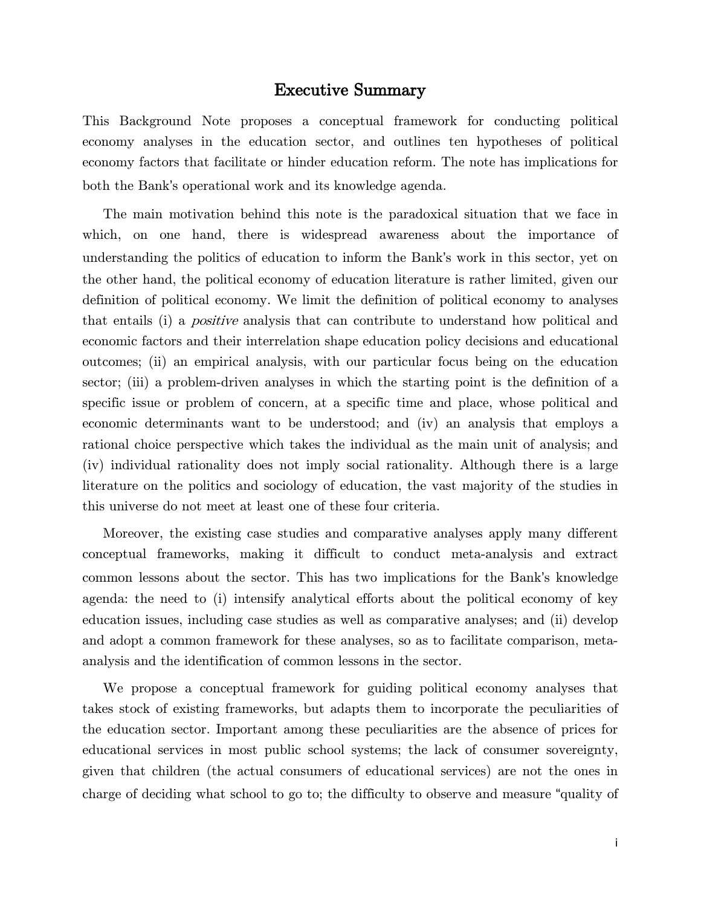## Executive Summary

This Background Note proposes a conceptual framework for conducting political economy analyses in the education sector, and outlines ten hypotheses of political economy factors that facilitate or hinder education reform. The note has implications for both the Bank's operational work and its knowledge agenda.

The main motivation behind this note is the paradoxical situation that we face in which, on one hand, there is widespread awareness about the importance of understanding the politics of education to inform the Bank's work in this sector, yet on the other hand, the political economy of education literature is rather limited, given our definition of political economy. We limit the definition of political economy to analyses that entails (i) a *positive* analysis that can contribute to understand how political and economic factors and their interrelation shape education policy decisions and educational outcomes; (ii) an empirical analysis, with our particular focus being on the education sector; (iii) a problem-driven analyses in which the starting point is the definition of a specific issue or problem of concern, at a specific time and place, whose political and economic determinants want to be understood; and (iv) an analysis that employs a rational choice perspective which takes the individual as the main unit of analysis; and (iv) individual rationality does not imply social rationality. Although there is a large literature on the politics and sociology of education, the vast majority of the studies in this universe do not meet at least one of these four criteria.

Moreover, the existing case studies and comparative analyses apply many different conceptual frameworks, making it difficult to conduct meta-analysis and extract common lessons about the sector. This has two implications for the Bank's knowledge agenda: the need to (i) intensify analytical efforts about the political economy of key education issues, including case studies as well as comparative analyses; and (ii) develop and adopt a common framework for these analyses, so as to facilitate comparison, meta-analysis and the identification of common lessons in the sector.

We propose a conceptual framework for guiding political economy analyses that takes stock of existing frameworks, but adapts them to incorporate the peculiarities of the education sector. Important among these peculiarities are the absence of prices for educational services in most public school systems; the lack of consumer sovereignty, given that children (the actual consumers of educational services) are not the ones in charge of deciding what school to go to; the difficulty to observe and measure "quality of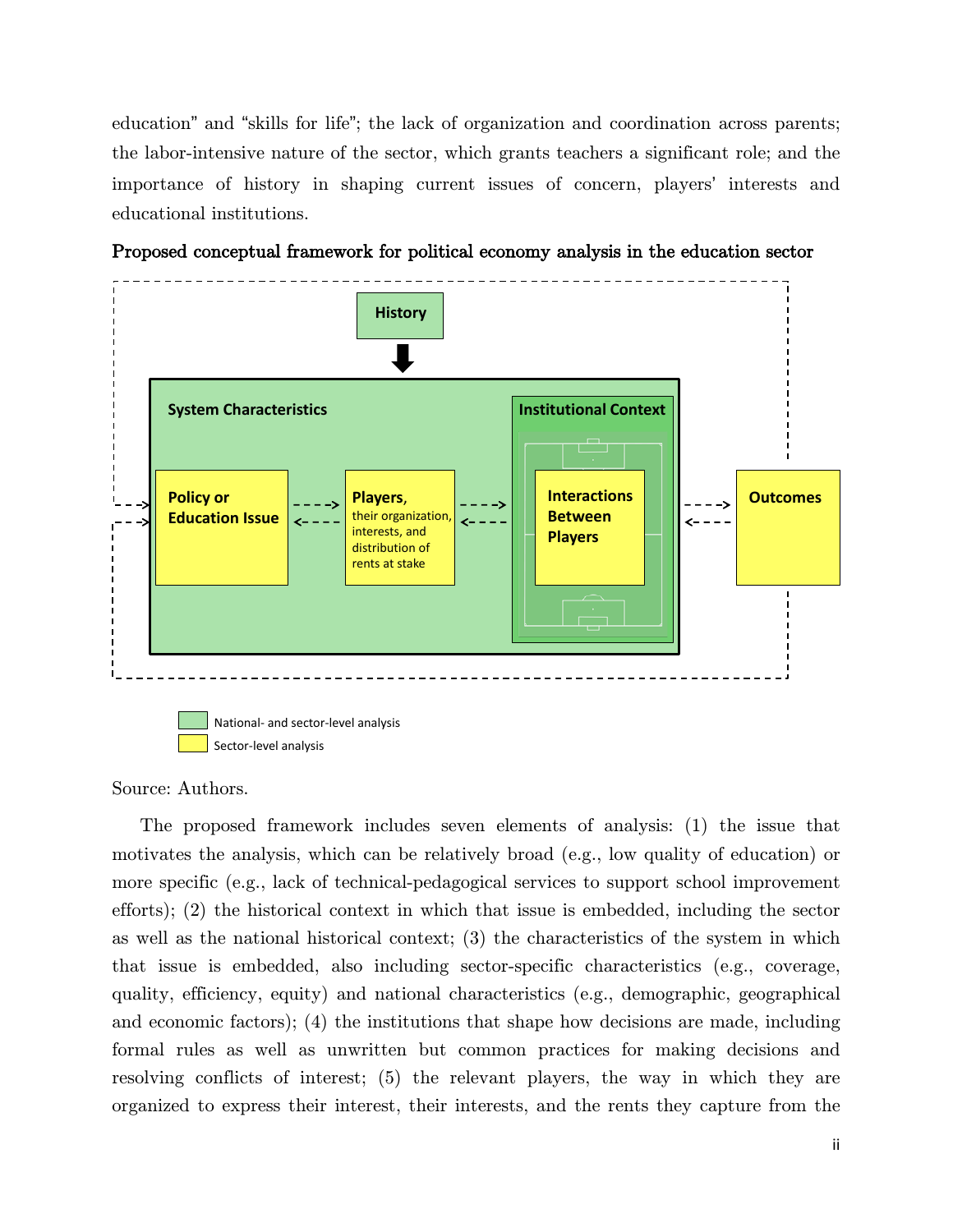education" and "skills for life"; the lack of organization and coordination across parents; the labor-intensive nature of the sector, which grants teachers a significant role; and the importance of history in shaping current issues of concern, players' interests and educational institutions.

**Proposed conceptual framework for political economy analysis in the education sector**

History

System Characteristics

Policy or Education Issue

Players, their organization, interests, and distribution of rents at stake

Institutional Context

Interactions Between Players

Outcomes

National- and sector-level analysis

Sector-level analysis

Source: Authors.

The proposed framework includes seven elements of analysis: (1) the issue that motivates the analysis, which can be relatively broad (e.g., low quality of education) or more specific (e.g., lack of technical-pedagogical services to support school improvement efforts); (2) the historical context in which that issue is embedded, including the sector as well as the national historical context; (3) the characteristics of the system in which that issue is embedded, also including sector-specific characteristics (e.g., coverage, quality, efficiency, equity) and national characteristics (e.g., demographic, geographical and economic factors); (4) the institutions that shape how decisions are made, including formal rules as well as unwritten but common practices for making decisions and resolving conflicts of interest; (5) the relevant players, the way in which they are organized to express their interest, their interests, and the rents they capture from the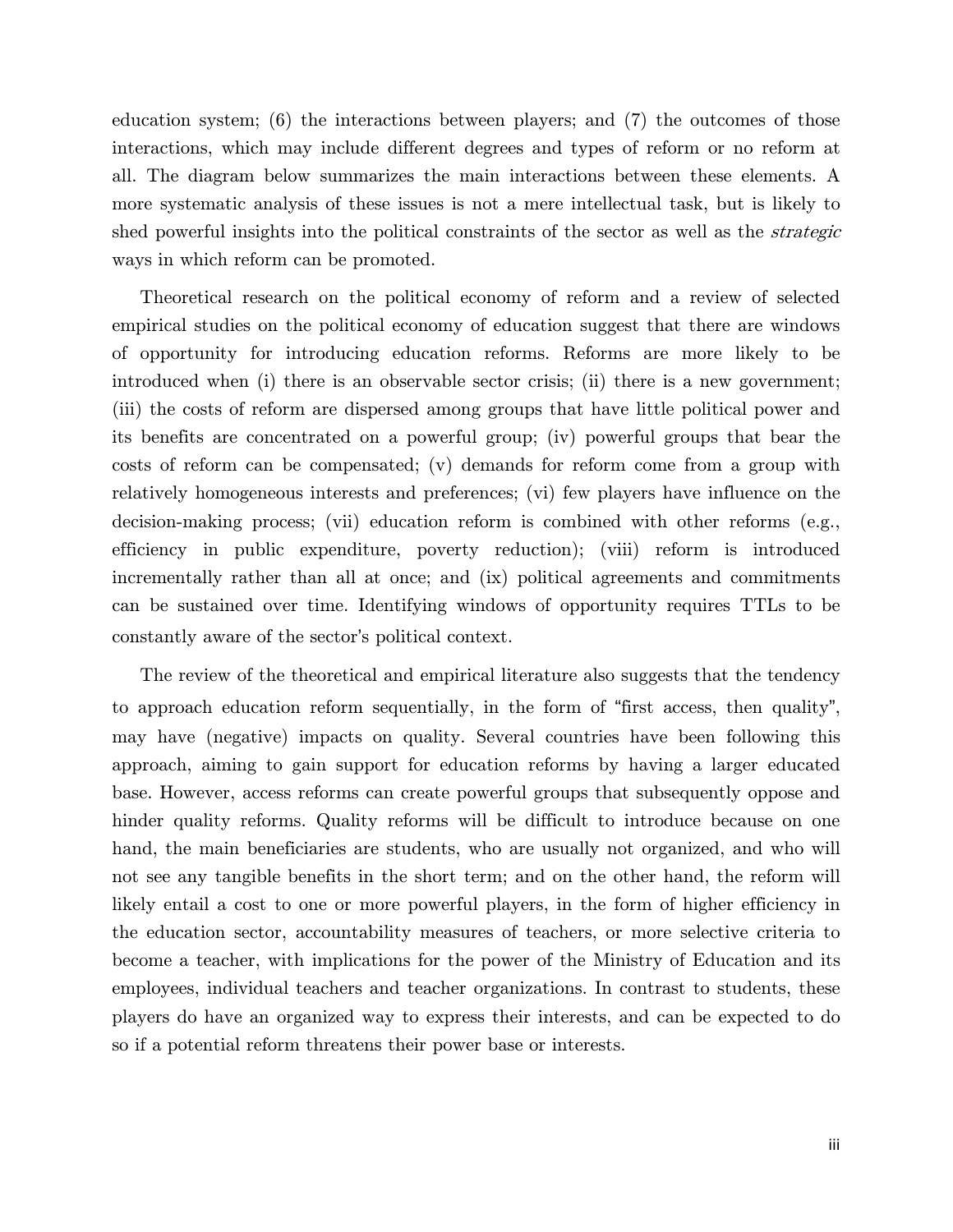education system; (6) the interactions between players; and (7) the outcomes of those interactions, which may include different degrees and types of reform or no reform at all. The diagram below summarizes the main interactions between these elements. A more systematic analysis of these issues is not a mere intellectual task, but is likely to shed powerful insights into the political constraints of the sector as well as the *strategic* ways in which reform can be promoted.

Theoretical research on the political economy of reform and a review of selected empirical studies on the political economy of education suggest that there are windows of opportunity for introducing education reforms. Reforms are more likely to be introduced when (i) there is an observable sector crisis; (ii) there is a new government; (iii) the costs of reform are dispersed among groups that have little political power and its benefits are concentrated on a powerful group; (iv) powerful groups that bear the costs of reform can be compensated; (v) demands for reform come from a group with relatively homogeneous interests and preferences; (vi) few players have influence on the decision-making process; (vii) education reform is combined with other reforms (e.g., efficiency in public expenditure, poverty reduction); (viii) reform is introduced incrementally rather than all at once; and (ix) political agreements and commitments can be sustained over time. Identifying windows of opportunity requires TTLs to be constantly aware of the sector's political context.

The review of the theoretical and empirical literature also suggests that the tendency to approach education reform sequentially, in the form of "first access, then quality", may have (negative) impacts on quality. Several countries have been following this approach, aiming to gain support for education reforms by having a larger educated base. However, access reforms can create powerful groups that subsequently oppose and hinder quality reforms. Quality reforms will be difficult to introduce because on one hand, the main beneficiaries are students, who are usually not organized, and who will not see any tangible benefits in the short term; and on the other hand, the reform will likely entail a cost to one or more powerful players, in the form of higher efficiency in the education sector, accountability measures of teachers, or more selective criteria to become a teacher, with implications for the power of the Ministry of Education and its employees, individual teachers and teacher organizations. In contrast to students, these players do have an organized way to express their interests, and can be expected to do so if a potential reform threatens their power base or interests.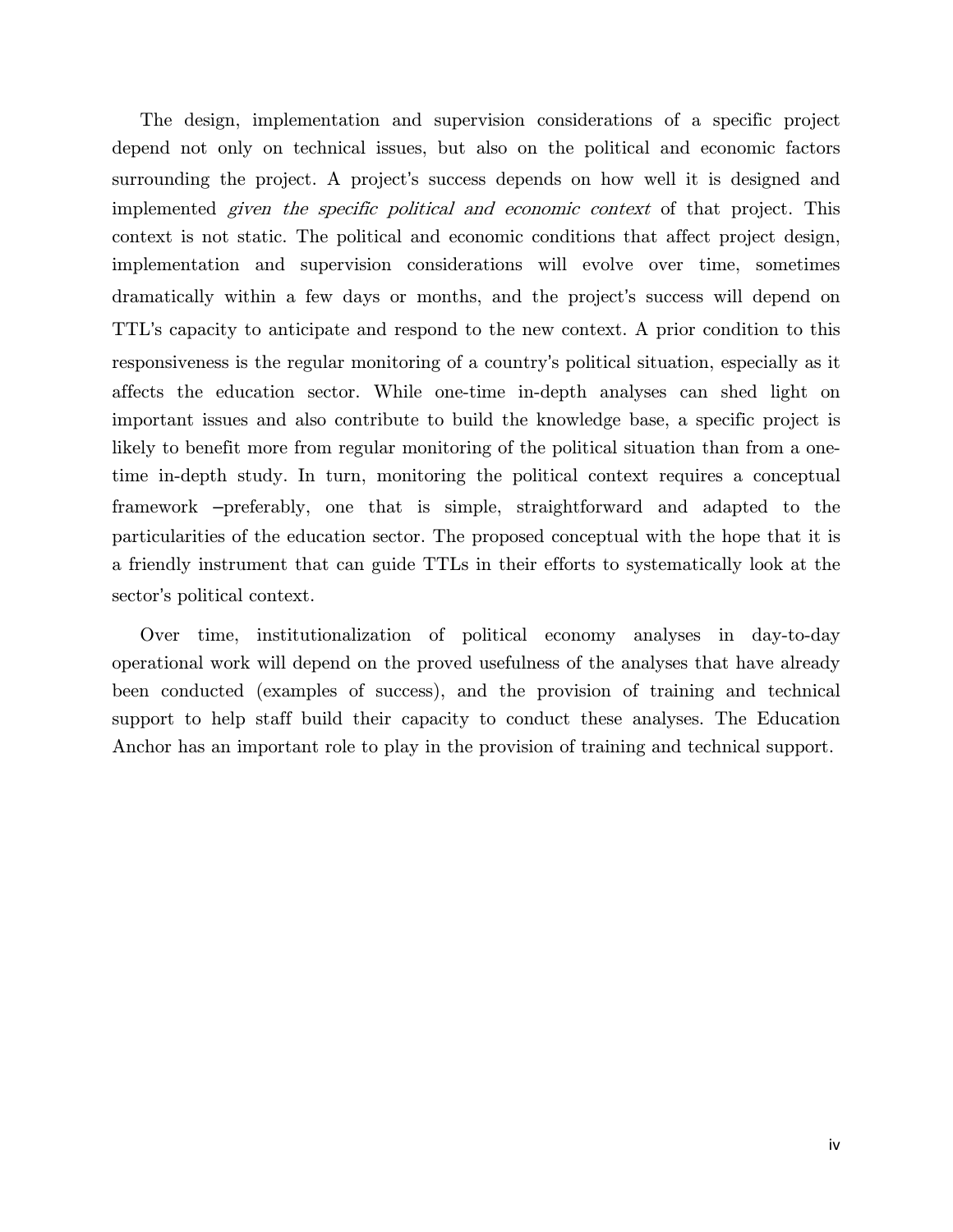The design, implementation and supervision considerations of a specific project depend not only on technical issues, but also on the political and economic factors surrounding the project. A project's success depends on how well it is designed and implemented *given the specific political and economic context* of that project. This context is not static. The political and economic conditions that affect project design, implementation and supervision considerations will evolve over time, sometimes dramatically within a few days or months, and the project's success will depend on TTL's capacity to anticipate and respond to the new context. A prior condition to this responsiveness is the regular monitoring of a country's political situation, especially as it affects the education sector. While one-time in-depth analyses can shed light on important issues and also contribute to build the knowledge base, a specific project is likely to benefit more from regular monitoring of the political situation than from a one-time in-depth study. In turn, monitoring the political context requires a conceptual framework –preferably, one that is simple, straightforward and adapted to the particularities of the education sector. The proposed conceptual with the hope that it is a friendly instrument that can guide TTLs in their efforts to systematically look at the sector's political context.

Over time, institutionalization of political economy analyses in day-to-day operational work will depend on the proved usefulness of the analyses that have already been conducted (examples of success), and the provision of training and technical support to help staff build their capacity to conduct these analyses. The Education Anchor has an important role to play in the provision of training and technical support.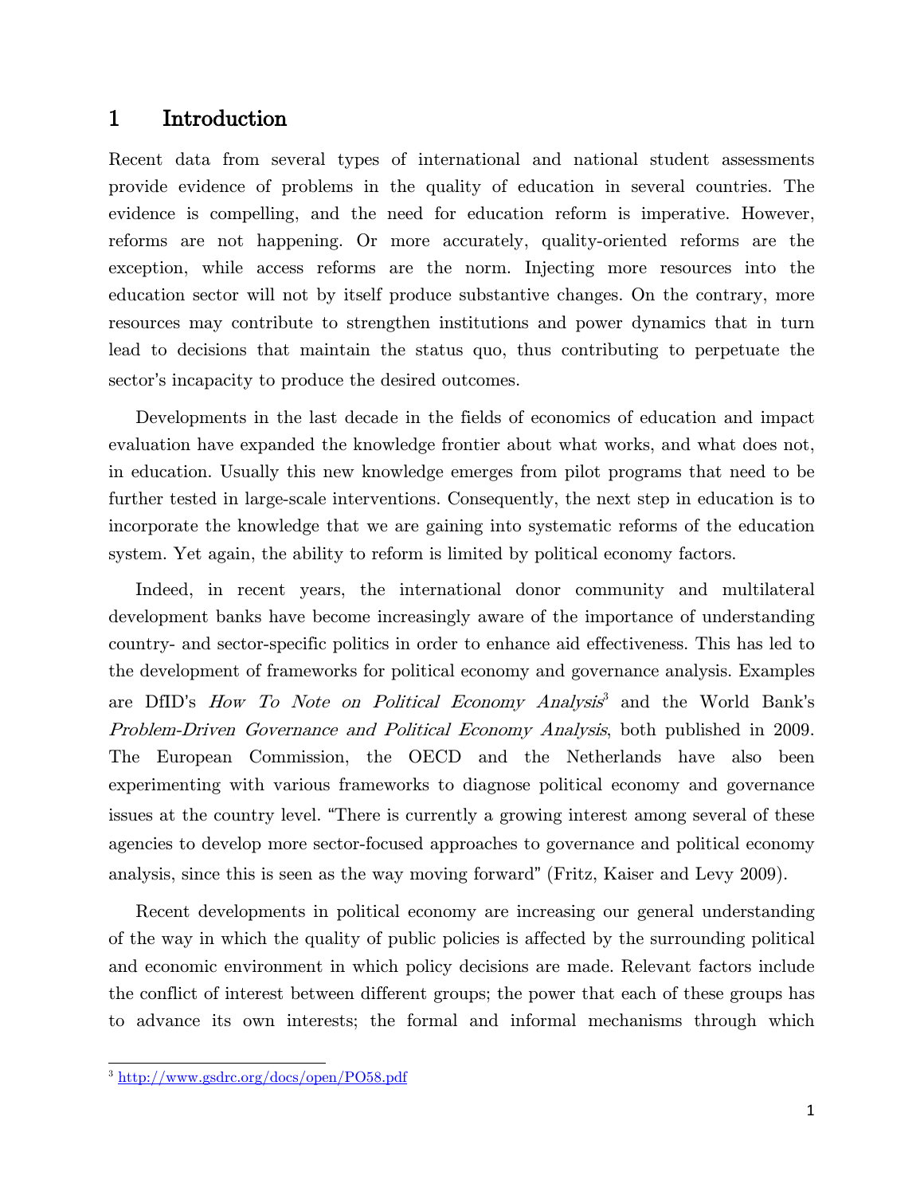# 1 Introduction

Recent data from several types of international and national student assessments provide evidence of problems in the quality of education in several countries. The evidence is compelling, and the need for education reform is imperative. However, reforms are not happening. Or more accurately, quality-oriented reforms are the exception, while access reforms are the norm. Injecting more resources into the education sector will not by itself produce substantive changes. On the contrary, more resources may contribute to strengthen institutions and power dynamics that in turn lead to decisions that maintain the status quo, thus contributing to perpetuate the sector's incapacity to produce the desired outcomes.

Developments in the last decade in the fields of economics of education and impact evaluation have expanded the knowledge frontier about what works, and what does not, in education. Usually this new knowledge emerges from pilot programs that need to be further tested in large-scale interventions. Consequently, the next step in education is to incorporate the knowledge that we are gaining into systematic reforms of the education system. Yet again, the ability to reform is limited by political economy factors.

Indeed, in recent years, the international donor community and multilateral development banks have become increasingly aware of the importance of understanding country- and sector-specific politics in order to enhance aid effectiveness. This has led to the development of frameworks for political economy and governance analysis. Examples are DfID's *How To Note on Political Economy Analysis*[3] and the World Bank's *Problem-Driven Governance and Political Economy Analysis*, both published in 2009. The European Commission, the OECD and the Netherlands have also been experimenting with various frameworks to diagnose political economy and governance issues at the country level. "There is currently a growing interest among several of these agencies to develop more sector-focused approaches to governance and political economy analysis, since this is seen as the way moving forward" (Fritz, Kaiser and Levy 2009).

Recent developments in political economy are increasing our general understanding of the way in which the quality of public policies is affected by the surrounding political and economic environment in which policy decisions are made. Relevant factors include the conflict of interest between different groups; the power that each of these groups has to advance its own interests; the formal and informal mechanisms through which

[3] http://www.gsdrc.org/docs/open/PO58.pdf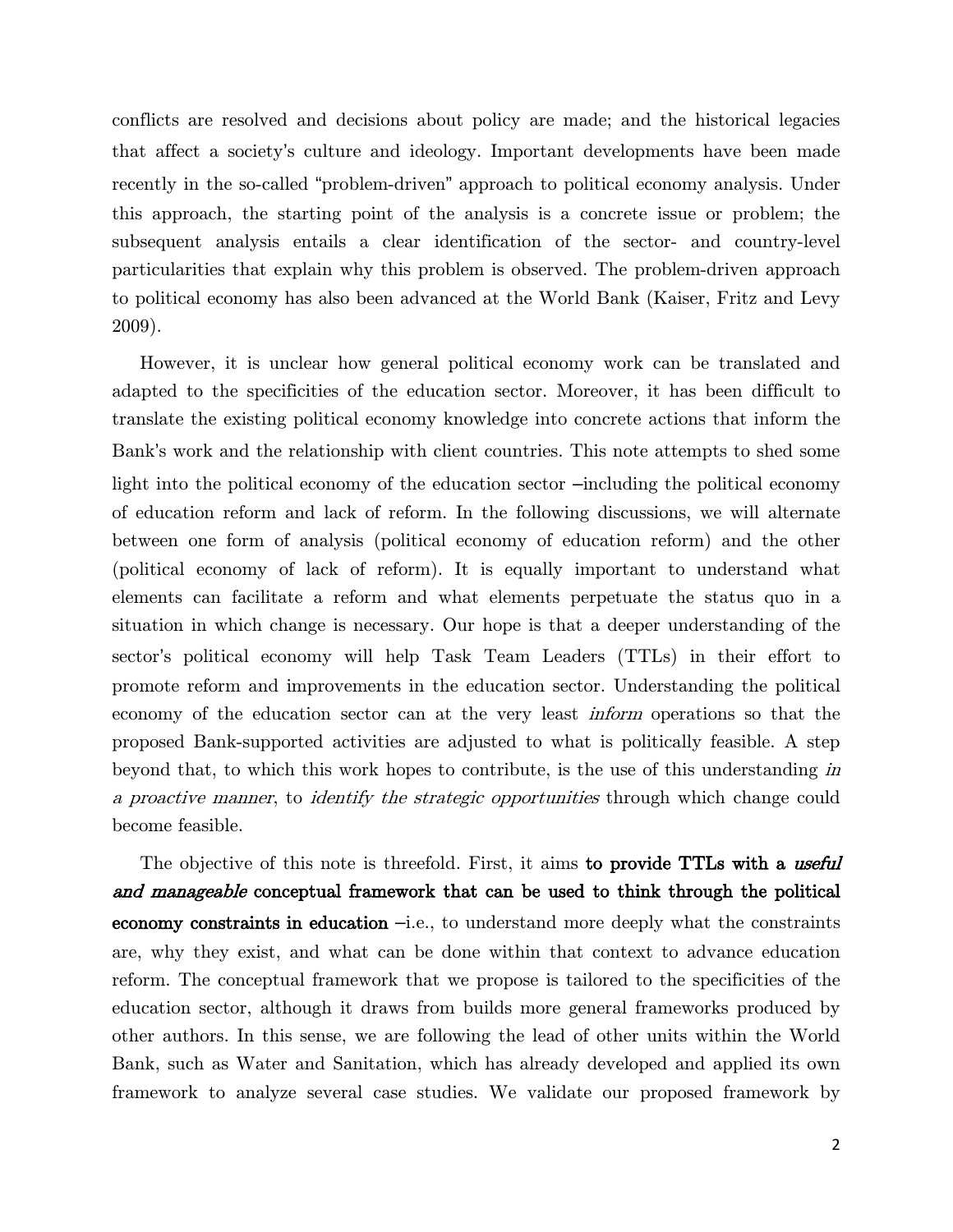conflicts are resolved and decisions about policy are made; and the historical legacies that affect a society's culture and ideology. Important developments have been made recently in the so-called "problem-driven" approach to political economy analysis. Under this approach, the starting point of the analysis is a concrete issue or problem; the subsequent analysis entails a clear identification of the sector- and country-level particularities that explain why this problem is observed. The problem-driven approach to political economy has also been advanced at the World Bank (Kaiser, Fritz and Levy 2009).

However, it is unclear how general political economy work can be translated and adapted to the specificities of the education sector. Moreover, it has been difficult to translate the existing political economy knowledge into concrete actions that inform the Bank's work and the relationship with client countries. This note attempts to shed some light into the political economy of the education sector –including the political economy of education reform and lack of reform. In the following discussions, we will alternate between one form of analysis (political economy of education reform) and the other (political economy of lack of reform). It is equally important to understand what elements can facilitate a reform and what elements perpetuate the status quo in a situation in which change is necessary. Our hope is that a deeper understanding of the sector's political economy will help Task Team Leaders (TTLs) in their effort to promote reform and improvements in the education sector. Understanding the political economy of the education sector can at the very least *inform* operations so that the proposed Bank-supported activities are adjusted to what is politically feasible. A step beyond that, to which this work hopes to contribute, is the use of this understanding *in a proactive manner*, to *identify the strategic opportunities* through which change could become feasible.

The objective of this note is threefold. First, it aims **to provide TTLs with a *useful and manageable* conceptual framework that can be used to think through the political economy constraints in education** –i.e., to understand more deeply what the constraints are, why they exist, and what can be done within that context to advance education reform. The conceptual framework that we propose is tailored to the specificities of the education sector, although it draws from builds more general frameworks produced by other authors. In this sense, we are following the lead of other units within the World Bank, such as Water and Sanitation, which has already developed and applied its own framework to analyze several case studies. We validate our proposed framework by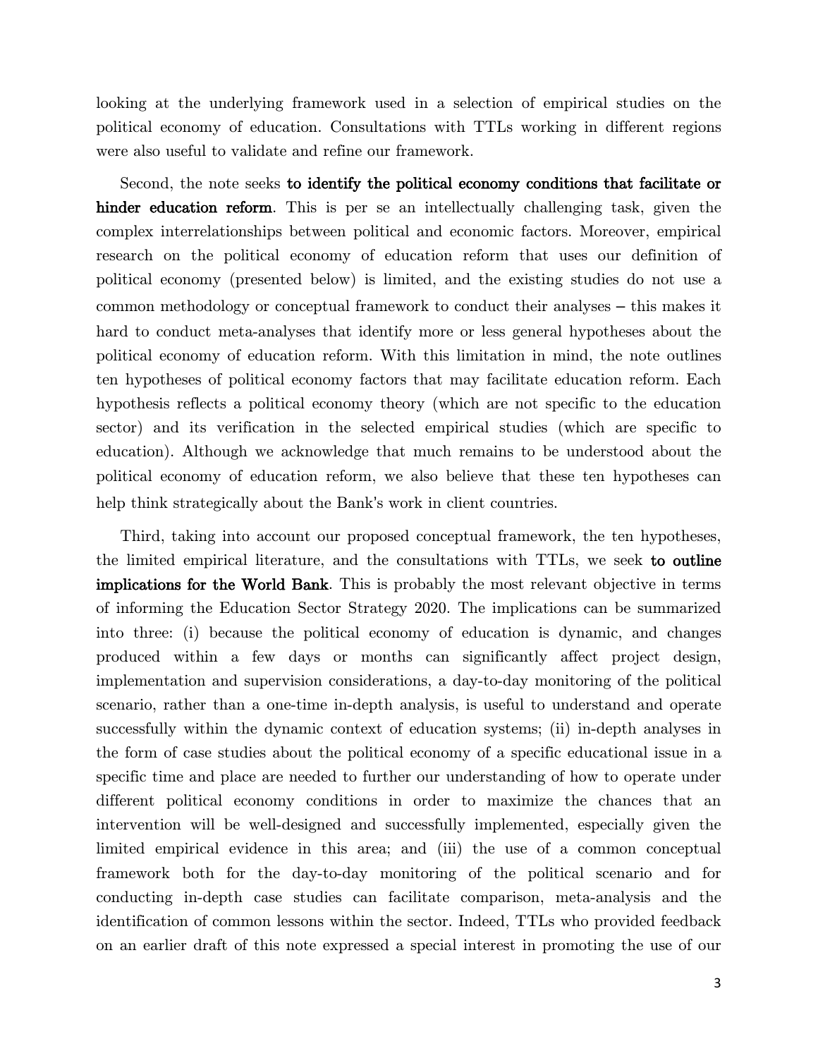looking at the underlying framework used in a selection of empirical studies on the political economy of education. Consultations with TTLs working in different regions were also useful to validate and refine our framework.

Second, the note seeks **to identify the political economy conditions that facilitate or hinder education reform**. This is per se an intellectually challenging task, given the complex interrelationships between political and economic factors. Moreover, empirical research on the political economy of education reform that uses our definition of political economy (presented below) is limited, and the existing studies do not use a common methodology or conceptual framework to conduct their analyses – this makes it hard to conduct meta-analyses that identify more or less general hypotheses about the political economy of education reform. With this limitation in mind, the note outlines ten hypotheses of political economy factors that may facilitate education reform. Each hypothesis reflects a political economy theory (which are not specific to the education sector) and its verification in the selected empirical studies (which are specific to education). Although we acknowledge that much remains to be understood about the political economy of education reform, we also believe that these ten hypotheses can help think strategically about the Bank's work in client countries.

Third, taking into account our proposed conceptual framework, the ten hypotheses, the limited empirical literature, and the consultations with TTLs, we seek **to outline implications for the World Bank**. This is probably the most relevant objective in terms of informing the Education Sector Strategy 2020. The implications can be summarized into three: (i) because the political economy of education is dynamic, and changes produced within a few days or months can significantly affect project design, implementation and supervision considerations, a day-to-day monitoring of the political scenario, rather than a one-time in-depth analysis, is useful to understand and operate successfully within the dynamic context of education systems; (ii) in-depth analyses in the form of case studies about the political economy of a specific educational issue in a specific time and place are needed to further our understanding of how to operate under different political economy conditions in order to maximize the chances that an intervention will be well-designed and successfully implemented, especially given the limited empirical evidence in this area; and (iii) the use of a common conceptual framework both for the day-to-day monitoring of the political scenario and for conducting in-depth case studies can facilitate comparison, meta-analysis and the identification of common lessons within the sector. Indeed, TTLs who provided feedback on an earlier draft of this note expressed a special interest in promoting the use of our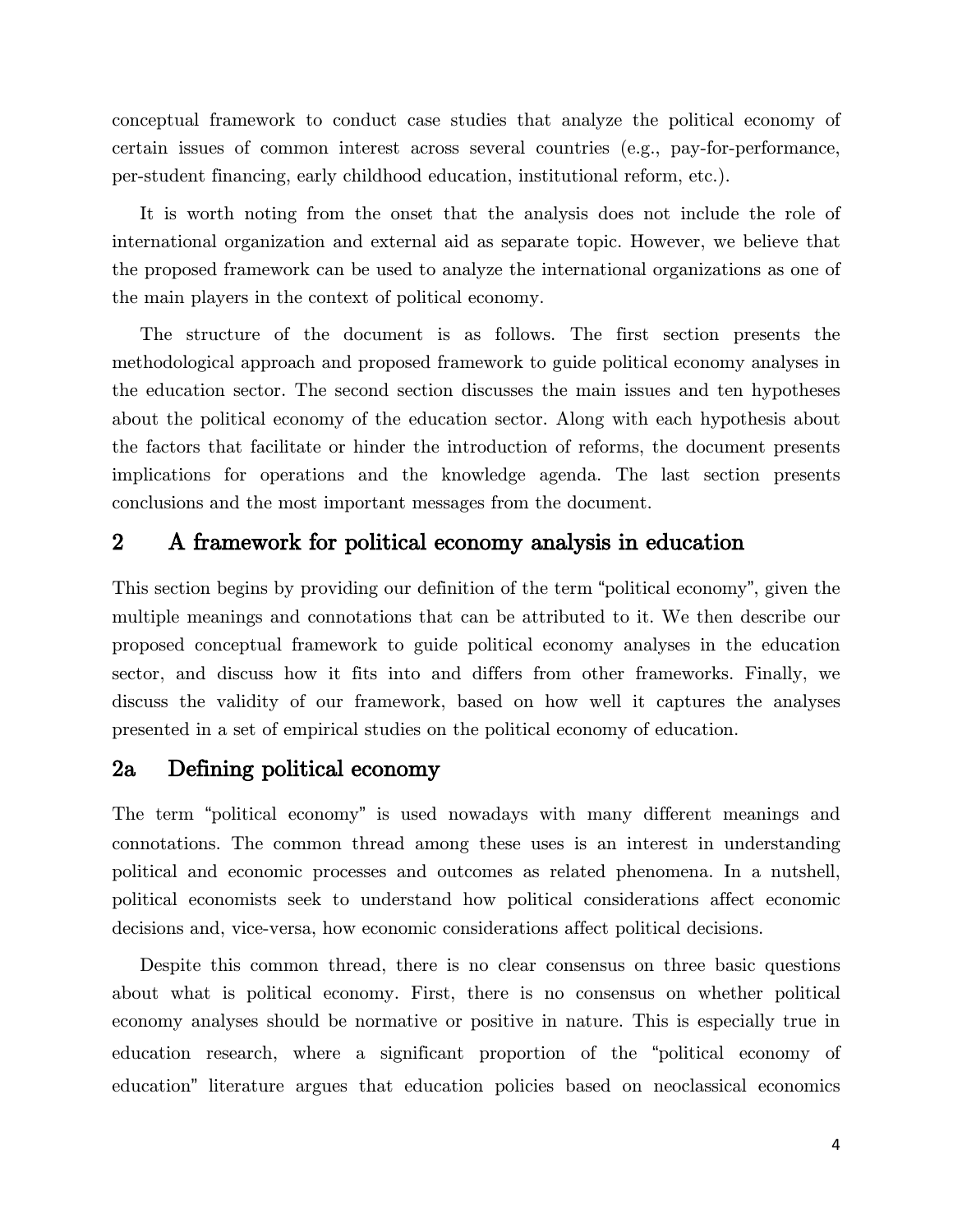conceptual framework to conduct case studies that analyze the political economy of certain issues of common interest across several countries (e.g., pay-for-performance, per-student financing, early childhood education, institutional reform, etc.).

It is worth noting from the onset that the analysis does not include the role of international organization and external aid as separate topic. However, we believe that the proposed framework can be used to analyze the international organizations as one of the main players in the context of political economy.

The structure of the document is as follows. The first section presents the methodological approach and proposed framework to guide political economy analyses in the education sector. The second section discusses the main issues and ten hypotheses about the political economy of the education sector. Along with each hypothesis about the factors that facilitate or hinder the introduction of reforms, the document presents implications for operations and the knowledge agenda. The last section presents conclusions and the most important messages from the document.

## 2 A framework for political economy analysis in education

This section begins by providing our definition of the term "political economy", given the multiple meanings and connotations that can be attributed to it. We then describe our proposed conceptual framework to guide political economy analyses in the education sector, and discuss how it fits into and differs from other frameworks. Finally, we discuss the validity of our framework, based on how well it captures the analyses presented in a set of empirical studies on the political economy of education.

### 2a Defining political economy

The term "political economy" is used nowadays with many different meanings and connotations. The common thread among these uses is an interest in understanding political and economic processes and outcomes as related phenomena. In a nutshell, political economists seek to understand how political considerations affect economic decisions and, vice-versa, how economic considerations affect political decisions.

Despite this common thread, there is no clear consensus on three basic questions about what is political economy. First, there is no consensus on whether political economy analyses should be normative or positive in nature. This is especially true in education research, where a significant proportion of the "political economy of education" literature argues that education policies based on neoclassical economics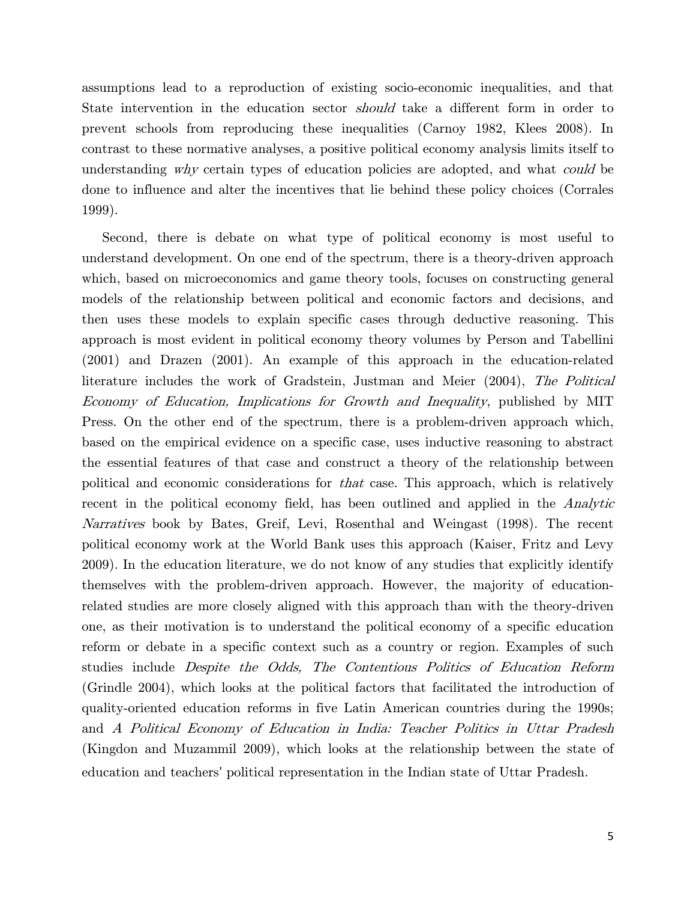assumptions lead to a reproduction of existing socio-economic inequalities, and that State intervention in the education sector *should* take a different form in order to prevent schools from reproducing these inequalities (Carnoy 1982, Klees 2008). In contrast to these normative analyses, a positive political economy analysis limits itself to understanding *why* certain types of education policies are adopted, and what *could* be done to influence and alter the incentives that lie behind these policy choices (Corrales 1999).

Second, there is debate on what type of political economy is most useful to understand development. On one end of the spectrum, there is a theory-driven approach which, based on microeconomics and game theory tools, focuses on constructing general models of the relationship between political and economic factors and decisions, and then uses these models to explain specific cases through deductive reasoning. This approach is most evident in political economy theory volumes by Person and Tabellini (2001) and Drazen (2001). An example of this approach in the education-related literature includes the work of Gradstein, Justman and Meier (2004), *The Political Economy of Education, Implications for Growth and Inequality*, published by MIT Press. On the other end of the spectrum, there is a problem-driven approach which, based on the empirical evidence on a specific case, uses inductive reasoning to abstract the essential features of that case and construct a theory of the relationship between political and economic considerations for *that* case. This approach, which is relatively recent in the political economy field, has been outlined and applied in the *Analytic Narratives* book by Bates, Greif, Levi, Rosenthal and Weingast (1998). The recent political economy work at the World Bank uses this approach (Kaiser, Fritz and Levy 2009). In the education literature, we do not know of any studies that explicitly identify themselves with the problem-driven approach. However, the majority of education-related studies are more closely aligned with this approach than with the theory-driven one, as their motivation is to understand the political economy of a specific education reform or debate in a specific context such as a country or region. Examples of such studies include *Despite the Odds, The Contentious Politics of Education Reform* (Grindle 2004), which looks at the political factors that facilitated the introduction of quality-oriented education reforms in five Latin American countries during the 1990s; and *A Political Economy of Education in India: Teacher Politics in Uttar Pradesh* (Kingdon and Muzammil 2009), which looks at the relationship between the state of education and teachers' political representation in the Indian state of Uttar Pradesh.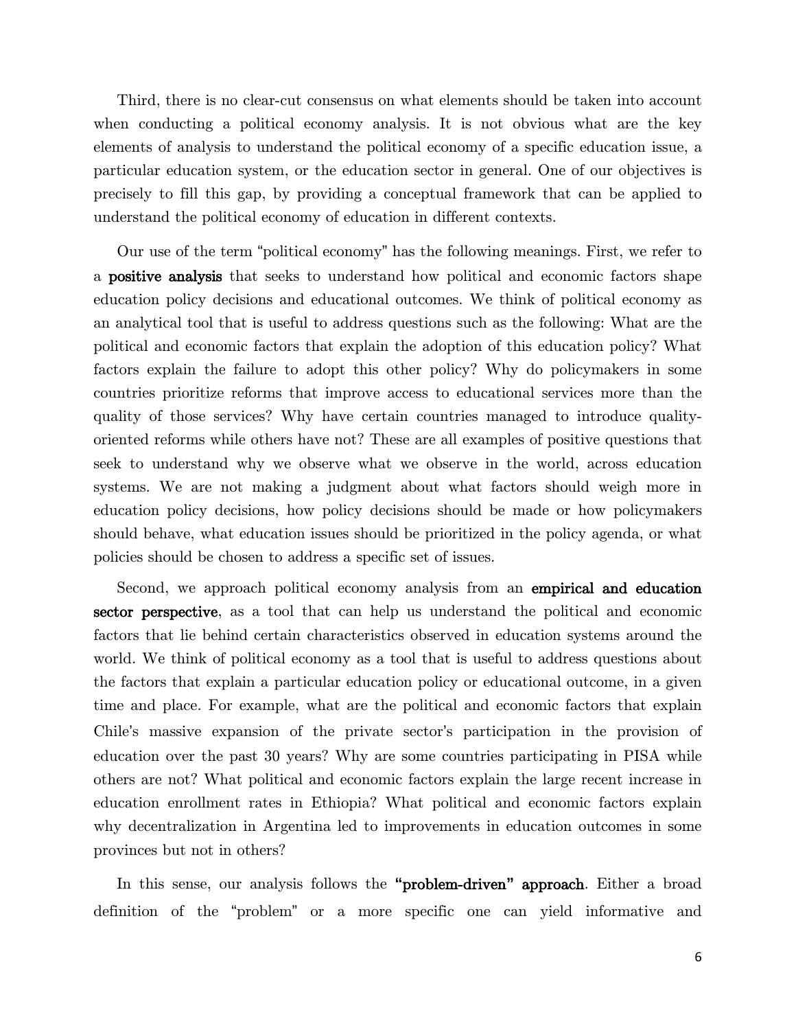Third, there is no clear-cut consensus on what elements should be taken into account when conducting a political economy analysis. It is not obvious what are the key elements of analysis to understand the political economy of a specific education issue, a particular education system, or the education sector in general. One of our objectives is precisely to fill this gap, by providing a conceptual framework that can be applied to understand the political economy of education in different contexts.

Our use of the term "political economy" has the following meanings. First, we refer to a **positive analysis** that seeks to understand how political and economic factors shape education policy decisions and educational outcomes. We think of political economy as an analytical tool that is useful to address questions such as the following: What are the political and economic factors that explain the adoption of this education policy? What factors explain the failure to adopt this other policy? Why do policymakers in some countries prioritize reforms that improve access to educational services more than the quality of those services? Why have certain countries managed to introduce quality-oriented reforms while others have not? These are all examples of positive questions that seek to understand why we observe what we observe in the world, across education systems. We are not making a judgment about what factors should weigh more in education policy decisions, how policy decisions should be made or how policymakers should behave, what education issues should be prioritized in the policy agenda, or what policies should be chosen to address a specific set of issues.

Second, we approach political economy analysis from an **empirical and education sector perspective**, as a tool that can help us understand the political and economic factors that lie behind certain characteristics observed in education systems around the world. We think of political economy as a tool that is useful to address questions about the factors that explain a particular education policy or educational outcome, in a given time and place. For example, what are the political and economic factors that explain Chile's massive expansion of the private sector's participation in the provision of education over the past 30 years? Why are some countries participating in PISA while others are not? What political and economic factors explain the large recent increase in education enrollment rates in Ethiopia? What political and economic factors explain why decentralization in Argentina led to improvements in education outcomes in some provinces but not in others?

In this sense, our analysis follows the **"problem-driven" approach**. Either a broad definition of the "problem" or a more specific one can yield informative and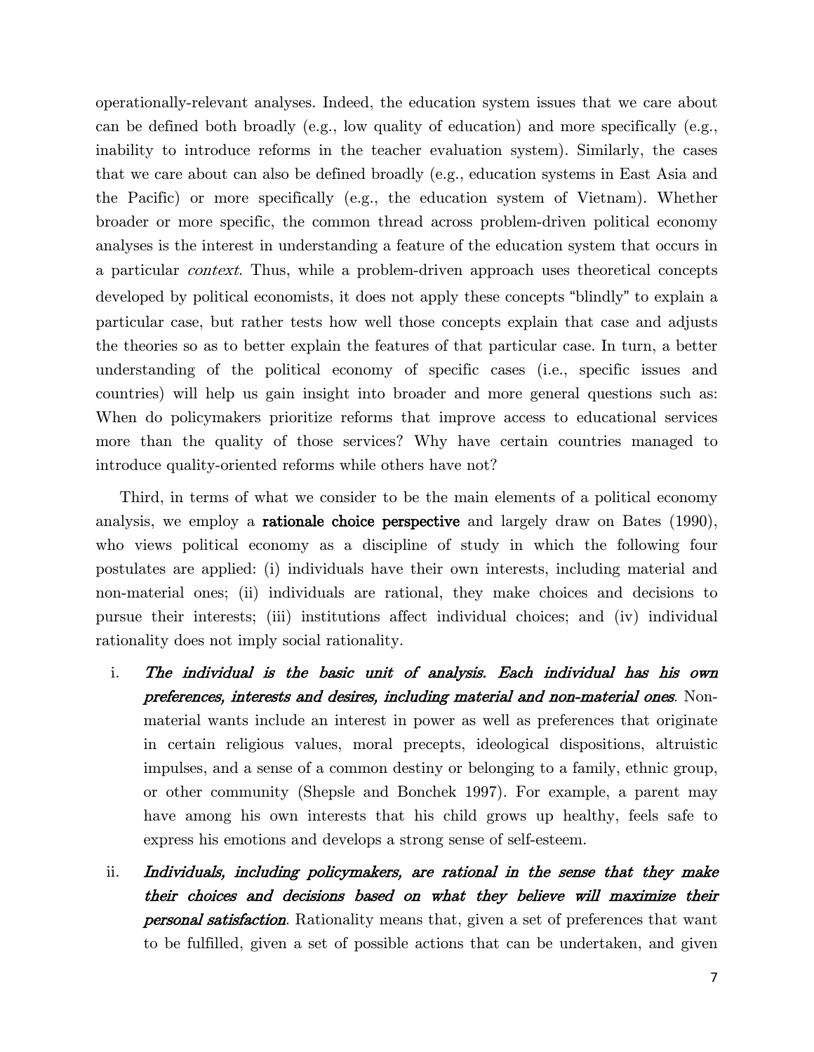operationally-relevant analyses. Indeed, the education system issues that we care about can be defined both broadly (e.g., low quality of education) and more specifically (e.g., inability to introduce reforms in the teacher evaluation system). Similarly, the cases that we care about can also be defined broadly (e.g., education systems in East Asia and the Pacific) or more specifically (e.g., the education system of Vietnam). Whether broader or more specific, the common thread across problem-driven political economy analyses is the interest in understanding a feature of the education system that occurs in a particular *context*. Thus, while a problem-driven approach uses theoretical concepts developed by political economists, it does not apply these concepts "blindly" to explain a particular case, but rather tests how well those concepts explain that case and adjusts the theories so as to better explain the features of that particular case. In turn, a better understanding of the political economy of specific cases (i.e., specific issues and countries) will help us gain insight into broader and more general questions such as: When do policymakers prioritize reforms that improve access to educational services more than the quality of those services? Why have certain countries managed to introduce quality-oriented reforms while others have not?

Third, in terms of what we consider to be the main elements of a political economy analysis, we employ a **rationale choice perspective** and largely draw on Bates (1990), who views political economy as a discipline of study in which the following four postulates are applied: (i) individuals have their own interests, including material and non-material ones; (ii) individuals are rational, they make choices and decisions to pursue their interests; (iii) institutions affect individual choices; and (iv) individual rationality does not imply social rationality.

i. ***The individual is the basic unit of analysis. Each individual has his own preferences, interests and desires, including material and non-material ones***. Non-material wants include an interest in power as well as preferences that originate in certain religious values, moral precepts, ideological dispositions, altruistic impulses, and a sense of a common destiny or belonging to a family, ethnic group, or other community (Shepsle and Bonchek 1997). For example, a parent may have among his own interests that his child grows up healthy, feels safe to express his emotions and develops a strong sense of self-esteem.

ii. ***Individuals, including policymakers, are rational in the sense that they make their choices and decisions based on what they believe will maximize their personal satisfaction***. Rationality means that, given a set of preferences that want to be fulfilled, given a set of possible actions that can be undertaken, and given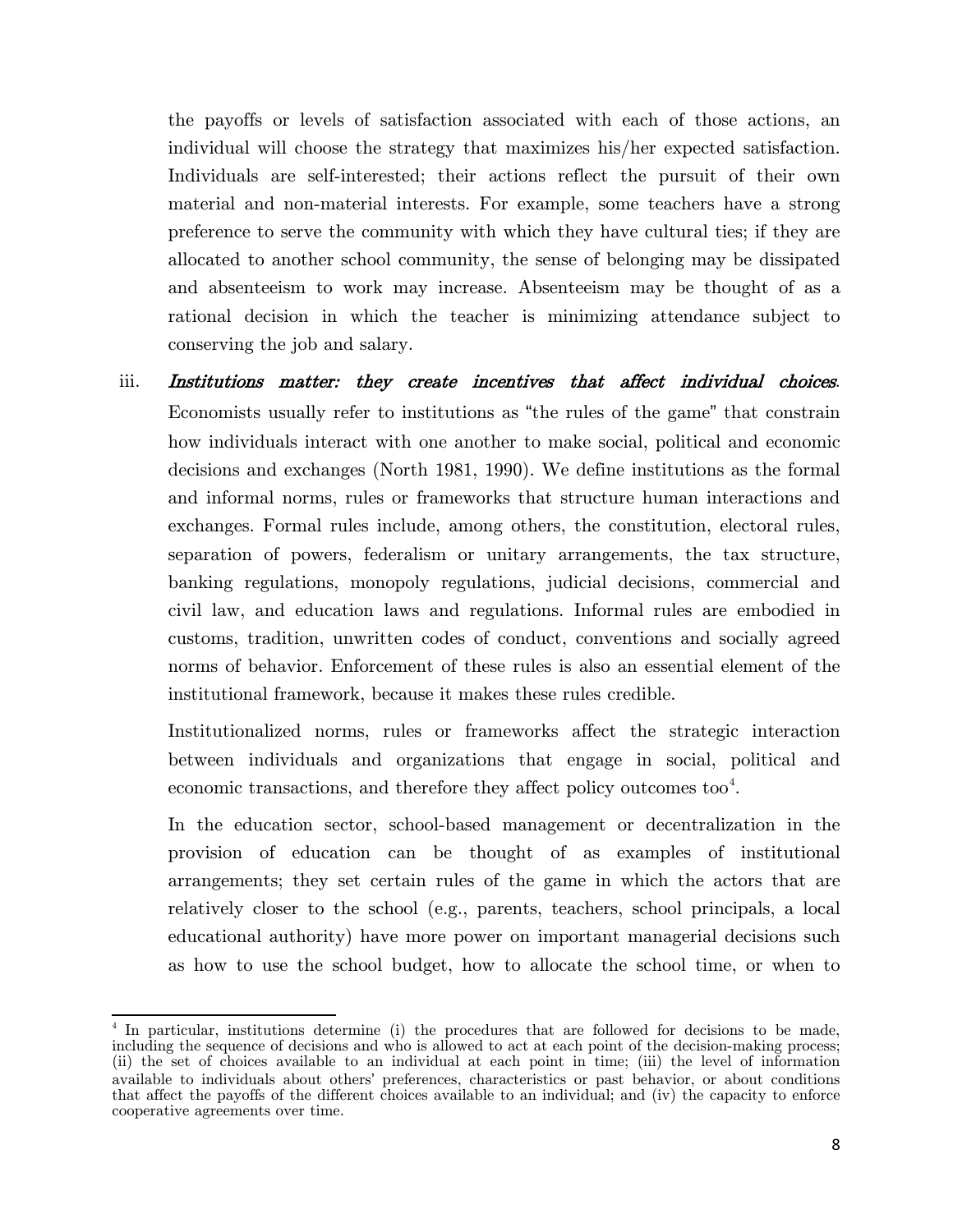the payoffs or levels of satisfaction associated with each of those actions, an individual will choose the strategy that maximizes his/her expected satisfaction. Individuals are self-interested; their actions reflect the pursuit of their own material and non-material interests. For example, some teachers have a strong preference to serve the community with which they have cultural ties; if they are allocated to another school community, the sense of belonging may be dissipated and absenteeism to work may increase. Absenteeism may be thought of as a rational decision in which the teacher is minimizing attendance subject to conserving the job and salary.

iii. *Institutions matter: they create incentives that affect individual choices*. Economists usually refer to institutions as "the rules of the game" that constrain how individuals interact with one another to make social, political and economic decisions and exchanges (North 1981, 1990). We define institutions as the formal and informal norms, rules or frameworks that structure human interactions and exchanges. Formal rules include, among others, the constitution, electoral rules, separation of powers, federalism or unitary arrangements, the tax structure, banking regulations, monopoly regulations, judicial decisions, commercial and civil law, and education laws and regulations. Informal rules are embodied in customs, tradition, unwritten codes of conduct, conventions and socially agreed norms of behavior. Enforcement of these rules is also an essential element of the institutional framework, because it makes these rules credible.

   Institutionalized norms, rules or frameworks affect the strategic interaction between individuals and organizations that engage in social, political and economic transactions, and therefore they affect policy outcomes too[4].

   In the education sector, school-based management or decentralization in the provision of education can be thought of as examples of institutional arrangements; they set certain rules of the game in which the actors that are relatively closer to the school (e.g., parents, teachers, school principals, a local educational authority) have more power on important managerial decisions such as how to use the school budget, how to allocate the school time, or when to

[4] In particular, institutions determine (i) the procedures that are followed for decisions to be made, including the sequence of decisions and who is allowed to act at each point of the decision-making process; (ii) the set of choices available to an individual at each point in time; (iii) the level of information available to individuals about others' preferences, characteristics or past behavior, or about conditions that affect the payoffs of the different choices available to an individual; and (iv) the capacity to enforce cooperative agreements over time.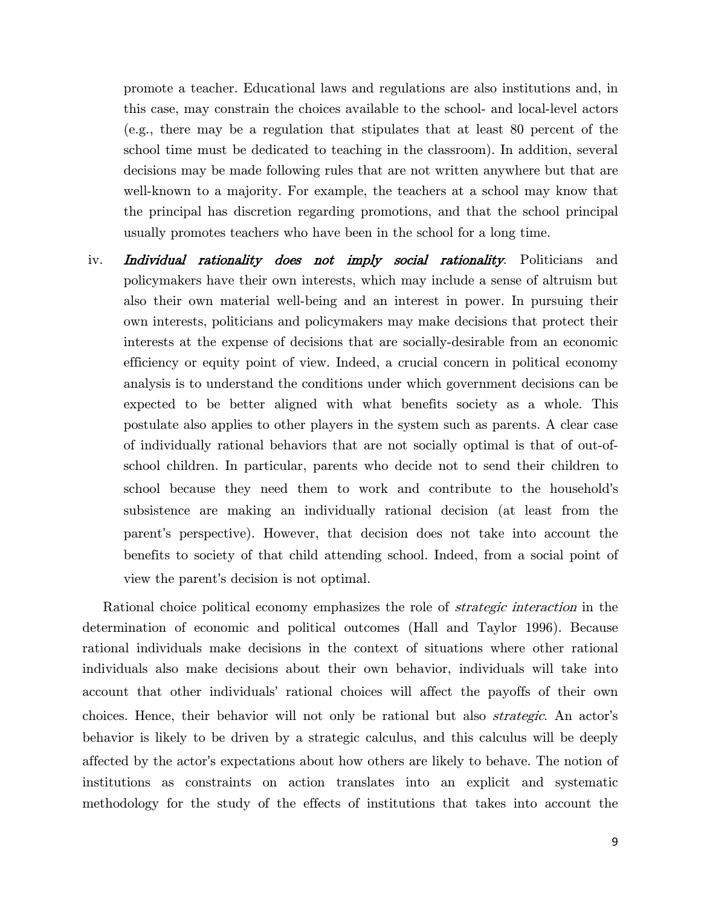promote a teacher. Educational laws and regulations are also institutions and, in this case, may constrain the choices available to the school- and local-level actors (e.g., there may be a regulation that stipulates that at least 80 percent of the school time must be dedicated to teaching in the classroom). In addition, several decisions may be made following rules that are not written anywhere but that are well-known to a majority. For example, the teachers at a school may know that the principal has discretion regarding promotions, and that the school principal usually promotes teachers who have been in the school for a long time.

iv. ***Individual rationality does not imply social rationality***. Politicians and policymakers have their own interests, which may include a sense of altruism but also their own material well-being and an interest in power. In pursuing their own interests, politicians and policymakers may make decisions that protect their interests at the expense of decisions that are socially-desirable from an economic efficiency or equity point of view. Indeed, a crucial concern in political economy analysis is to understand the conditions under which government decisions can be expected to be better aligned with what benefits society as a whole. This postulate also applies to other players in the system such as parents. A clear case of individually rational behaviors that are not socially optimal is that of out-of-school children. In particular, parents who decide not to send their children to school because they need them to work and contribute to the household's subsistence are making an individually rational decision (at least from the parent's perspective). However, that decision does not take into account the benefits to society of that child attending school. Indeed, from a social point of view the parent's decision is not optimal.

Rational choice political economy emphasizes the role of *strategic interaction* in the determination of economic and political outcomes (Hall and Taylor 1996). Because rational individuals make decisions in the context of situations where other rational individuals also make decisions about their own behavior, individuals will take into account that other individuals' rational choices will affect the payoffs of their own choices. Hence, their behavior will not only be rational but also *strategic*. An actor's behavior is likely to be driven by a strategic calculus, and this calculus will be deeply affected by the actor's expectations about how others are likely to behave. The notion of institutions as constraints on action translates into an explicit and systematic methodology for the study of the effects of institutions that takes into account the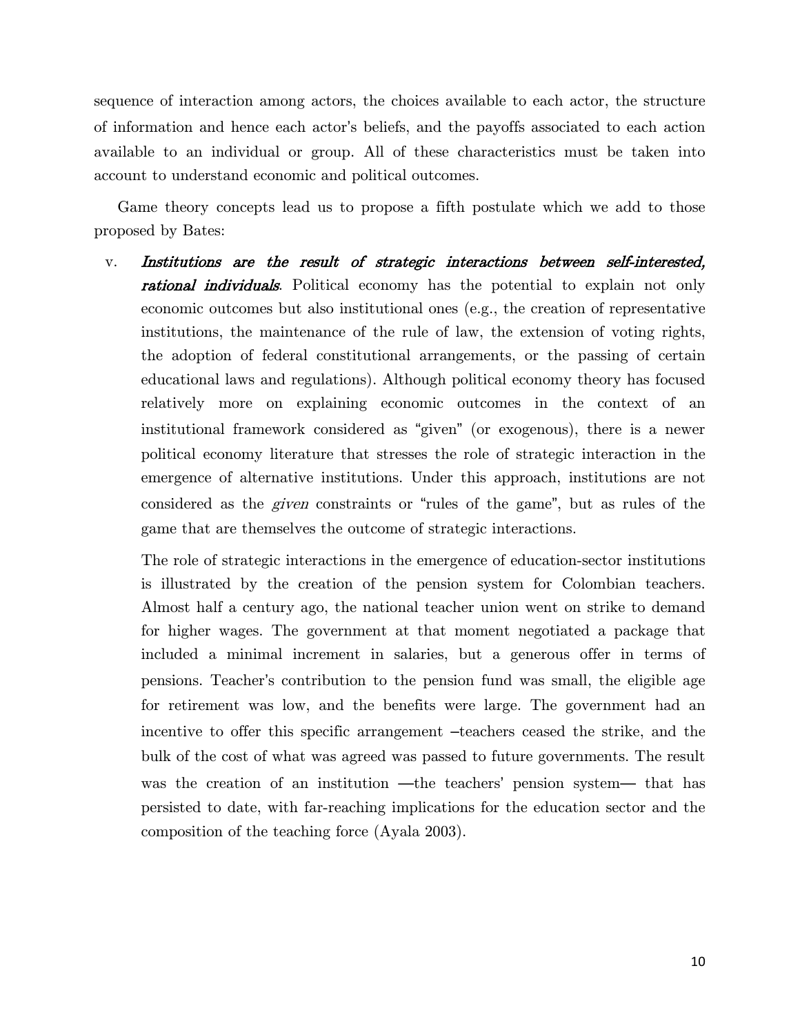sequence of interaction among actors, the choices available to each actor, the structure of information and hence each actor's beliefs, and the payoffs associated to each action available to an individual or group. All of these characteristics must be taken into account to understand economic and political outcomes.

Game theory concepts lead us to propose a fifth postulate which we add to those proposed by Bates:

v. ***Institutions are the result of strategic interactions between self-interested, rational individuals***. Political economy has the potential to explain not only economic outcomes but also institutional ones (e.g., the creation of representative institutions, the maintenance of the rule of law, the extension of voting rights, the adoption of federal constitutional arrangements, or the passing of certain educational laws and regulations). Although political economy theory has focused relatively more on explaining economic outcomes in the context of an institutional framework considered as "given" (or exogenous), there is a newer political economy literature that stresses the role of strategic interaction in the emergence of alternative institutions. Under this approach, institutions are not considered as the *given* constraints or "rules of the game", but as rules of the game that are themselves the outcome of strategic interactions.

   The role of strategic interactions in the emergence of education-sector institutions is illustrated by the creation of the pension system for Colombian teachers. Almost half a century ago, the national teacher union went on strike to demand for higher wages. The government at that moment negotiated a package that included a minimal increment in salaries, but a generous offer in terms of pensions. Teacher's contribution to the pension fund was small, the eligible age for retirement was low, and the benefits were large. The government had an incentive to offer this specific arrangement –teachers ceased the strike, and the bulk of the cost of what was agreed was passed to future governments. The result was the creation of an institution —the teachers' pension system— that has persisted to date, with far-reaching implications for the education sector and the composition of the teaching force (Ayala 2003).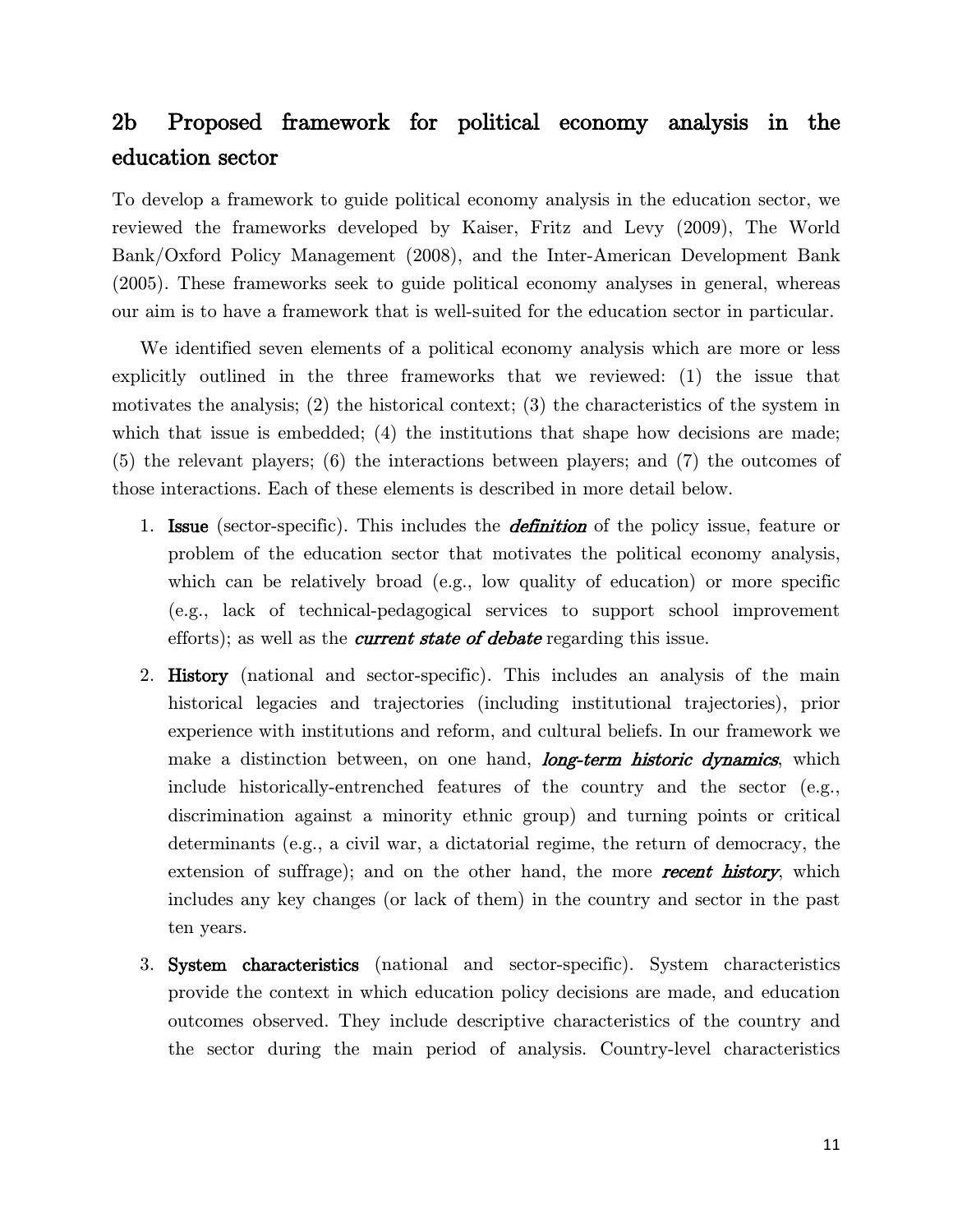## 2b Proposed framework for political economy analysis in the education sector

To develop a framework to guide political economy analysis in the education sector, we reviewed the frameworks developed by Kaiser, Fritz and Levy (2009), The World Bank/Oxford Policy Management (2008), and the Inter-American Development Bank (2005). These frameworks seek to guide political economy analyses in general, whereas our aim is to have a framework that is well-suited for the education sector in particular.

We identified seven elements of a political economy analysis which are more or less explicitly outlined in the three frameworks that we reviewed: (1) the issue that motivates the analysis; (2) the historical context; (3) the characteristics of the system in which that issue is embedded; (4) the institutions that shape how decisions are made; (5) the relevant players; (6) the interactions between players; and (7) the outcomes of those interactions. Each of these elements is described in more detail below.

1. **Issue** (sector-specific). This includes the ***definition*** of the policy issue, feature or problem of the education sector that motivates the political economy analysis, which can be relatively broad (e.g., low quality of education) or more specific (e.g., lack of technical-pedagogical services to support school improvement efforts); as well as the ***current state of debate*** regarding this issue.
2. **History** (national and sector-specific). This includes an analysis of the main historical legacies and trajectories (including institutional trajectories), prior experience with institutions and reform, and cultural beliefs. In our framework we make a distinction between, on one hand, ***long-term historic dynamics***, which include historically-entrenched features of the country and the sector (e.g., discrimination against a minority ethnic group) and turning points or critical determinants (e.g., a civil war, a dictatorial regime, the return of democracy, the extension of suffrage); and on the other hand, the more ***recent history***, which includes any key changes (or lack of them) in the country and sector in the past ten years.
3. **System characteristics** (national and sector-specific). System characteristics provide the context in which education policy decisions are made, and education outcomes observed. They include descriptive characteristics of the country and the sector during the main period of analysis. Country-level characteristics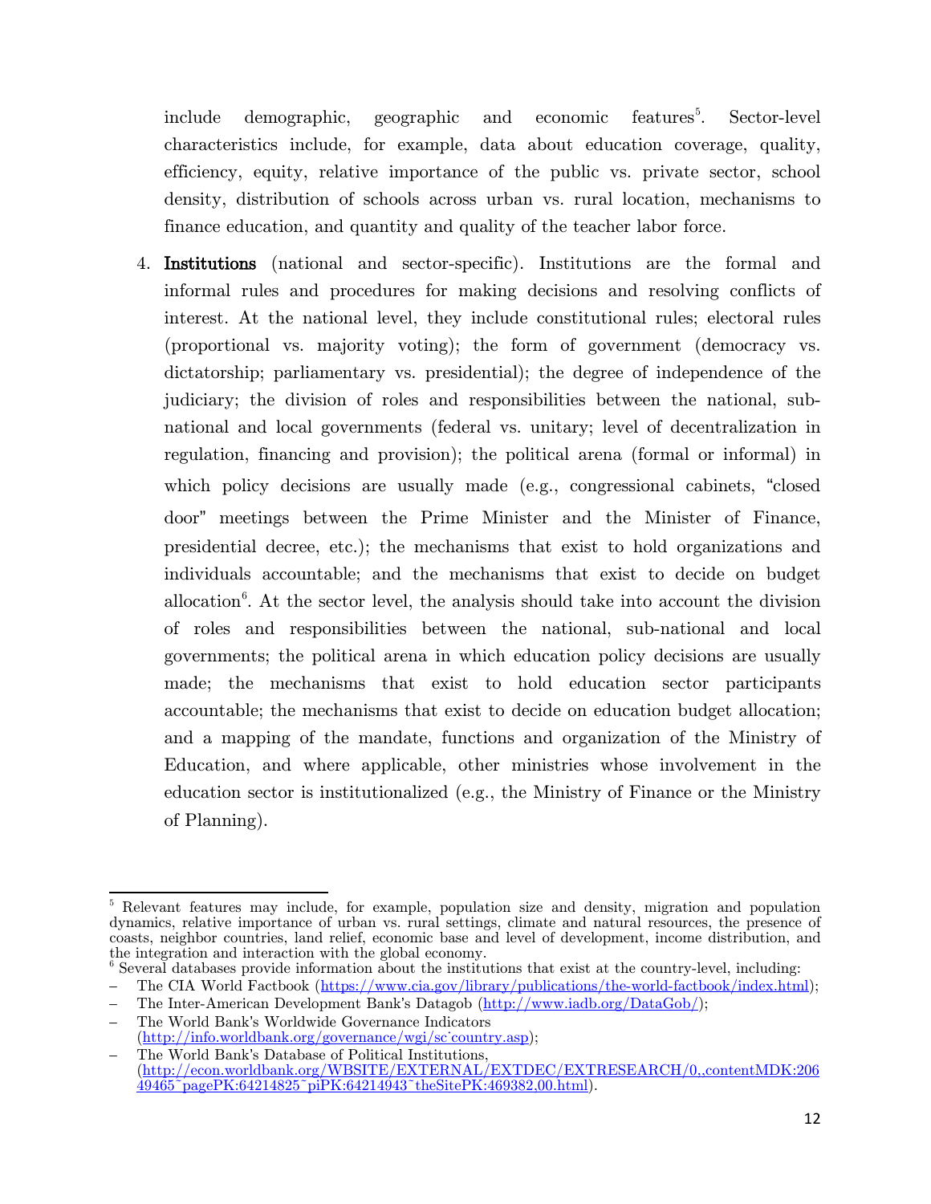include demographic, geographic and economic features[5]. Sector-level characteristics include, for example, data about education coverage, quality, efficiency, equity, relative importance of the public vs. private sector, school density, distribution of schools across urban vs. rural location, mechanisms to finance education, and quantity and quality of the teacher labor force.

4. **Institutions** (national and sector-specific). Institutions are the formal and informal rules and procedures for making decisions and resolving conflicts of interest. At the national level, they include constitutional rules; electoral rules (proportional vs. majority voting); the form of government (democracy vs. dictatorship; parliamentary vs. presidential); the degree of independence of the judiciary; the division of roles and responsibilities between the national, sub-national and local governments (federal vs. unitary; level of decentralization in regulation, financing and provision); the political arena (formal or informal) in which policy decisions are usually made (e.g., congressional cabinets, "closed door" meetings between the Prime Minister and the Minister of Finance, presidential decree, etc.); the mechanisms that exist to hold organizations and individuals accountable; and the mechanisms that exist to decide on budget allocation[6]. At the sector level, the analysis should take into account the division of roles and responsibilities between the national, sub-national and local governments; the political arena in which education policy decisions are usually made; the mechanisms that exist to hold education sector participants accountable; the mechanisms that exist to decide on education budget allocation; and a mapping of the mandate, functions and organization of the Ministry of Education, and where applicable, other ministries whose involvement in the education sector is institutionalized (e.g., the Ministry of Finance or the Ministry of Planning).

---

[5] Relevant features may include, for example, population size and density, migration and population dynamics, relative importance of urban vs. rural settings, climate and natural resources, the presence of coasts, neighbor countries, land relief, economic base and level of development, income distribution, and the integration and interaction with the global economy.

[6] Several databases provide information about the institutions that exist at the country-level, including:

- The CIA World Factbook (https://www.cia.gov/library/publications/the-world-factbook/index.html);
- The Inter-American Development Bank's Datagob (http://www.iadb.org/DataGob/);
- The World Bank's Worldwide Governance Indicators (http://info.worldbank.org/governance/wgi/sc_country.asp);
- The World Bank's Database of Political Institutions, (http://econ.worldbank.org/WBSITE/EXTERNAL/EXTDEC/EXTRESEARCH/0,,contentMDK:20649465~pagePK:64214825~piPK:64214943~theSitePK:469382,00.html).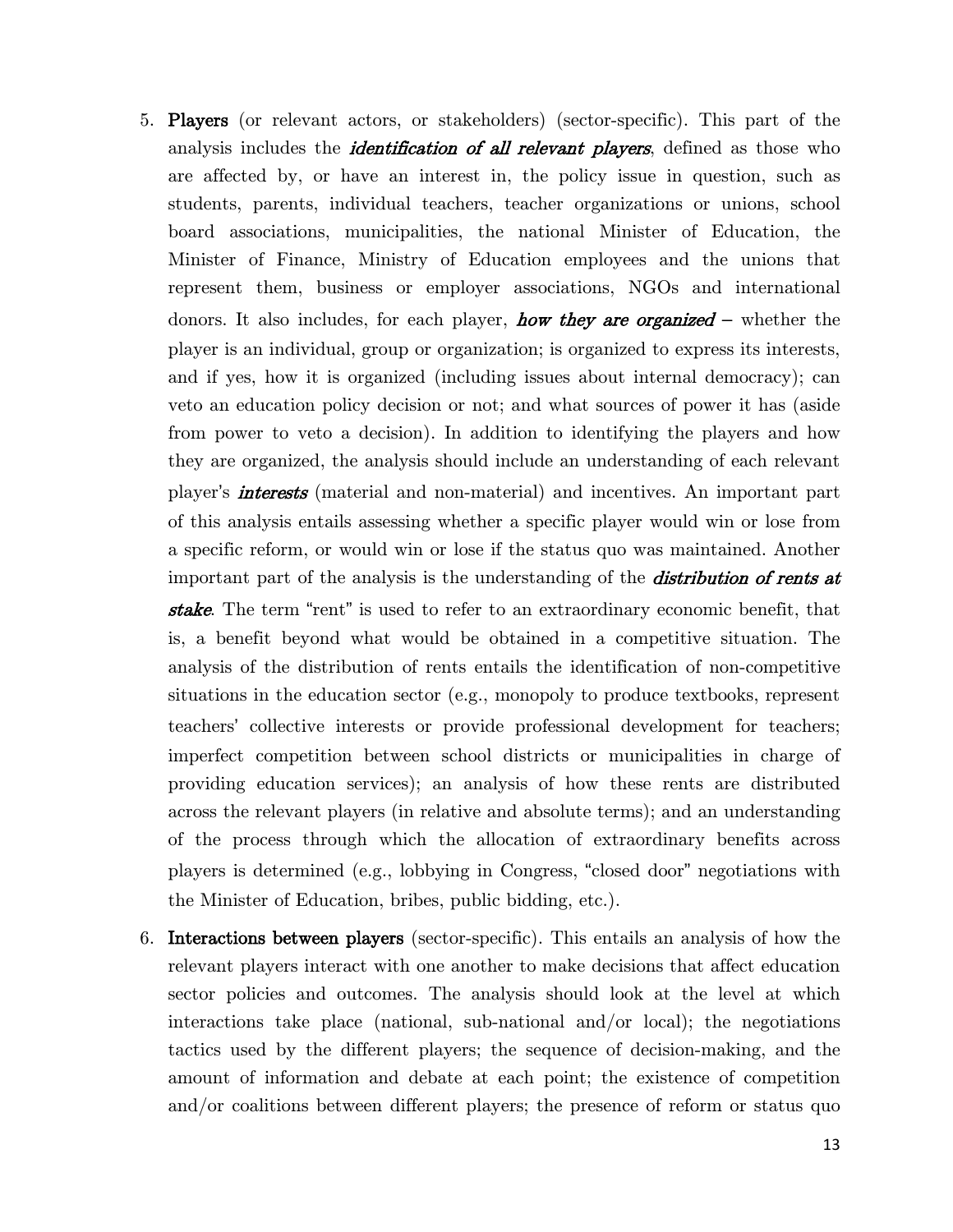5. **Players** (or relevant actors, or stakeholders) (sector-specific). This part of the analysis includes the ***identification of all relevant players***, defined as those who are affected by, or have an interest in, the policy issue in question, such as students, parents, individual teachers, teacher organizations or unions, school board associations, municipalities, the national Minister of Education, the Minister of Finance, Ministry of Education employees and the unions that represent them, business or employer associations, NGOs and international donors. It also includes, for each player, ***how they are organized*** – whether the player is an individual, group or organization; is organized to express its interests, and if yes, how it is organized (including issues about internal democracy); can veto an education policy decision or not; and what sources of power it has (aside from power to veto a decision). In addition to identifying the players and how they are organized, the analysis should include an understanding of each relevant player's ***interests*** (material and non-material) and incentives. An important part of this analysis entails assessing whether a specific player would win or lose from a specific reform, or would win or lose if the status quo was maintained. Another important part of the analysis is the understanding of the ***distribution of rents at stake***. The term "rent" is used to refer to an extraordinary economic benefit, that is, a benefit beyond what would be obtained in a competitive situation. The analysis of the distribution of rents entails the identification of non-competitive situations in the education sector (e.g., monopoly to produce textbooks, represent teachers' collective interests or provide professional development for teachers; imperfect competition between school districts or municipalities in charge of providing education services); an analysis of how these rents are distributed across the relevant players (in relative and absolute terms); and an understanding of the process through which the allocation of extraordinary benefits across players is determined (e.g., lobbying in Congress, "closed door" negotiations with the Minister of Education, bribes, public bidding, etc.).

6. **Interactions between players** (sector-specific). This entails an analysis of how the relevant players interact with one another to make decisions that affect education sector policies and outcomes. The analysis should look at the level at which interactions take place (national, sub-national and/or local); the negotiations tactics used by the different players; the sequence of decision-making, and the amount of information and debate at each point; the existence of competition and/or coalitions between different players; the presence of reform or status quo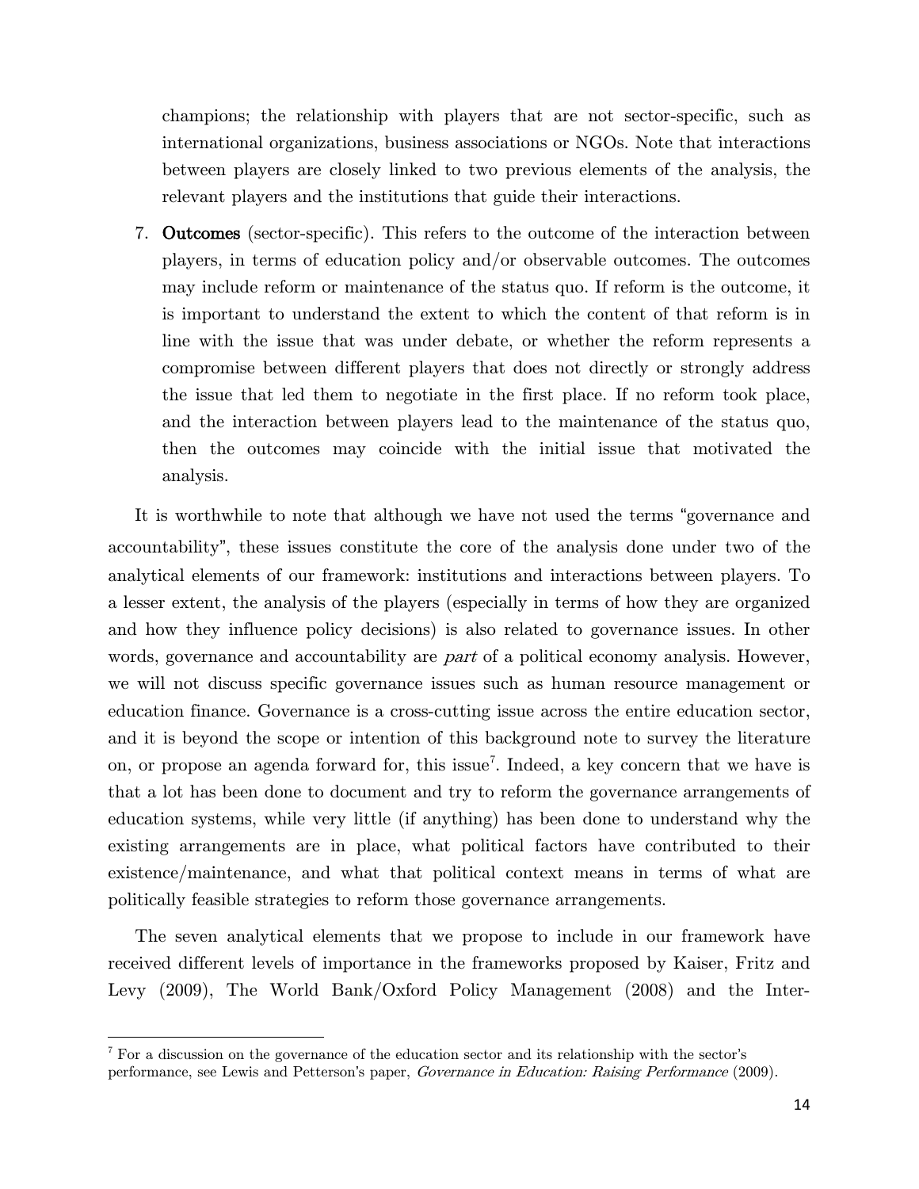champions; the relationship with players that are not sector-specific, such as international organizations, business associations or NGOs. Note that interactions between players are closely linked to two previous elements of the analysis, the relevant players and the institutions that guide their interactions.

7. **Outcomes** (sector-specific). This refers to the outcome of the interaction between players, in terms of education policy and/or observable outcomes. The outcomes may include reform or maintenance of the status quo. If reform is the outcome, it is important to understand the extent to which the content of that reform is in line with the issue that was under debate, or whether the reform represents a compromise between different players that does not directly or strongly address the issue that led them to negotiate in the first place. If no reform took place, and the interaction between players lead to the maintenance of the status quo, then the outcomes may coincide with the initial issue that motivated the analysis.

It is worthwhile to note that although we have not used the terms "governance and accountability", these issues constitute the core of the analysis done under two of the analytical elements of our framework: institutions and interactions between players. To a lesser extent, the analysis of the players (especially in terms of how they are organized and how they influence policy decisions) is also related to governance issues. In other words, governance and accountability are *part* of a political economy analysis. However, we will not discuss specific governance issues such as human resource management or education finance. Governance is a cross-cutting issue across the entire education sector, and it is beyond the scope or intention of this background note to survey the literature on, or propose an agenda forward for, this issue[7]. Indeed, a key concern that we have is that a lot has been done to document and try to reform the governance arrangements of education systems, while very little (if anything) has been done to understand why the existing arrangements are in place, what political factors have contributed to their existence/maintenance, and what that political context means in terms of what are politically feasible strategies to reform those governance arrangements.

The seven analytical elements that we propose to include in our framework have received different levels of importance in the frameworks proposed by Kaiser, Fritz and Levy (2009), The World Bank/Oxford Policy Management (2008) and the Inter-

[7] For a discussion on the governance of the education sector and its relationship with the sector's performance, see Lewis and Petterson's paper, *Governance in Education: Raising Performance* (2009).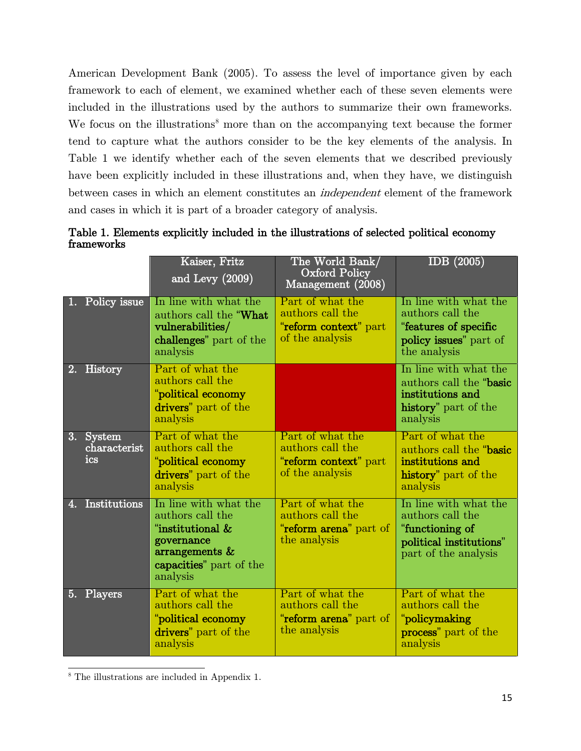American Development Bank (2005). To assess the level of importance given by each framework to each of element, we examined whether each of these seven elements were included in the illustrations used by the authors to summarize their own frameworks. We focus on the illustrations[8] more than on the accompanying text because the former tend to capture what the authors consider to be the key elements of the analysis. In Table 1 we identify whether each of the seven elements that we described previously have been explicitly included in these illustrations and, when they have, we distinguish between cases in which an element constitutes an *independent* element of the framework and cases in which it is part of a broader category of analysis.

**Table 1. Elements explicitly included in the illustrations of selected political economy frameworks**

| | Kaiser, Fritz and Levy (2009) | The World Bank/ Oxford Policy Management (2008) | IDB (2005) |
|---|---|---|---|
| **1. Policy issue** | In line with what the authors call the "**What vulnerabilities/ challenges**" part of the analysis | Part of what the authors call the "**reform context**" part of the analysis | In line with what the authors call the "**features of specific policy issues**" part of the analysis |
| **2. History** | Part of what the authors call the "**political economy drivers**" part of the analysis | | In line with what the authors call the "**basic institutions and history**" part of the analysis |
| **3. System characteristics** | Part of what the authors call the "**political economy drivers**" part of the analysis | Part of what the authors call the "**reform context**" part of the analysis | Part of what the authors call the "**basic institutions and history**" part of the analysis |
| **4. Institutions** | In line with what the authors call the "**institutional & governance arrangements & capacities**" part of the analysis | Part of what the authors call the "**reform arena**" part of the analysis | In line with what the authors call the "**functioning of political institutions**" part of the analysis |
| **5. Players** | Part of what the authors call the "**political economy drivers**" part of the analysis | Part of what the authors call the "**reform arena**" part of the analysis | Part of what the authors call the "**policymaking process**" part of the analysis |

[8] The illustrations are included in Appendix 1.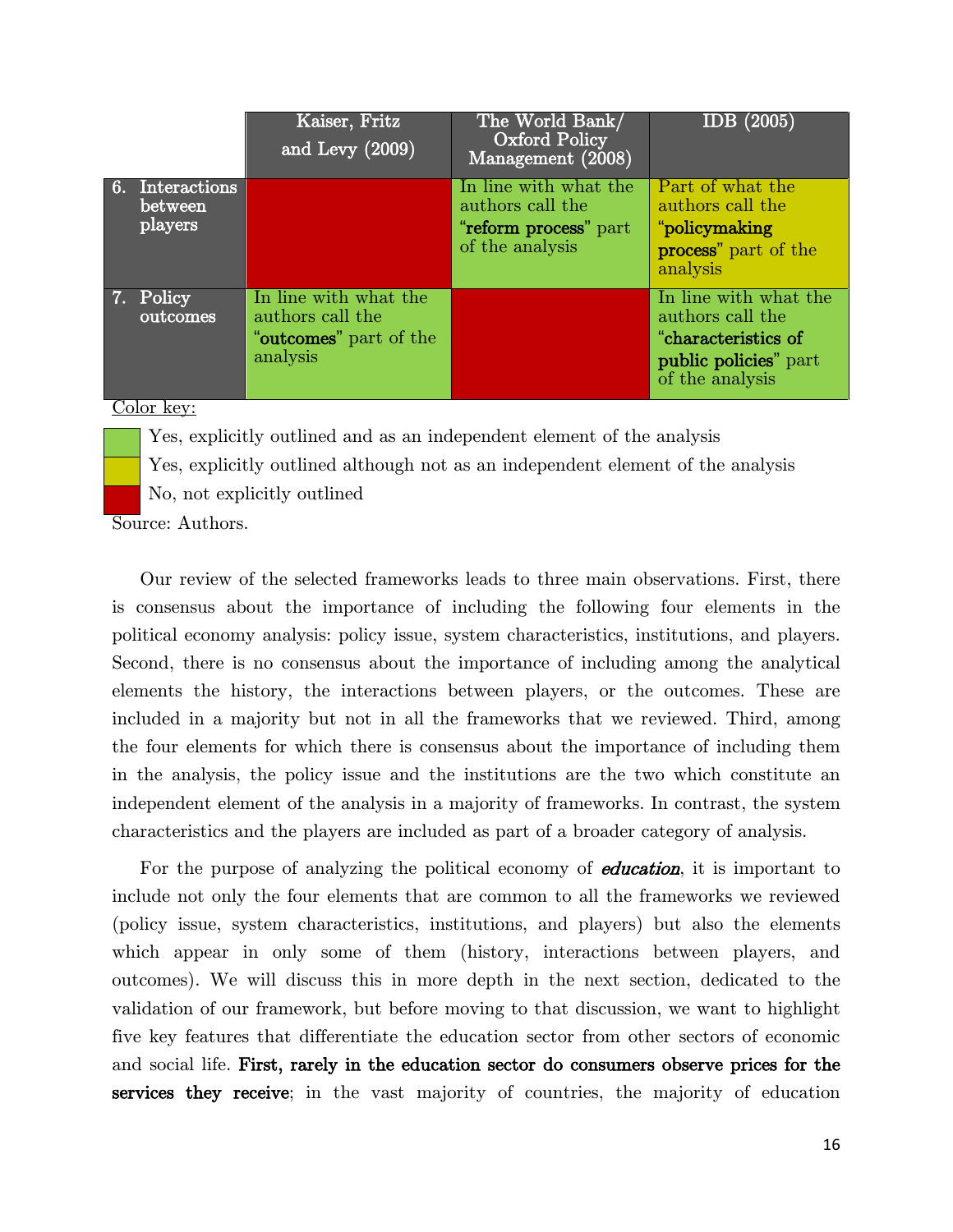| | Kaiser, Fritz and Levy (2009) | The World Bank/ Oxford Policy Management (2008) | IDB (2005) |
|---|---|---|---|
| 6. Interactions between players | | In line with what the authors call the "**reform process**" part of the analysis | Part of what the authors call the "**policymaking process**" part of the analysis |
| 7. Policy outcomes | In line with what the authors call the "**outcomes**" part of the analysis | | In line with what the authors call the "**characteristics of public policies**" part of the analysis |

Color key:

- (green) Yes, explicitly outlined and as an independent element of the analysis
- (yellow) Yes, explicitly outlined although not as an independent element of the analysis
- (red) No, not explicitly outlined

Source: Authors.

Cell colors in the table above: Kaiser, Fritz and Levy (2009) – row 6 red, row 7 green; The World Bank/Oxford Policy Management (2008) – row 6 green, row 7 red; IDB (2005) – row 6 yellow, row 7 green.

Our review of the selected frameworks leads to three main observations. First, there is consensus about the importance of including the following four elements in the political economy analysis: policy issue, system characteristics, institutions, and players. Second, there is no consensus about the importance of including among the analytical elements the history, the interactions between players, or the outcomes. These are included in a majority but not in all the frameworks that we reviewed. Third, among the four elements for which there is consensus about the importance of including them in the analysis, the policy issue and the institutions are the two which constitute an independent element of the analysis in a majority of frameworks. In contrast, the system characteristics and the players are included as part of a broader category of analysis.

For the purpose of analyzing the political economy of ***education***, it is important to include not only the four elements that are common to all the frameworks we reviewed (policy issue, system characteristics, institutions, and players) but also the elements which appear in only some of them (history, interactions between players, and outcomes). We will discuss this in more depth in the next section, dedicated to the validation of our framework, but before moving to that discussion, we want to highlight five key features that differentiate the education sector from other sectors of economic and social life. **First, rarely in the education sector do consumers observe prices for the services they receive**; in the vast majority of countries, the majority of education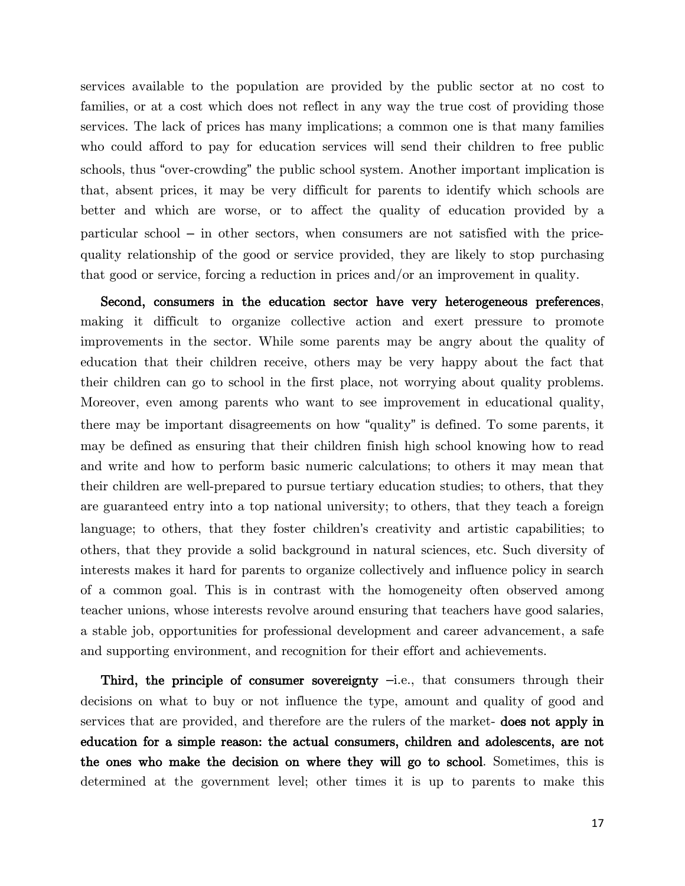services available to the population are provided by the public sector at no cost to families, or at a cost which does not reflect in any way the true cost of providing those services. The lack of prices has many implications; a common one is that many families who could afford to pay for education services will send their children to free public schools, thus "over-crowding" the public school system. Another important implication is that, absent prices, it may be very difficult for parents to identify which schools are better and which are worse, or to affect the quality of education provided by a particular school – in other sectors, when consumers are not satisfied with the price-quality relationship of the good or service provided, they are likely to stop purchasing that good or service, forcing a reduction in prices and/or an improvement in quality.

**Second, consumers in the education sector have very heterogeneous preferences**, making it difficult to organize collective action and exert pressure to promote improvements in the sector. While some parents may be angry about the quality of education that their children receive, others may be very happy about the fact that their children can go to school in the first place, not worrying about quality problems. Moreover, even among parents who want to see improvement in educational quality, there may be important disagreements on how "quality" is defined. To some parents, it may be defined as ensuring that their children finish high school knowing how to read and write and how to perform basic numeric calculations; to others it may mean that their children are well-prepared to pursue tertiary education studies; to others, that they are guaranteed entry into a top national university; to others, that they teach a foreign language; to others, that they foster children's creativity and artistic capabilities; to others, that they provide a solid background in natural sciences, etc. Such diversity of interests makes it hard for parents to organize collectively and influence policy in search of a common goal. This is in contrast with the homogeneity often observed among teacher unions, whose interests revolve around ensuring that teachers have good salaries, a stable job, opportunities for professional development and career advancement, a safe and supporting environment, and recognition for their effort and achievements.

**Third, the principle of consumer sovereignty** –i.e., that consumers through their decisions on what to buy or not influence the type, amount and quality of good and services that are provided, and therefore are the rulers of the market- **does not apply in education for a simple reason: the actual consumers, children and adolescents, are not the ones who make the decision on where they will go to school**. Sometimes, this is determined at the government level; other times it is up to parents to make this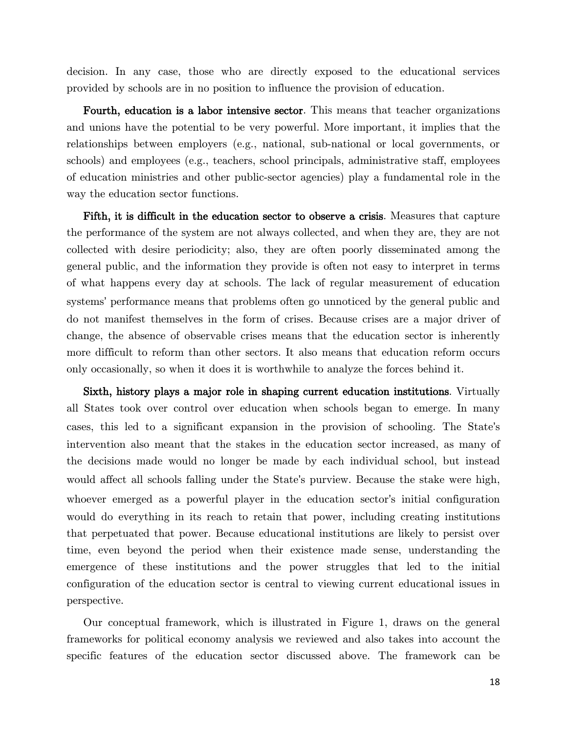decision. In any case, those who are directly exposed to the educational services provided by schools are in no position to influence the provision of education.

**Fourth, education is a labor intensive sector**. This means that teacher organizations and unions have the potential to be very powerful. More important, it implies that the relationships between employers (e.g., national, sub-national or local governments, or schools) and employees (e.g., teachers, school principals, administrative staff, employees of education ministries and other public-sector agencies) play a fundamental role in the way the education sector functions.

**Fifth, it is difficult in the education sector to observe a crisis**. Measures that capture the performance of the system are not always collected, and when they are, they are not collected with desire periodicity; also, they are often poorly disseminated among the general public, and the information they provide is often not easy to interpret in terms of what happens every day at schools. The lack of regular measurement of education systems' performance means that problems often go unnoticed by the general public and do not manifest themselves in the form of crises. Because crises are a major driver of change, the absence of observable crises means that the education sector is inherently more difficult to reform than other sectors. It also means that education reform occurs only occasionally, so when it does it is worthwhile to analyze the forces behind it.

**Sixth, history plays a major role in shaping current education institutions**. Virtually all States took over control over education when schools began to emerge. In many cases, this led to a significant expansion in the provision of schooling. The State's intervention also meant that the stakes in the education sector increased, as many of the decisions made would no longer be made by each individual school, but instead would affect all schools falling under the State's purview. Because the stake were high, whoever emerged as a powerful player in the education sector's initial configuration would do everything in its reach to retain that power, including creating institutions that perpetuated that power. Because educational institutions are likely to persist over time, even beyond the period when their existence made sense, understanding the emergence of these institutions and the power struggles that led to the initial configuration of the education sector is central to viewing current educational issues in perspective.

Our conceptual framework, which is illustrated in Figure 1, draws on the general frameworks for political economy analysis we reviewed and also takes into account the specific features of the education sector discussed above. The framework can be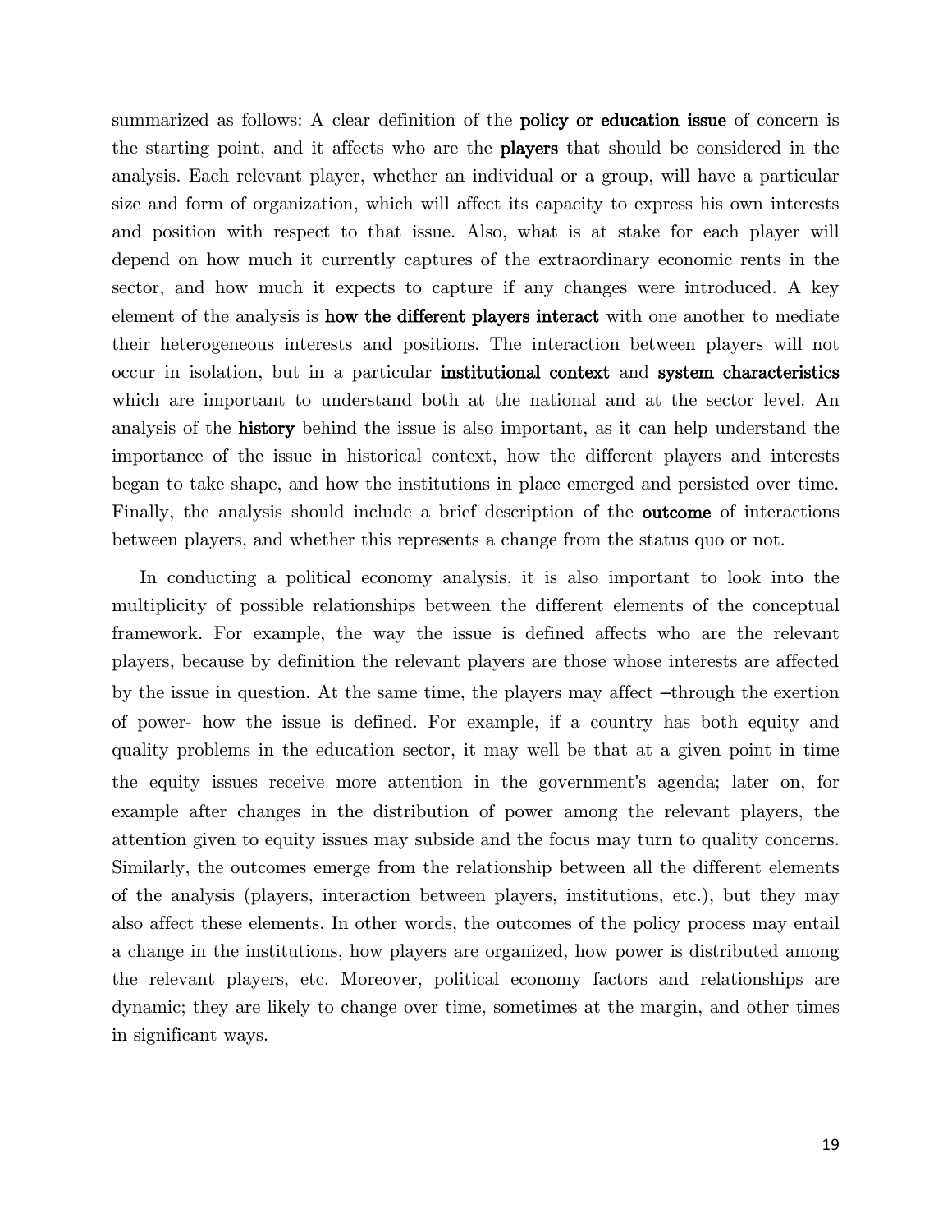summarized as follows: A clear definition of the **policy or education issue** of concern is the starting point, and it affects who are the **players** that should be considered in the analysis. Each relevant player, whether an individual or a group, will have a particular size and form of organization, which will affect its capacity to express his own interests and position with respect to that issue. Also, what is at stake for each player will depend on how much it currently captures of the extraordinary economic rents in the sector, and how much it expects to capture if any changes were introduced. A key element of the analysis is **how the different players interact** with one another to mediate their heterogeneous interests and positions. The interaction between players will not occur in isolation, but in a particular **institutional context** and **system characteristics** which are important to understand both at the national and at the sector level. An analysis of the **history** behind the issue is also important, as it can help understand the importance of the issue in historical context, how the different players and interests began to take shape, and how the institutions in place emerged and persisted over time. Finally, the analysis should include a brief description of the **outcome** of interactions between players, and whether this represents a change from the status quo or not.

In conducting a political economy analysis, it is also important to look into the multiplicity of possible relationships between the different elements of the conceptual framework. For example, the way the issue is defined affects who are the relevant players, because by definition the relevant players are those whose interests are affected by the issue in question. At the same time, the players may affect –through the exertion of power- how the issue is defined. For example, if a country has both equity and quality problems in the education sector, it may well be that at a given point in time the equity issues receive more attention in the government's agenda; later on, for example after changes in the distribution of power among the relevant players, the attention given to equity issues may subside and the focus may turn to quality concerns. Similarly, the outcomes emerge from the relationship between all the different elements of the analysis (players, interaction between players, institutions, etc.), but they may also affect these elements. In other words, the outcomes of the policy process may entail a change in the institutions, how players are organized, how power is distributed among the relevant players, etc. Moreover, political economy factors and relationships are dynamic; they are likely to change over time, sometimes at the margin, and other times in significant ways.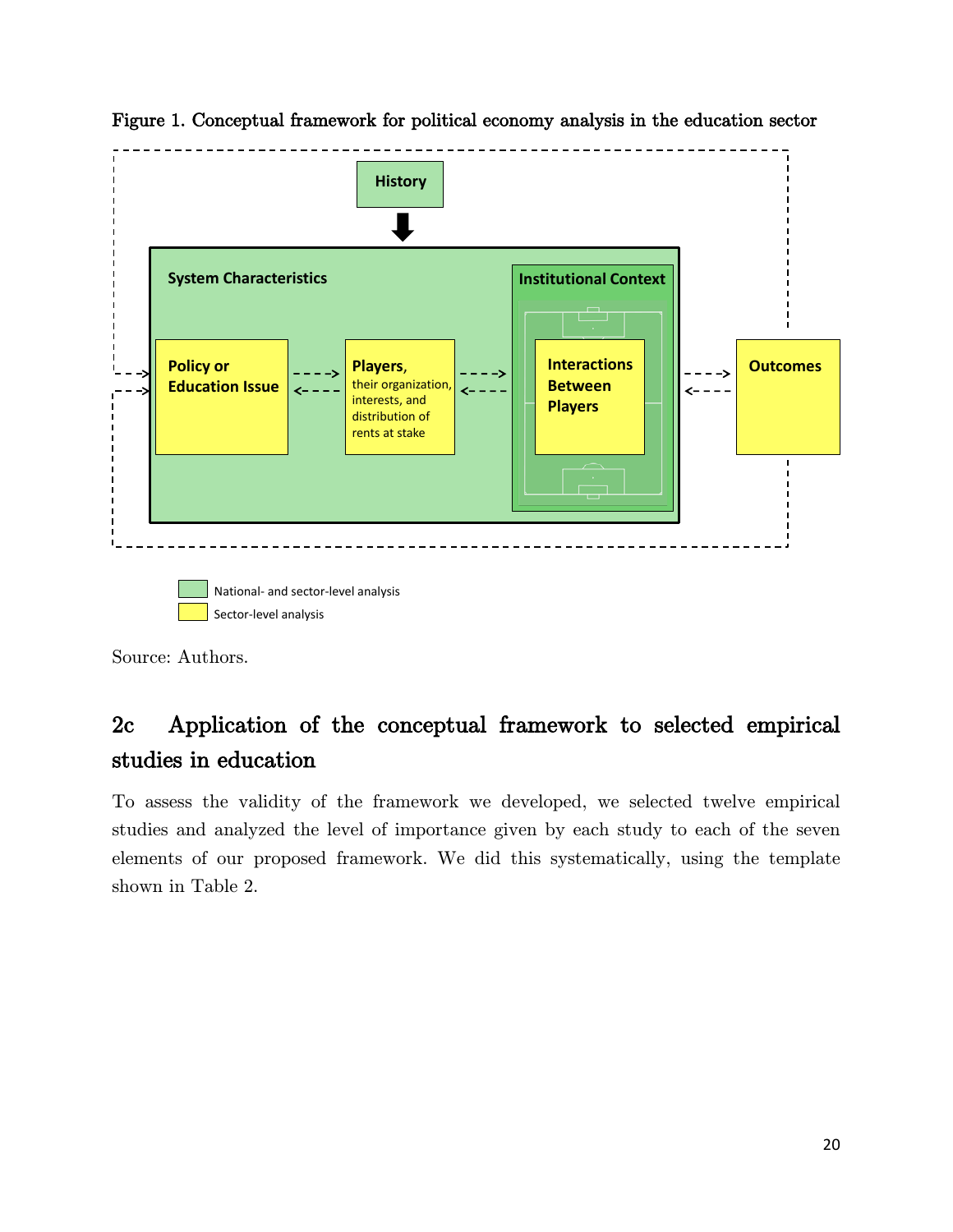Figure 1. Conceptual framework for political economy analysis in the education sector

History

System Characteristics

Institutional Context

Policy or Education Issue

Players, their organization, interests, and distribution of rents at stake

Interactions Between Players

Outcomes

National- and sector-level analysis

Sector-level analysis

Source: Authors.

## 2c Application of the conceptual framework to selected empirical studies in education

To assess the validity of the framework we developed, we selected twelve empirical studies and analyzed the level of importance given by each study to each of the seven elements of our proposed framework. We did this systematically, using the template shown in Table 2.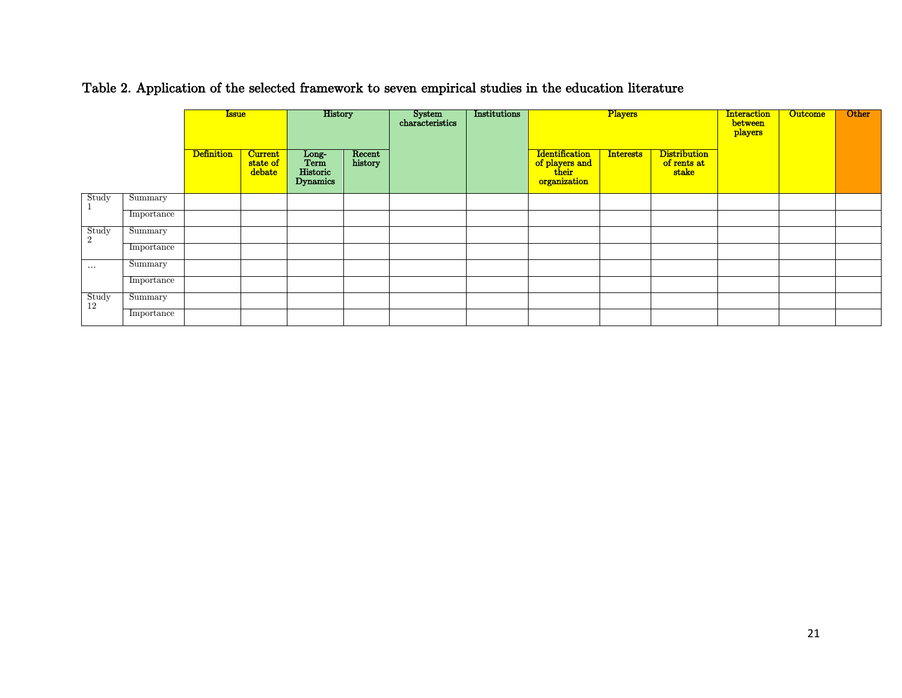Table 2. Application of the selected framework to seven empirical studies in the education literature

| | | Issue | | History | | System characteristics | Institutions | Players | | | Interaction between players | Outcome | Other |
|---|---|---|---|---|---|---|---|---|---|---|---|---|---|
| | | Definition | Current state of debate | Long-Term Historic Dynamics | Recent history | | | Identification of players and their organization | Interests | Distribution of rents at stake | | | |
| Study 1 | Summary | | | | | | | | | | | | |
| | Importance | | | | | | | | | | | | |
| Study 2 | Summary | | | | | | | | | | | | |
| | Importance | | | | | | | | | | | | |
| … | Summary | | | | | | | | | | | | |
| | Importance | | | | | | | | | | | | |
| Study 12 | Summary | | | | | | | | | | | | |
| | Importance | | | | | | | | | | | | |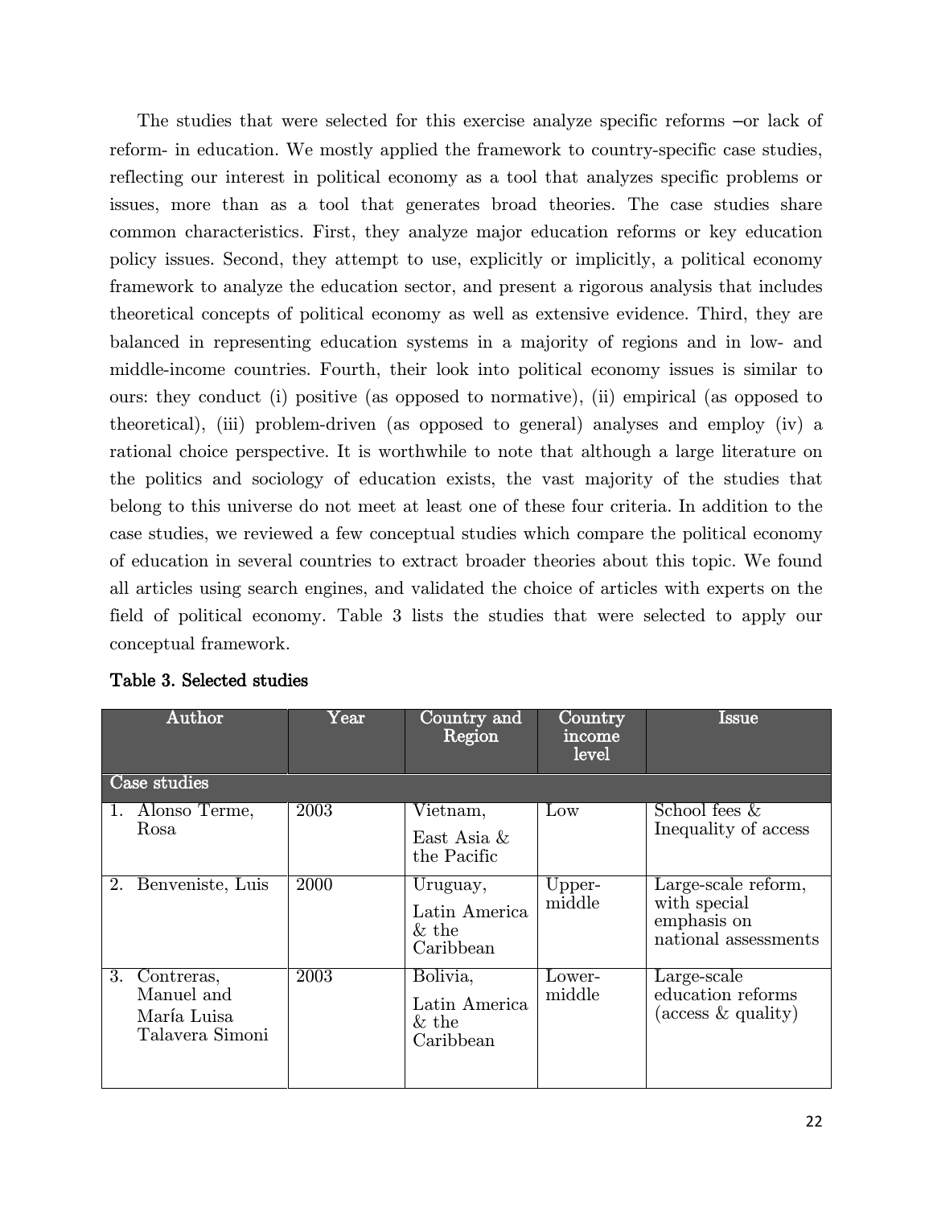The studies that were selected for this exercise analyze specific reforms –or lack of reform- in education. We mostly applied the framework to country-specific case studies, reflecting our interest in political economy as a tool that analyzes specific problems or issues, more than as a tool that generates broad theories. The case studies share common characteristics. First, they analyze major education reforms or key education policy issues. Second, they attempt to use, explicitly or implicitly, a political economy framework to analyze the education sector, and present a rigorous analysis that includes theoretical concepts of political economy as well as extensive evidence. Third, they are balanced in representing education systems in a majority of regions and in low- and middle-income countries. Fourth, their look into political economy issues is similar to ours: they conduct (i) positive (as opposed to normative), (ii) empirical (as opposed to theoretical), (iii) problem-driven (as opposed to general) analyses and employ (iv) a rational choice perspective. It is worthwhile to note that although a large literature on the politics and sociology of education exists, the vast majority of the studies that belong to this universe do not meet at least one of these four criteria. In addition to the case studies, we reviewed a few conceptual studies which compare the political economy of education in several countries to extract broader theories about this topic. We found all articles using search engines, and validated the choice of articles with experts on the field of political economy. Table 3 lists the studies that were selected to apply our conceptual framework.

**Table 3. Selected studies**

| Author | Year | Country and Region | Country income level | Issue |
|---|---|---|---|---|
| **Case studies** | | | | |
| 1. Alonso Terme, Rosa | 2003 | Vietnam, East Asia & the Pacific | Low | School fees & Inequality of access |
| 2. Benveniste, Luis | 2000 | Uruguay, Latin America & the Caribbean | Upper-middle | Large-scale reform, with special emphasis on national assessments |
| 3. Contreras, Manuel and María Luisa Talavera Simoni | 2003 | Bolivia, Latin America & the Caribbean | Lower-middle | Large-scale education reforms (access & quality) |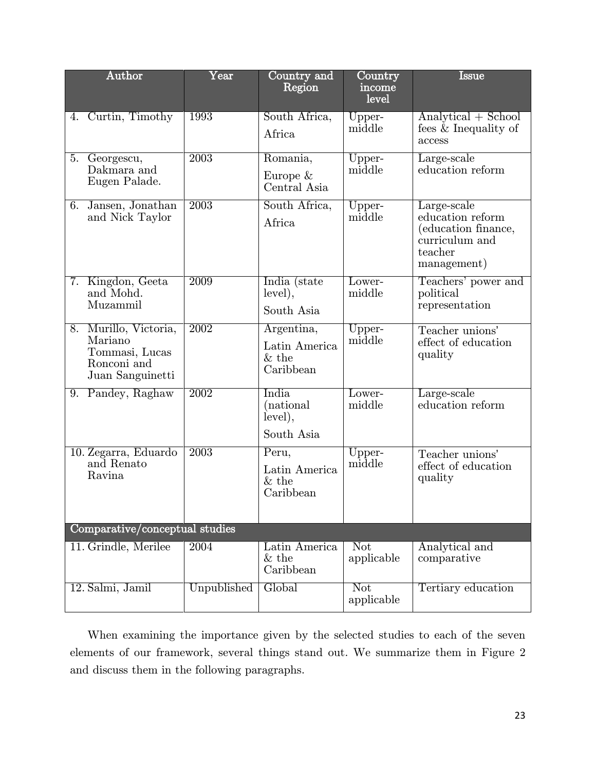| Author | Year | Country and Region | Country income level | Issue |
|---|---|---|---|---|
| 4. Curtin, Timothy | 1993 | South Africa, Africa | Upper-middle | Analytical + School fees & Inequality of access |
| 5. Georgescu, Dakmara and Eugen Palade. | 2003 | Romania, Europe & Central Asia | Upper-middle | Large-scale education reform |
| 6. Jansen, Jonathan and Nick Taylor | 2003 | South Africa, Africa | Upper-middle | Large-scale education reform (education finance, curriculum and teacher management) |
| 7. Kingdon, Geeta and Mohd. Muzammil | 2009 | India (state level), South Asia | Lower-middle | Teachers' power and political representation |
| 8. Murillo, Victoria, Mariano Tommasi, Lucas Ronconi and Juan Sanguinetti | 2002 | Argentina, Latin America & the Caribbean | Upper-middle | Teacher unions' effect of education quality |
| 9. Pandey, Raghaw | 2002 | India (national level), South Asia | Lower-middle | Large-scale education reform |
| 10. Zegarra, Eduardo and Renato Ravina | 2003 | Peru, Latin America & the Caribbean | Upper-middle | Teacher unions' effect of education quality |
| **Comparative/conceptual studies** | | | | |
| 11. Grindle, Merilee | 2004 | Latin America & the Caribbean | Not applicable | Analytical and comparative |
| 12. Salmi, Jamil | Unpublished | Global | Not applicable | Tertiary education |

When examining the importance given by the selected studies to each of the seven elements of our framework, several things stand out. We summarize them in Figure 2 and discuss them in the following paragraphs.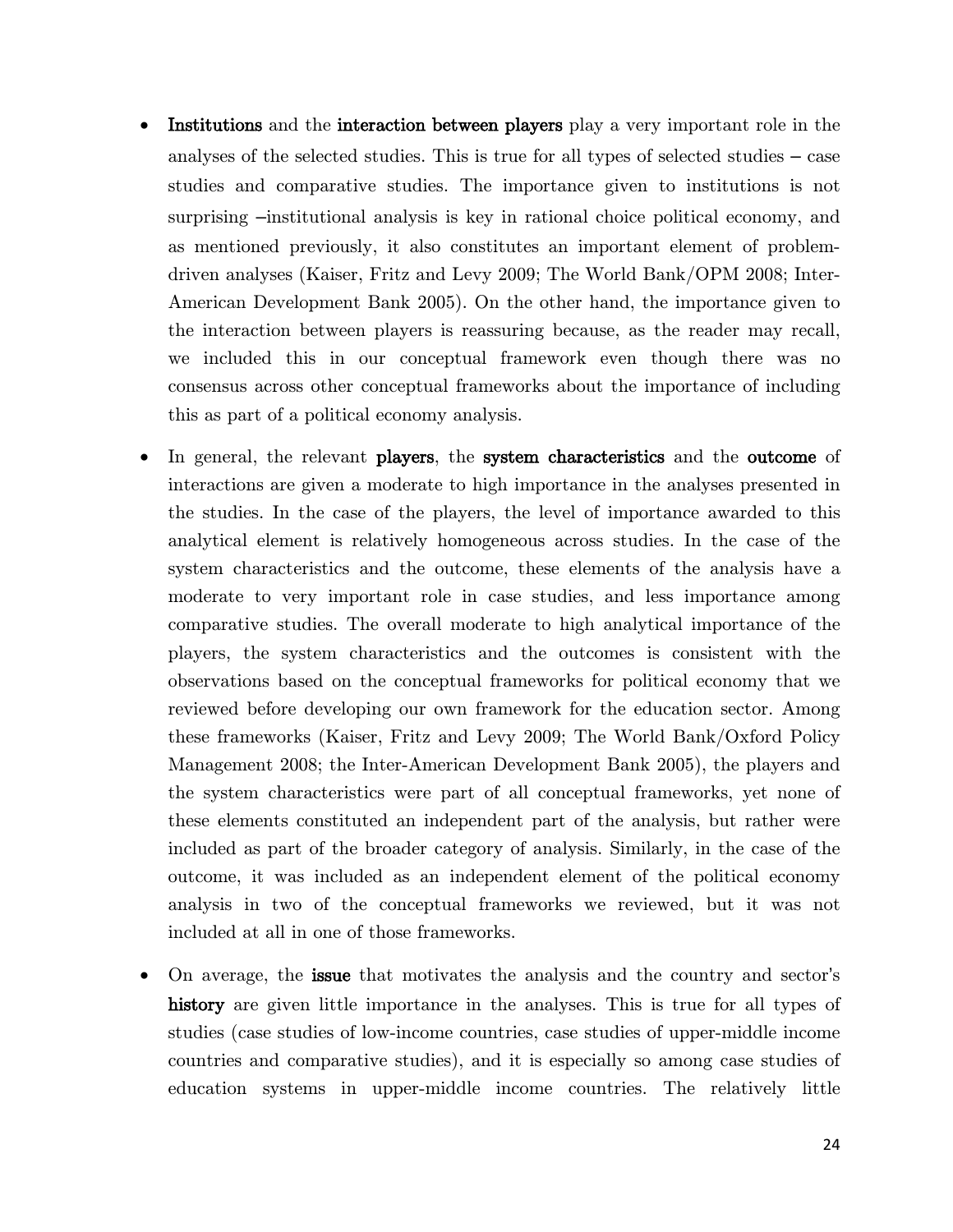- **Institutions** and the **interaction between players** play a very important role in the analyses of the selected studies. This is true for all types of selected studies – case studies and comparative studies. The importance given to institutions is not surprising –institutional analysis is key in rational choice political economy, and as mentioned previously, it also constitutes an important element of problem-driven analyses (Kaiser, Fritz and Levy 2009; The World Bank/OPM 2008; Inter-American Development Bank 2005). On the other hand, the importance given to the interaction between players is reassuring because, as the reader may recall, we included this in our conceptual framework even though there was no consensus across other conceptual frameworks about the importance of including this as part of a political economy analysis.

- In general, the relevant **players**, the **system characteristics** and the **outcome** of interactions are given a moderate to high importance in the analyses presented in the studies. In the case of the players, the level of importance awarded to this analytical element is relatively homogeneous across studies. In the case of the system characteristics and the outcome, these elements of the analysis have a moderate to very important role in case studies, and less importance among comparative studies. The overall moderate to high analytical importance of the players, the system characteristics and the outcomes is consistent with the observations based on the conceptual frameworks for political economy that we reviewed before developing our own framework for the education sector. Among these frameworks (Kaiser, Fritz and Levy 2009; The World Bank/Oxford Policy Management 2008; the Inter-American Development Bank 2005), the players and the system characteristics were part of all conceptual frameworks, yet none of these elements constituted an independent part of the analysis, but rather were included as part of the broader category of analysis. Similarly, in the case of the outcome, it was included as an independent element of the political economy analysis in two of the conceptual frameworks we reviewed, but it was not included at all in one of those frameworks.

- On average, the **issue** that motivates the analysis and the country and sector's **history** are given little importance in the analyses. This is true for all types of studies (case studies of low-income countries, case studies of upper-middle income countries and comparative studies), and it is especially so among case studies of education systems in upper-middle income countries. The relatively little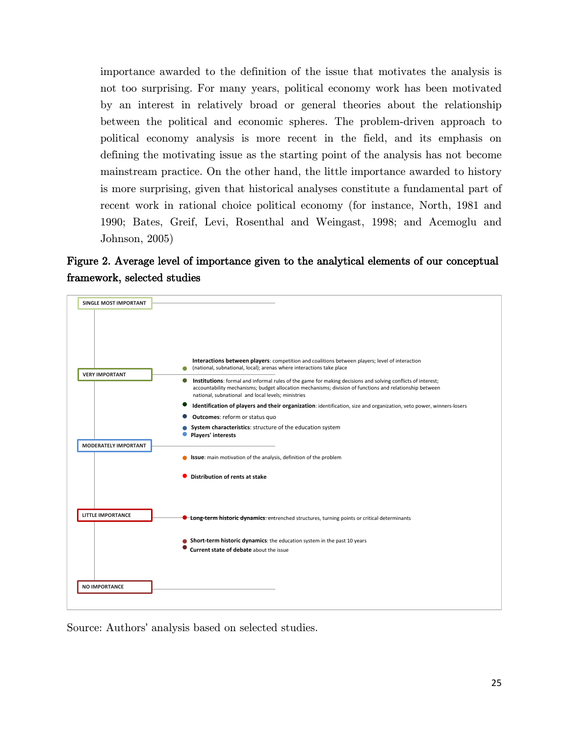importance awarded to the definition of the issue that motivates the analysis is not too surprising. For many years, political economy work has been motivated by an interest in relatively broad or general theories about the relationship between the political and economic spheres. The problem-driven approach to political economy analysis is more recent in the field, and its emphasis on defining the motivating issue as the starting point of the analysis has not become mainstream practice. On the other hand, the little importance awarded to history is more surprising, given that historical analyses constitute a fundamental part of recent work in rational choice political economy (for instance, North, 1981 and 1990; Bates, Greif, Levi, Rosenthal and Weingast, 1998; and Acemoglu and Johnson, 2005)

**Figure 2. Average level of importance given to the analytical elements of our conceptual framework, selected studies**

SINGLE MOST IMPORTANT

- **Interactions between players**: competition and coalitions between players; level of interaction (national, subnational, local); arenas where interactions take place

VERY IMPORTANT

- **Institutions**: formal and informal rules of the game for making decisions and solving conflicts of interest; accountability mechanisms; budget allocation mechanisms; division of functions and relationship between national, subnational and local levels; ministries
- **Identification of players and their organization**: identification, size and organization, veto power, winners-losers
- **Outcomes**: reform or status quo
- **System characteristics**: structure of the education system
- **Players' interests**

MODERATELY IMPORTANT

- **Issue**: main motivation of the analysis, definition of the problem
- **Distribution of rents at stake**

LITTLE IMPORTANCE

- **Long-term historic dynamics**: entrenched structures, turning points or critical determinants
- **Short-term historic dynamics**: the education system in the past 10 years
- **Current state of debate** about the issue

NO IMPORTANCE

Source: Authors' analysis based on selected studies.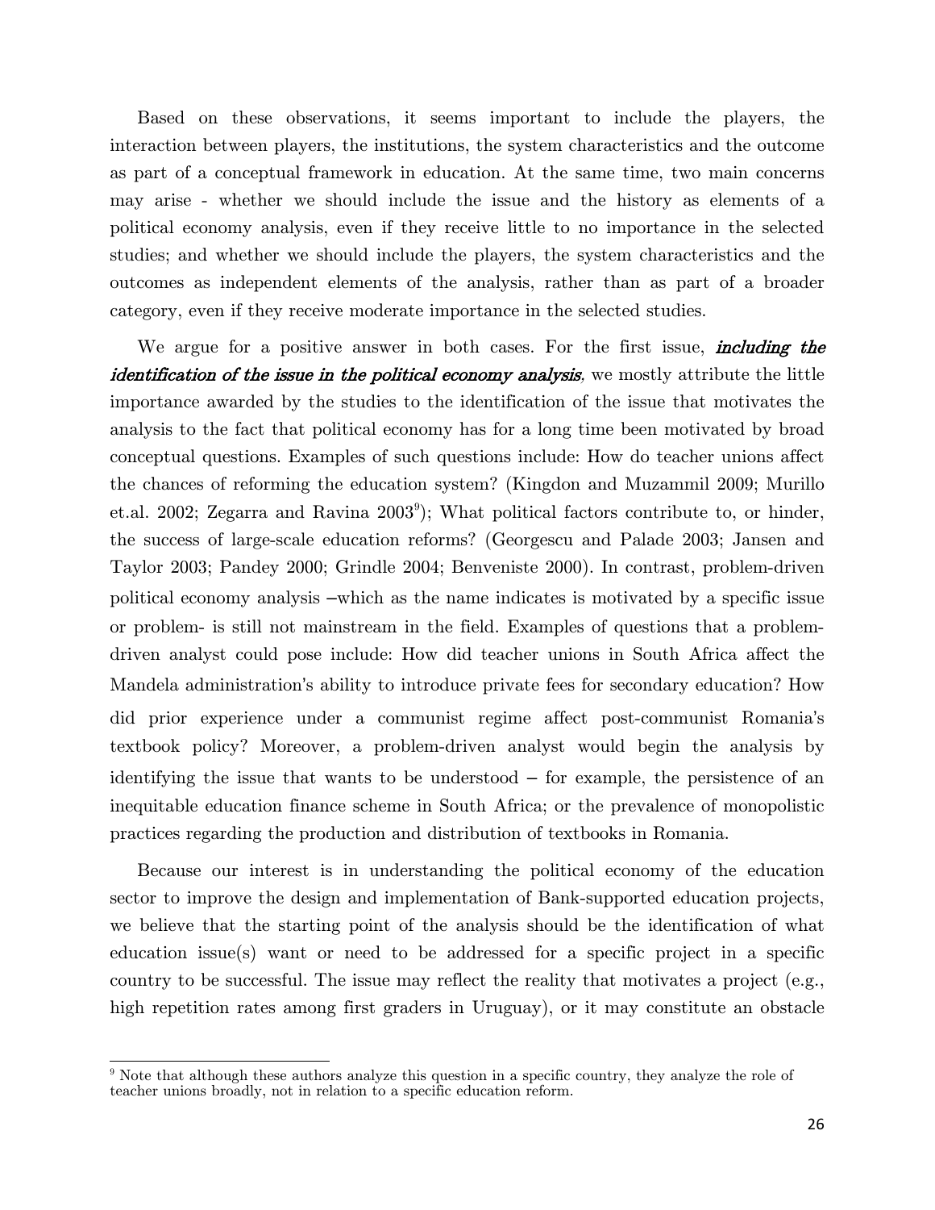Based on these observations, it seems important to include the players, the interaction between players, the institutions, the system characteristics and the outcome as part of a conceptual framework in education. At the same time, two main concerns may arise - whether we should include the issue and the history as elements of a political economy analysis, even if they receive little to no importance in the selected studies; and whether we should include the players, the system characteristics and the outcomes as independent elements of the analysis, rather than as part of a broader category, even if they receive moderate importance in the selected studies.

We argue for a positive answer in both cases. For the first issue, ***including the identification of the issue in the political economy analysis***, we mostly attribute the little importance awarded by the studies to the identification of the issue that motivates the analysis to the fact that political economy has for a long time been motivated by broad conceptual questions. Examples of such questions include: How do teacher unions affect the chances of reforming the education system? (Kingdon and Muzammil 2009; Murillo et.al. 2002; Zegarra and Ravina 2003[9]); What political factors contribute to, or hinder, the success of large-scale education reforms? (Georgescu and Palade 2003; Jansen and Taylor 2003; Pandey 2000; Grindle 2004; Benveniste 2000). In contrast, problem-driven political economy analysis –which as the name indicates is motivated by a specific issue or problem- is still not mainstream in the field. Examples of questions that a problem-driven analyst could pose include: How did teacher unions in South Africa affect the Mandela administration's ability to introduce private fees for secondary education? How did prior experience under a communist regime affect post-communist Romania's textbook policy? Moreover, a problem-driven analyst would begin the analysis by identifying the issue that wants to be understood – for example, the persistence of an inequitable education finance scheme in South Africa; or the prevalence of monopolistic practices regarding the production and distribution of textbooks in Romania.

Because our interest is in understanding the political economy of the education sector to improve the design and implementation of Bank-supported education projects, we believe that the starting point of the analysis should be the identification of what education issue(s) want or need to be addressed for a specific project in a specific country to be successful. The issue may reflect the reality that motivates a project (e.g., high repetition rates among first graders in Uruguay), or it may constitute an obstacle

[9] Note that although these authors analyze this question in a specific country, they analyze the role of teacher unions broadly, not in relation to a specific education reform.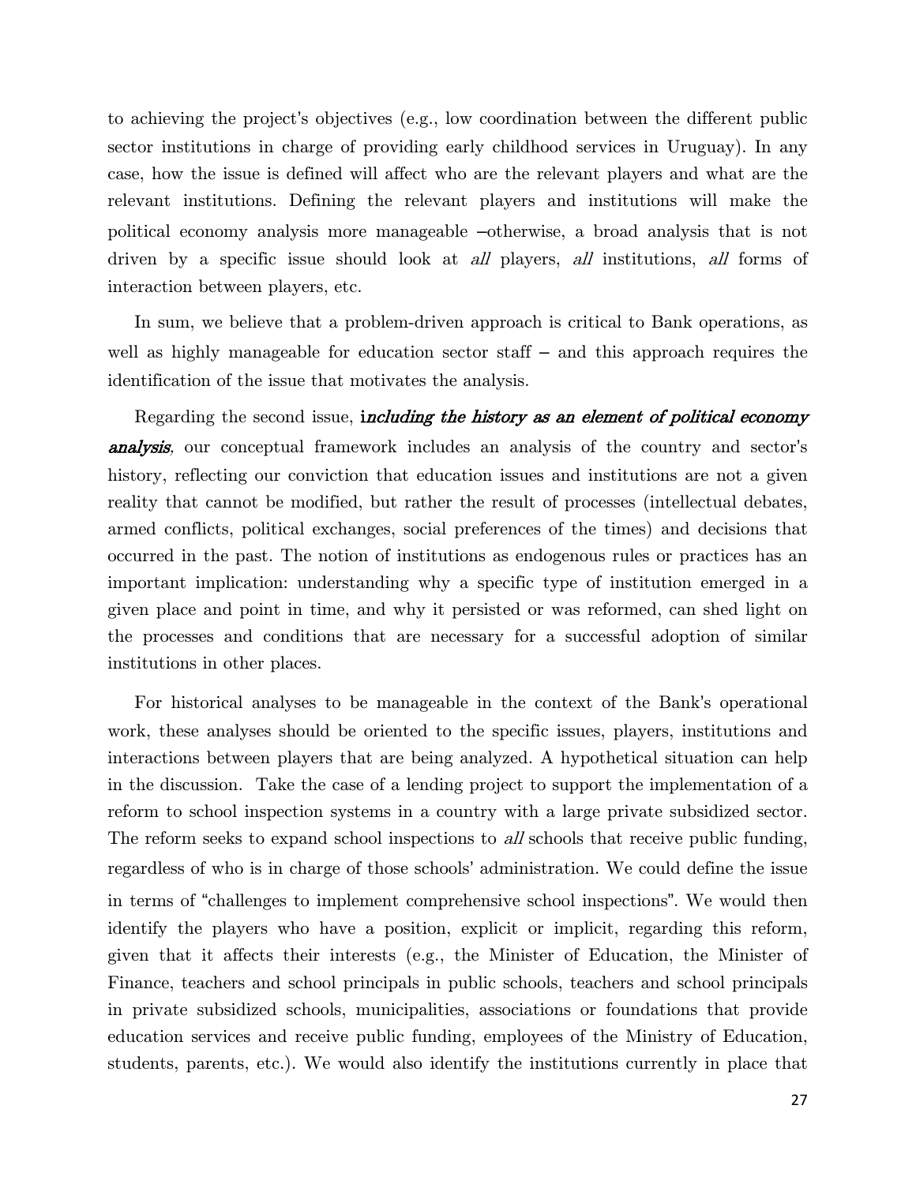to achieving the project's objectives (e.g., low coordination between the different public sector institutions in charge of providing early childhood services in Uruguay). In any case, how the issue is defined will affect who are the relevant players and what are the relevant institutions. Defining the relevant players and institutions will make the political economy analysis more manageable –otherwise, a broad analysis that is not driven by a specific issue should look at *all* players, *all* institutions, *all* forms of interaction between players, etc.

In sum, we believe that a problem-driven approach is critical to Bank operations, as well as highly manageable for education sector staff – and this approach requires the identification of the issue that motivates the analysis.

Regarding the second issue, ***including the history as an element of political economy analysis***, our conceptual framework includes an analysis of the country and sector's history, reflecting our conviction that education issues and institutions are not a given reality that cannot be modified, but rather the result of processes (intellectual debates, armed conflicts, political exchanges, social preferences of the times) and decisions that occurred in the past. The notion of institutions as endogenous rules or practices has an important implication: understanding why a specific type of institution emerged in a given place and point in time, and why it persisted or was reformed, can shed light on the processes and conditions that are necessary for a successful adoption of similar institutions in other places.

For historical analyses to be manageable in the context of the Bank's operational work, these analyses should be oriented to the specific issues, players, institutions and interactions between players that are being analyzed. A hypothetical situation can help in the discussion. Take the case of a lending project to support the implementation of a reform to school inspection systems in a country with a large private subsidized sector. The reform seeks to expand school inspections to *all* schools that receive public funding, regardless of who is in charge of those schools' administration. We could define the issue in terms of "challenges to implement comprehensive school inspections". We would then identify the players who have a position, explicit or implicit, regarding this reform, given that it affects their interests (e.g., the Minister of Education, the Minister of Finance, teachers and school principals in public schools, teachers and school principals in private subsidized schools, municipalities, associations or foundations that provide education services and receive public funding, employees of the Ministry of Education, students, parents, etc.). We would also identify the institutions currently in place that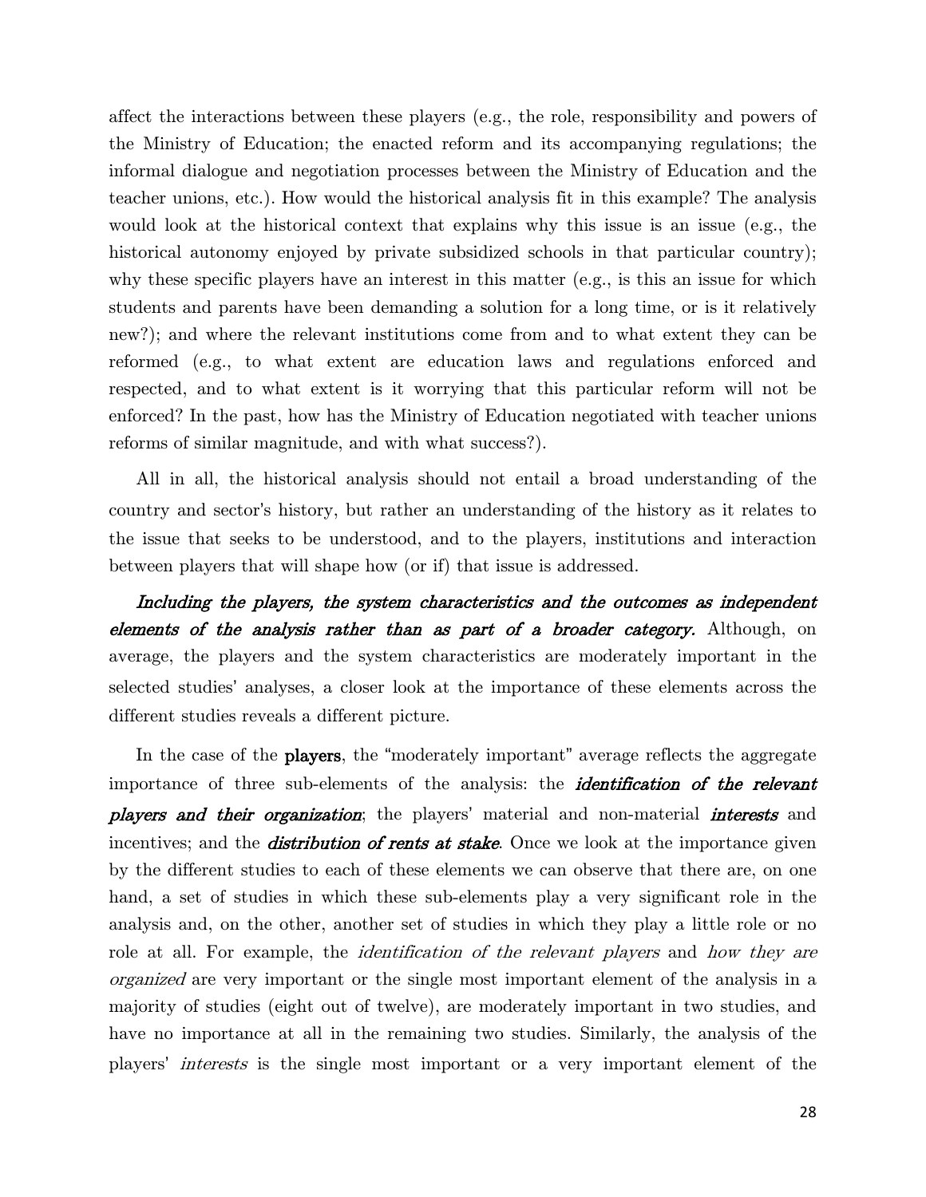affect the interactions between these players (e.g., the role, responsibility and powers of the Ministry of Education; the enacted reform and its accompanying regulations; the informal dialogue and negotiation processes between the Ministry of Education and the teacher unions, etc.). How would the historical analysis fit in this example? The analysis would look at the historical context that explains why this issue is an issue (e.g., the historical autonomy enjoyed by private subsidized schools in that particular country); why these specific players have an interest in this matter (e.g., is this an issue for which students and parents have been demanding a solution for a long time, or is it relatively new?); and where the relevant institutions come from and to what extent they can be reformed (e.g., to what extent are education laws and regulations enforced and respected, and to what extent is it worrying that this particular reform will not be enforced? In the past, how has the Ministry of Education negotiated with teacher unions reforms of similar magnitude, and with what success?).

All in all, the historical analysis should not entail a broad understanding of the country and sector's history, but rather an understanding of the history as it relates to the issue that seeks to be understood, and to the players, institutions and interaction between players that will shape how (or if) that issue is addressed.

***Including the players, the system characteristics and the outcomes as independent elements of the analysis rather than as part of a broader category.*** Although, on average, the players and the system characteristics are moderately important in the selected studies' analyses, a closer look at the importance of these elements across the different studies reveals a different picture.

In the case of the **players**, the "moderately important" average reflects the aggregate importance of three sub-elements of the analysis: the ***identification of the relevant players and their organization***; the players' material and non-material ***interests*** and incentives; and the ***distribution of rents at stake***. Once we look at the importance given by the different studies to each of these elements we can observe that there are, on one hand, a set of studies in which these sub-elements play a very significant role in the analysis and, on the other, another set of studies in which they play a little role or no role at all. For example, the *identification of the relevant players* and *how they are organized* are very important or the single most important element of the analysis in a majority of studies (eight out of twelve), are moderately important in two studies, and have no importance at all in the remaining two studies. Similarly, the analysis of the players' *interests* is the single most important or a very important element of the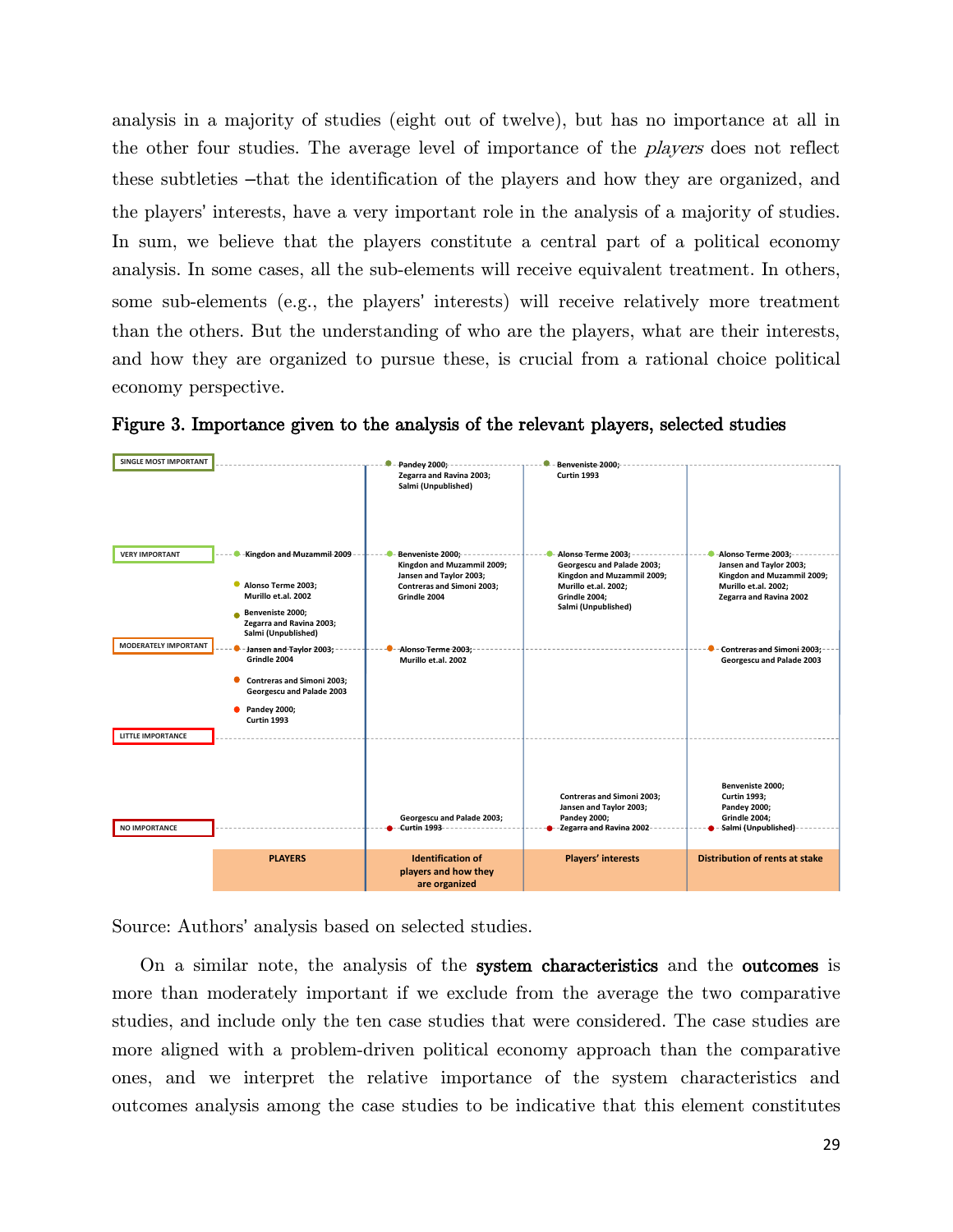analysis in a majority of studies (eight out of twelve), but has no importance at all in the other four studies. The average level of importance of the *players* does not reflect these subtleties –that the identification of the players and how they are organized, and the players' interests, have a very important role in the analysis of a majority of studies. In sum, we believe that the players constitute a central part of a political economy analysis. In some cases, all the sub-elements will receive equivalent treatment. In others, some sub-elements (e.g., the players' interests) will receive relatively more treatment than the others. But the understanding of who are the players, what are their interests, and how they are organized to pursue these, is crucial from a rational choice political economy perspective.

**Figure 3. Importance given to the analysis of the relevant players, selected studies**

| Level of importance | PLAYERS | Identification of players and how they are organized | Players' interests | Distribution of rents at stake |
|---|---|---|---|---|
| SINGLE MOST IMPORTANT | | Pandey 2000; Zegarra and Ravina 2003; Salmi (Unpublished) | Benveniste 2000; Curtin 1993 | |
| VERY IMPORTANT | Kingdon and Muzammil 2009 | Benveniste 2000; Kingdon and Muzammil 2009; Jansen and Taylor 2003; Contreras and Simoni 2003; Grindle 2004 | Alonso Terme 2003; Georgescu and Palade 2003; Kingdon and Muzammil 2009; Murillo et.al. 2002; Grindle 2004; Salmi (Unpublished) | Alonso Terme 2003; Jansen and Taylor 2003; Kingdon and Muzammil 2009; Murillo et.al. 2002; Zegarra and Ravina 2002 |
| (between very and moderately important) | Alonso Terme 2003; Murillo et.al. 2002 / Benveniste 2000; Zegarra and Ravina 2003; Salmi (Unpublished) | | | |
| MODERATELY IMPORTANT | Jansen and Taylor 2003; Grindle 2004 | Alonso Terme 2003; Murillo et.al. 2002 | | Contreras and Simoni 2003; Georgescu and Palade 2003 |
| (between moderately and little importance) | Contreras and Simoni 2003; Georgescu and Palade 2003 / Pandey 2000; Curtin 1993 | | | |
| LITTLE IMPORTANCE | | | | |
| NO IMPORTANCE | | Georgescu and Palade 2003; Curtin 1993 | Contreras and Simoni 2003; Jansen and Taylor 2003; Pandey 2000; Zegarra and Ravina 2002 | Benveniste 2000; Curtin 1993; Pandey 2000; Grindle 2004; Salmi (Unpublished) |

Source: Authors' analysis based on selected studies.

On a similar note, the analysis of the **system characteristics** and the **outcomes** is more than moderately important if we exclude from the average the two comparative studies, and include only the ten case studies that were considered. The case studies are more aligned with a problem-driven political economy approach than the comparative ones, and we interpret the relative importance of the system characteristics and outcomes analysis among the case studies to be indicative that this element constitutes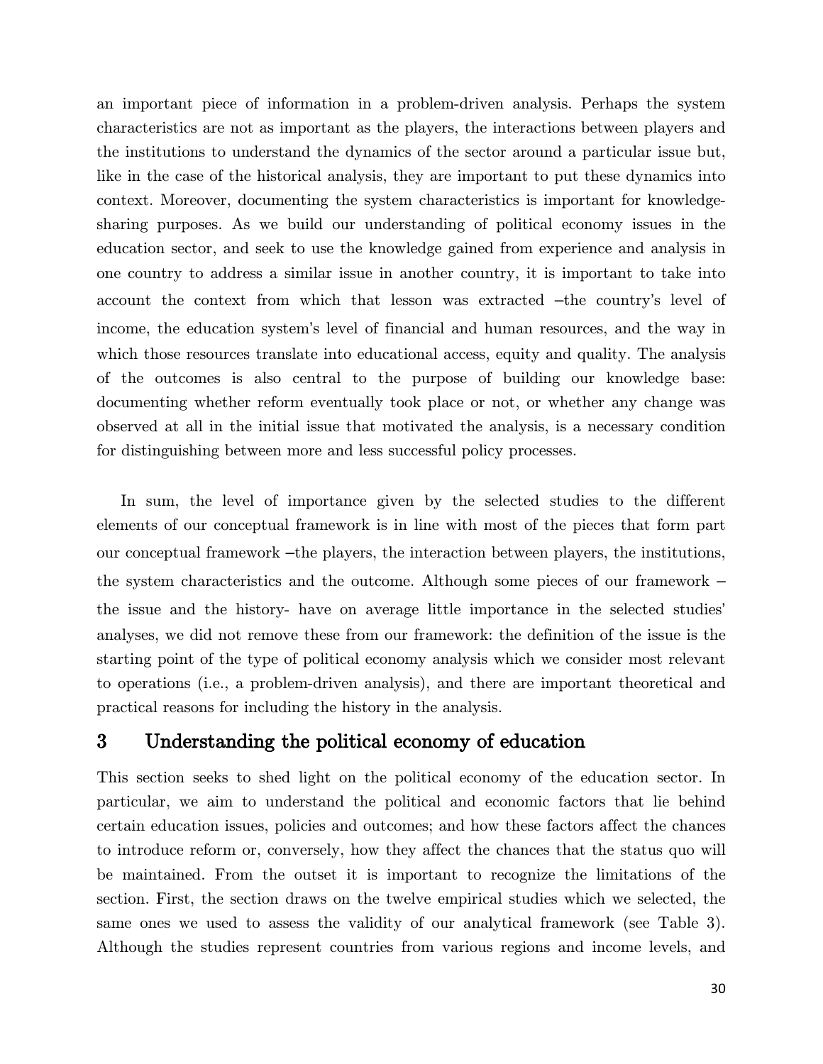an important piece of information in a problem-driven analysis. Perhaps the system characteristics are not as important as the players, the interactions between players and the institutions to understand the dynamics of the sector around a particular issue but, like in the case of the historical analysis, they are important to put these dynamics into context. Moreover, documenting the system characteristics is important for knowledge-sharing purposes. As we build our understanding of political economy issues in the education sector, and seek to use the knowledge gained from experience and analysis in one country to address a similar issue in another country, it is important to take into account the context from which that lesson was extracted –the country's level of income, the education system's level of financial and human resources, and the way in which those resources translate into educational access, equity and quality. The analysis of the outcomes is also central to the purpose of building our knowledge base: documenting whether reform eventually took place or not, or whether any change was observed at all in the initial issue that motivated the analysis, is a necessary condition for distinguishing between more and less successful policy processes.

In sum, the level of importance given by the selected studies to the different elements of our conceptual framework is in line with most of the pieces that form part our conceptual framework –the players, the interaction between players, the institutions, the system characteristics and the outcome. Although some pieces of our framework – the issue and the history- have on average little importance in the selected studies' analyses, we did not remove these from our framework: the definition of the issue is the starting point of the type of political economy analysis which we consider most relevant to operations (i.e., a problem-driven analysis), and there are important theoretical and practical reasons for including the history in the analysis.

# 3 Understanding the political economy of education

This section seeks to shed light on the political economy of the education sector. In particular, we aim to understand the political and economic factors that lie behind certain education issues, policies and outcomes; and how these factors affect the chances to introduce reform or, conversely, how they affect the chances that the status quo will be maintained. From the outset it is important to recognize the limitations of the section. First, the section draws on the twelve empirical studies which we selected, the same ones we used to assess the validity of our analytical framework (see Table 3). Although the studies represent countries from various regions and income levels, and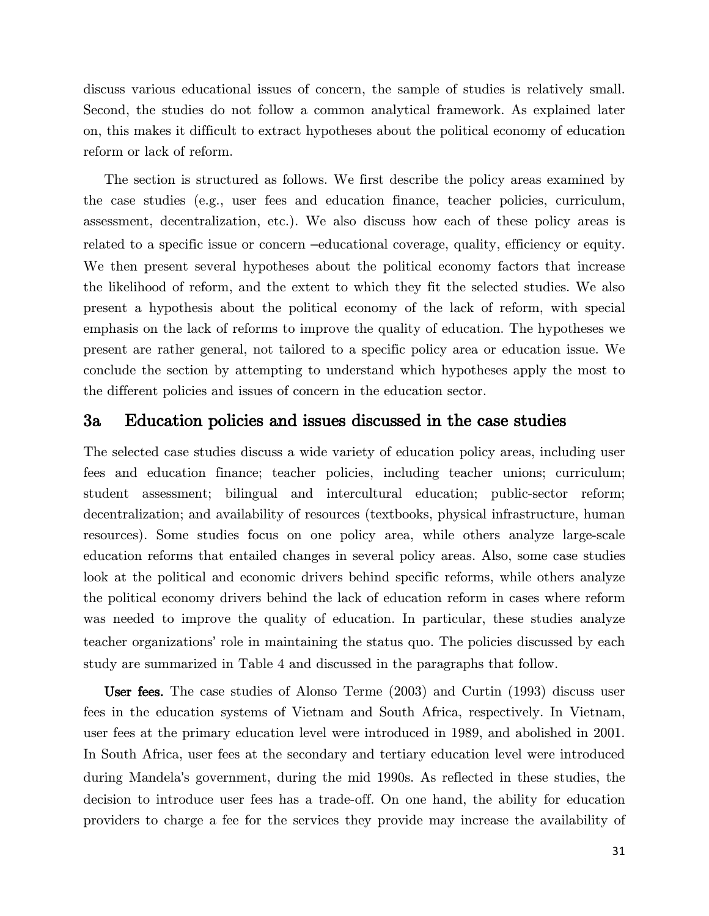discuss various educational issues of concern, the sample of studies is relatively small. Second, the studies do not follow a common analytical framework. As explained later on, this makes it difficult to extract hypotheses about the political economy of education reform or lack of reform.

The section is structured as follows. We first describe the policy areas examined by the case studies (e.g., user fees and education finance, teacher policies, curriculum, assessment, decentralization, etc.). We also discuss how each of these policy areas is related to a specific issue or concern –educational coverage, quality, efficiency or equity. We then present several hypotheses about the political economy factors that increase the likelihood of reform, and the extent to which they fit the selected studies. We also present a hypothesis about the political economy of the lack of reform, with special emphasis on the lack of reforms to improve the quality of education. The hypotheses we present are rather general, not tailored to a specific policy area or education issue. We conclude the section by attempting to understand which hypotheses apply the most to the different policies and issues of concern in the education sector.

## 3a Education policies and issues discussed in the case studies

The selected case studies discuss a wide variety of education policy areas, including user fees and education finance; teacher policies, including teacher unions; curriculum; student assessment; bilingual and intercultural education; public-sector reform; decentralization; and availability of resources (textbooks, physical infrastructure, human resources). Some studies focus on one policy area, while others analyze large-scale education reforms that entailed changes in several policy areas. Also, some case studies look at the political and economic drivers behind specific reforms, while others analyze the political economy drivers behind the lack of education reform in cases where reform was needed to improve the quality of education. In particular, these studies analyze teacher organizations' role in maintaining the status quo. The policies discussed by each study are summarized in Table 4 and discussed in the paragraphs that follow.

**User fees.** The case studies of Alonso Terme (2003) and Curtin (1993) discuss user fees in the education systems of Vietnam and South Africa, respectively. In Vietnam, user fees at the primary education level were introduced in 1989, and abolished in 2001. In South Africa, user fees at the secondary and tertiary education level were introduced during Mandela's government, during the mid 1990s. As reflected in these studies, the decision to introduce user fees has a trade-off. On one hand, the ability for education providers to charge a fee for the services they provide may increase the availability of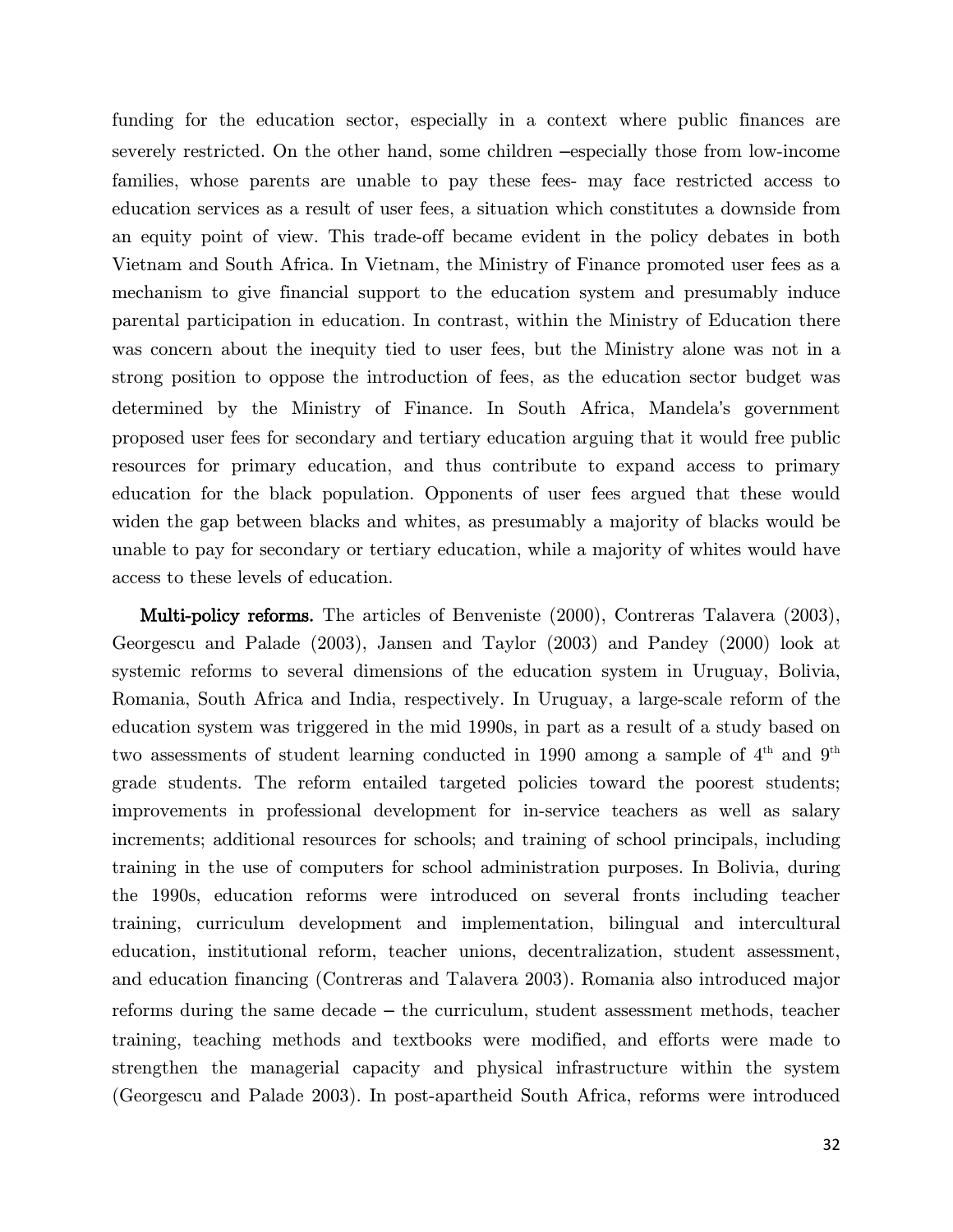funding for the education sector, especially in a context where public finances are severely restricted. On the other hand, some children –especially those from low-income families, whose parents are unable to pay these fees- may face restricted access to education services as a result of user fees, a situation which constitutes a downside from an equity point of view. This trade-off became evident in the policy debates in both Vietnam and South Africa. In Vietnam, the Ministry of Finance promoted user fees as a mechanism to give financial support to the education system and presumably induce parental participation in education. In contrast, within the Ministry of Education there was concern about the inequity tied to user fees, but the Ministry alone was not in a strong position to oppose the introduction of fees, as the education sector budget was determined by the Ministry of Finance. In South Africa, Mandela's government proposed user fees for secondary and tertiary education arguing that it would free public resources for primary education, and thus contribute to expand access to primary education for the black population. Opponents of user fees argued that these would widen the gap between blacks and whites, as presumably a majority of blacks would be unable to pay for secondary or tertiary education, while a majority of whites would have access to these levels of education.

**Multi-policy reforms.** The articles of Benveniste (2000), Contreras Talavera (2003), Georgescu and Palade (2003), Jansen and Taylor (2003) and Pandey (2000) look at systemic reforms to several dimensions of the education system in Uruguay, Bolivia, Romania, South Africa and India, respectively. In Uruguay, a large-scale reform of the education system was triggered in the mid 1990s, in part as a result of a study based on two assessments of student learning conducted in 1990 among a sample of 4th and 9th grade students. The reform entailed targeted policies toward the poorest students; improvements in professional development for in-service teachers as well as salary increments; additional resources for schools; and training of school principals, including training in the use of computers for school administration purposes. In Bolivia, during the 1990s, education reforms were introduced on several fronts including teacher training, curriculum development and implementation, bilingual and intercultural education, institutional reform, teacher unions, decentralization, student assessment, and education financing (Contreras and Talavera 2003). Romania also introduced major reforms during the same decade – the curriculum, student assessment methods, teacher training, teaching methods and textbooks were modified, and efforts were made to strengthen the managerial capacity and physical infrastructure within the system (Georgescu and Palade 2003). In post-apartheid South Africa, reforms were introduced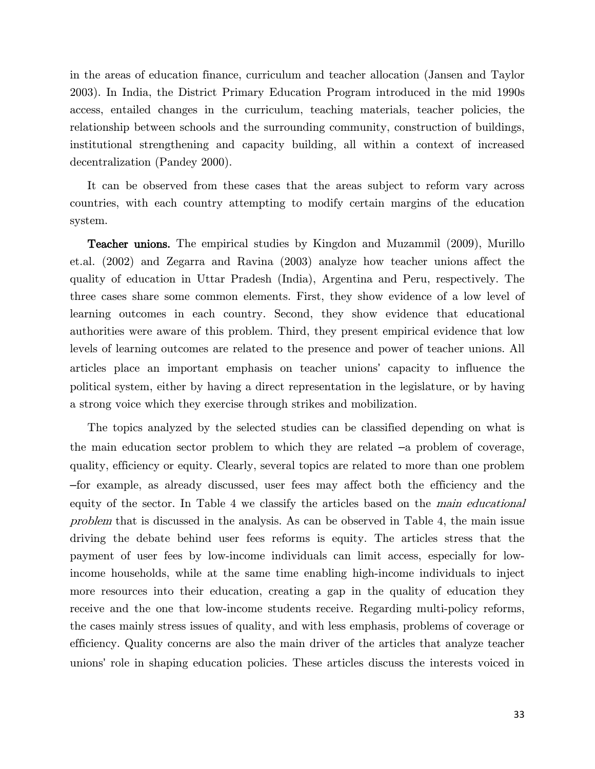in the areas of education finance, curriculum and teacher allocation (Jansen and Taylor 2003). In India, the District Primary Education Program introduced in the mid 1990s access, entailed changes in the curriculum, teaching materials, teacher policies, the relationship between schools and the surrounding community, construction of buildings, institutional strengthening and capacity building, all within a context of increased decentralization (Pandey 2000).

It can be observed from these cases that the areas subject to reform vary across countries, with each country attempting to modify certain margins of the education system.

**Teacher unions.** The empirical studies by Kingdon and Muzammil (2009), Murillo et.al. (2002) and Zegarra and Ravina (2003) analyze how teacher unions affect the quality of education in Uttar Pradesh (India), Argentina and Peru, respectively. The three cases share some common elements. First, they show evidence of a low level of learning outcomes in each country. Second, they show evidence that educational authorities were aware of this problem. Third, they present empirical evidence that low levels of learning outcomes are related to the presence and power of teacher unions. All articles place an important emphasis on teacher unions' capacity to influence the political system, either by having a direct representation in the legislature, or by having a strong voice which they exercise through strikes and mobilization.

The topics analyzed by the selected studies can be classified depending on what is the main education sector problem to which they are related –a problem of coverage, quality, efficiency or equity. Clearly, several topics are related to more than one problem –for example, as already discussed, user fees may affect both the efficiency and the equity of the sector. In Table 4 we classify the articles based on the *main educational problem* that is discussed in the analysis. As can be observed in Table 4, the main issue driving the debate behind user fees reforms is equity. The articles stress that the payment of user fees by low-income individuals can limit access, especially for low-income households, while at the same time enabling high-income individuals to inject more resources into their education, creating a gap in the quality of education they receive and the one that low-income students receive. Regarding multi-policy reforms, the cases mainly stress issues of quality, and with less emphasis, problems of coverage or efficiency. Quality concerns are also the main driver of the articles that analyze teacher unions' role in shaping education policies. These articles discuss the interests voiced in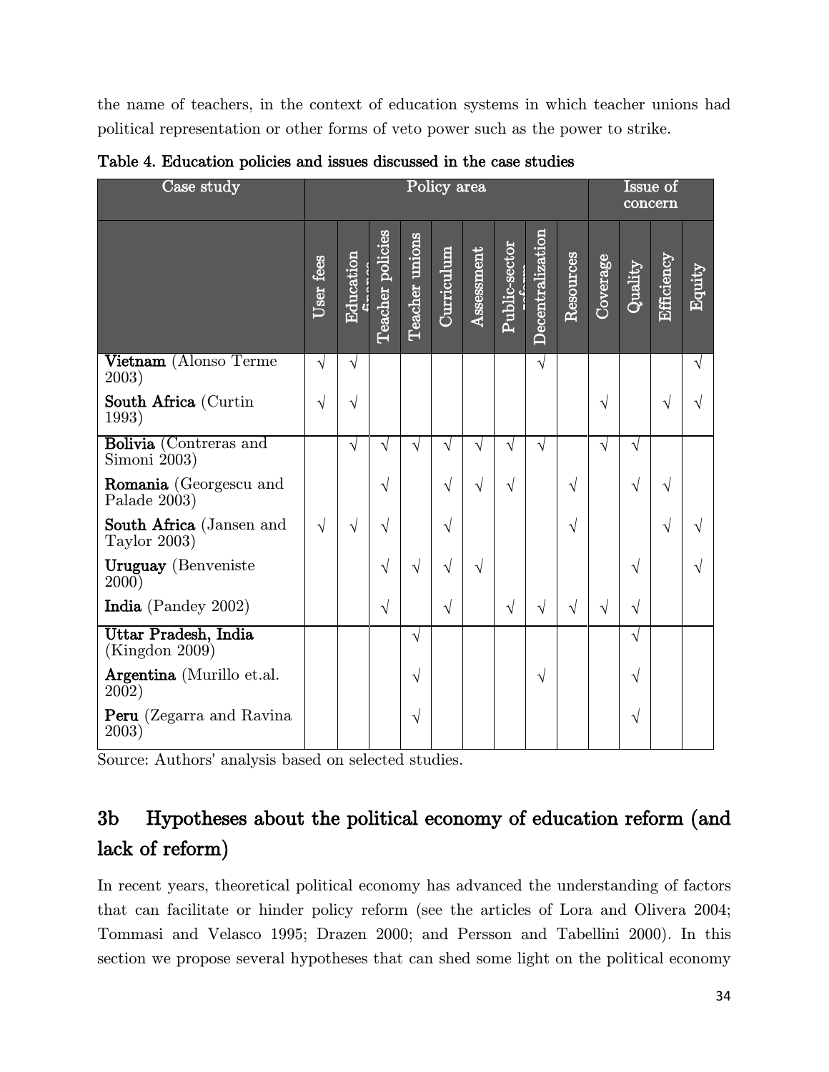the name of teachers, in the context of education systems in which teacher unions had political representation or other forms of veto power such as the power to strike.

**Table 4. Education policies and issues discussed in the case studies**

| Case study | Policy area | | | | | | | | | Issue of concern | | | |
|---|---|---|---|---|---|---|---|---|---|---|---|---|---|
| | User fees | Education finance | Teacher policies | Teacher unions | Curriculum | Assessment | Public-sector reform | Decentralization | Resources | Coverage | Quality | Efficiency | Equity |
| **Vietnam** (Alonso Terme 2003) | √ | √ | | | | | | √ | | | | | √ |
| **South Africa** (Curtin 1993) | √ | √ | | | | | | | | √ | | √ | √ |
| **Bolivia** (Contreras and Simoni 2003) | | √ | √ | √ | √ | √ | √ | √ | | √ | √ | | |
| **Romania** (Georgescu and Palade 2003) | | | √ | | √ | √ | √ | | √ | | √ | √ | |
| **South Africa** (Jansen and Taylor 2003) | √ | √ | √ | | √ | | | | √ | | | √ | √ |
| **Uruguay** (Benveniste 2000) | | | √ | √ | √ | √ | | | | | √ | | √ |
| **India** (Pandey 2002) | | | √ | | √ | | √ | √ | √ | √ | √ | | |
| **Uttar Pradesh, India** (Kingdon 2009) | | | | √ | | | | | | | √ | | |
| **Argentina** (Murillo et.al. 2002) | | | | √ | | | | √ | | | √ | | |
| **Peru** (Zegarra and Ravina 2003) | | | | √ | | | | | | | √ | | |

Source: Authors' analysis based on selected studies.

## 3b Hypotheses about the political economy of education reform (and lack of reform)

In recent years, theoretical political economy has advanced the understanding of factors that can facilitate or hinder policy reform (see the articles of Lora and Olivera 2004; Tommasi and Velasco 1995; Drazen 2000; and Persson and Tabellini 2000). In this section we propose several hypotheses that can shed some light on the political economy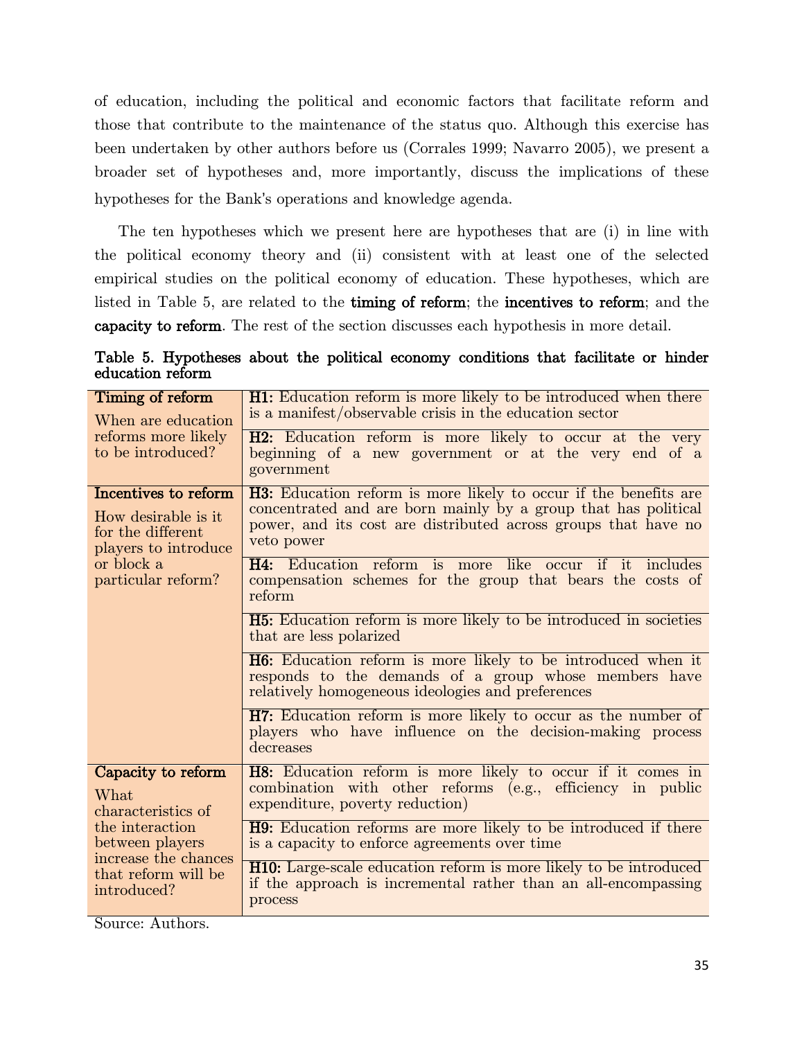of education, including the political and economic factors that facilitate reform and those that contribute to the maintenance of the status quo. Although this exercise has been undertaken by other authors before us (Corrales 1999; Navarro 2005), we present a broader set of hypotheses and, more importantly, discuss the implications of these hypotheses for the Bank's operations and knowledge agenda.

The ten hypotheses which we present here are hypotheses that are (i) in line with the political economy theory and (ii) consistent with at least one of the selected empirical studies on the political economy of education. These hypotheses, which are listed in Table 5, are related to the **timing of reform**; the **incentives to reform**; and the **capacity to reform**. The rest of the section discusses each hypothesis in more detail.

**Table 5. Hypotheses about the political economy conditions that facilitate or hinder education reform**

| Category | Hypothesis |
|---|---|
| **Timing of reform** When are education reforms more likely to be introduced? | **H1:** Education reform is more likely to be introduced when there is a manifest/observable crisis in the education sector |
| | **H2:** Education reform is more likely to occur at the very beginning of a new government or at the very end of a government |
| **Incentives to reform** How desirable is it for the different players to introduce or block a particular reform? | **H3:** Education reform is more likely to occur if the benefits are concentrated and are born mainly by a group that has political power, and its cost are distributed across groups that have no veto power |
| | **H4:** Education reform is more like occur if it includes compensation schemes for the group that bears the costs of reform |
| | **H5:** Education reform is more likely to be introduced in societies that are less polarized |
| | **H6:** Education reform is more likely to be introduced when it responds to the demands of a group whose members have relatively homogeneous ideologies and preferences |
| | **H7:** Education reform is more likely to occur as the number of players who have influence on the decision-making process decreases |
| **Capacity to reform** What characteristics of the interaction between players increase the chances that reform will be introduced? | **H8:** Education reform is more likely to occur if it comes in combination with other reforms (e.g., efficiency in public expenditure, poverty reduction) |
| | **H9:** Education reforms are more likely to be introduced if there is a capacity to enforce agreements over time |
| | **H10:** Large-scale education reform is more likely to be introduced if the approach is incremental rather than an all-encompassing process |

Source: Authors.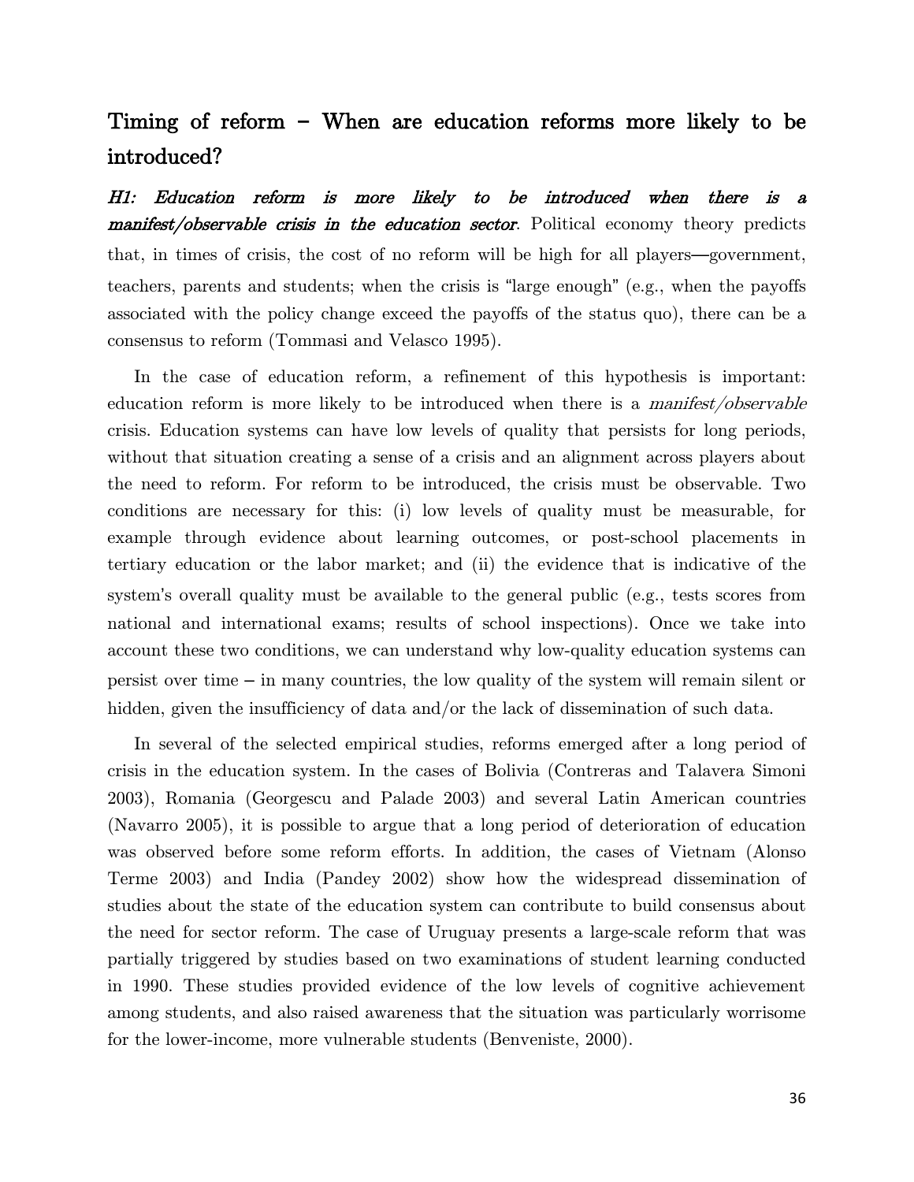## Timing of reform – When are education reforms more likely to be introduced?

***H1: Education reform is more likely to be introduced when there is a manifest/observable crisis in the education sector***. Political economy theory predicts that, in times of crisis, the cost of no reform will be high for all players—government, teachers, parents and students; when the crisis is "large enough" (e.g., when the payoffs associated with the policy change exceed the payoffs of the status quo), there can be a consensus to reform (Tommasi and Velasco 1995).

In the case of education reform, a refinement of this hypothesis is important: education reform is more likely to be introduced when there is a *manifest/observable* crisis. Education systems can have low levels of quality that persists for long periods, without that situation creating a sense of a crisis and an alignment across players about the need to reform. For reform to be introduced, the crisis must be observable. Two conditions are necessary for this: (i) low levels of quality must be measurable, for example through evidence about learning outcomes, or post-school placements in tertiary education or the labor market; and (ii) the evidence that is indicative of the system's overall quality must be available to the general public (e.g., tests scores from national and international exams; results of school inspections). Once we take into account these two conditions, we can understand why low-quality education systems can persist over time – in many countries, the low quality of the system will remain silent or hidden, given the insufficiency of data and/or the lack of dissemination of such data.

In several of the selected empirical studies, reforms emerged after a long period of crisis in the education system. In the cases of Bolivia (Contreras and Talavera Simoni 2003), Romania (Georgescu and Palade 2003) and several Latin American countries (Navarro 2005), it is possible to argue that a long period of deterioration of education was observed before some reform efforts. In addition, the cases of Vietnam (Alonso Terme 2003) and India (Pandey 2002) show how the widespread dissemination of studies about the state of the education system can contribute to build consensus about the need for sector reform. The case of Uruguay presents a large-scale reform that was partially triggered by studies based on two examinations of student learning conducted in 1990. These studies provided evidence of the low levels of cognitive achievement among students, and also raised awareness that the situation was particularly worrisome for the lower-income, more vulnerable students (Benveniste, 2000).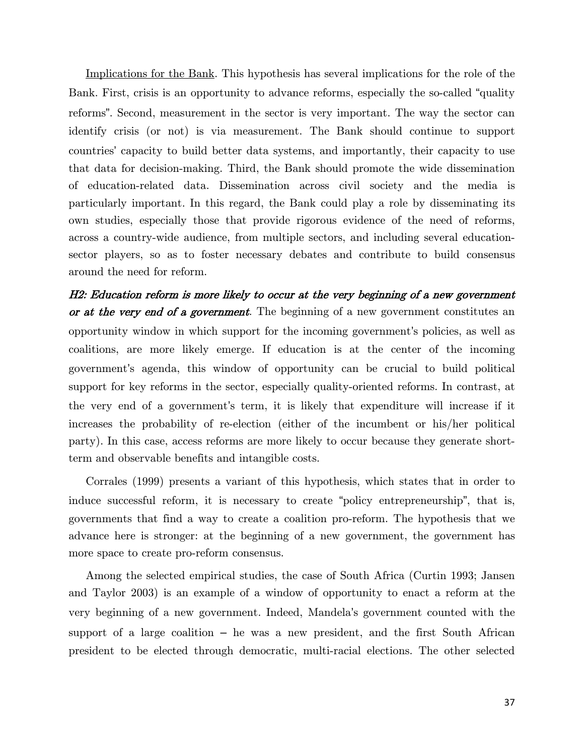Implications for the Bank. This hypothesis has several implications for the role of the Bank. First, crisis is an opportunity to advance reforms, especially the so-called "quality reforms". Second, measurement in the sector is very important. The way the sector can identify crisis (or not) is via measurement. The Bank should continue to support countries' capacity to build better data systems, and importantly, their capacity to use that data for decision-making. Third, the Bank should promote the wide dissemination of education-related data. Dissemination across civil society and the media is particularly important. In this regard, the Bank could play a role by disseminating its own studies, especially those that provide rigorous evidence of the need of reforms, across a country-wide audience, from multiple sectors, and including several education-sector players, so as to foster necessary debates and contribute to build consensus around the need for reform.

***H2: Education reform is more likely to occur at the very beginning of a new government or at the very end of a government***. The beginning of a new government constitutes an opportunity window in which support for the incoming government's policies, as well as coalitions, are more likely emerge. If education is at the center of the incoming government's agenda, this window of opportunity can be crucial to build political support for key reforms in the sector, especially quality-oriented reforms. In contrast, at the very end of a government's term, it is likely that expenditure will increase if it increases the probability of re-election (either of the incumbent or his/her political party). In this case, access reforms are more likely to occur because they generate short-term and observable benefits and intangible costs.

Corrales (1999) presents a variant of this hypothesis, which states that in order to induce successful reform, it is necessary to create "policy entrepreneurship", that is, governments that find a way to create a coalition pro-reform. The hypothesis that we advance here is stronger: at the beginning of a new government, the government has more space to create pro-reform consensus.

Among the selected empirical studies, the case of South Africa (Curtin 1993; Jansen and Taylor 2003) is an example of a window of opportunity to enact a reform at the very beginning of a new government. Indeed, Mandela's government counted with the support of a large coalition – he was a new president, and the first South African president to be elected through democratic, multi-racial elections. The other selected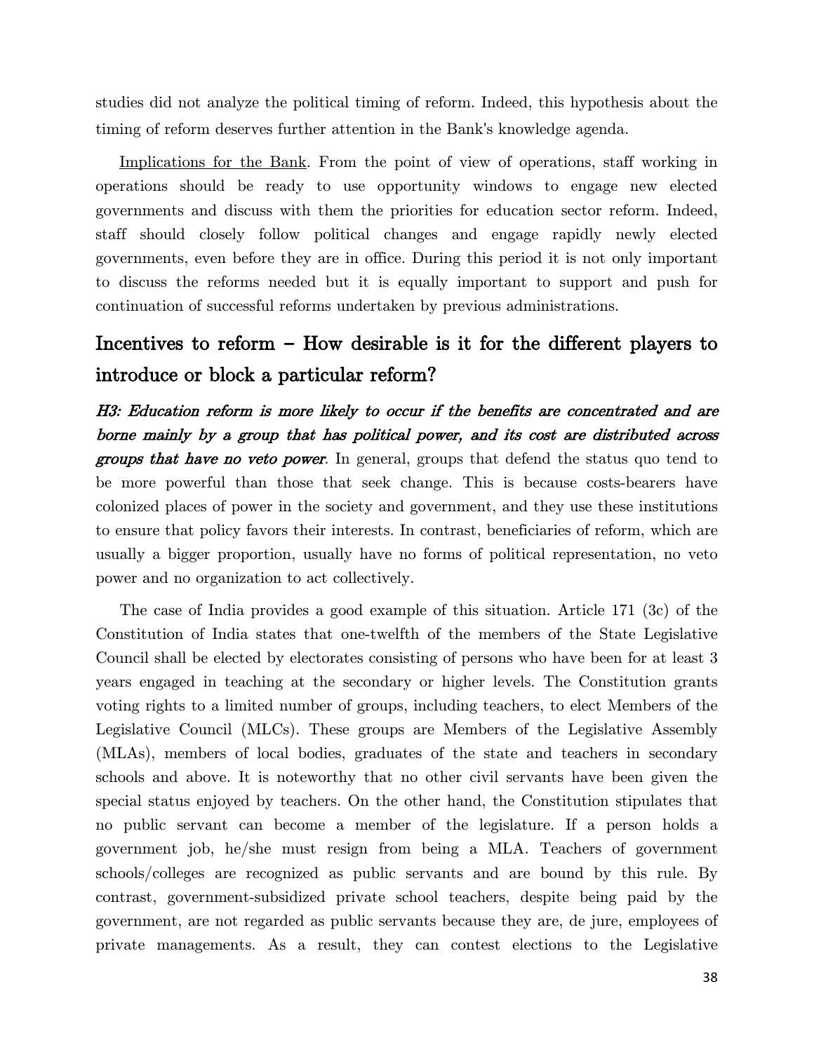studies did not analyze the political timing of reform. Indeed, this hypothesis about the timing of reform deserves further attention in the Bank's knowledge agenda.

Implications for the Bank. From the point of view of operations, staff working in operations should be ready to use opportunity windows to engage new elected governments and discuss with them the priorities for education sector reform. Indeed, staff should closely follow political changes and engage rapidly newly elected governments, even before they are in office. During this period it is not only important to discuss the reforms needed but it is equally important to support and push for continuation of successful reforms undertaken by previous administrations.

## Incentives to reform – How desirable is it for the different players to introduce or block a particular reform?

***H3: Education reform is more likely to occur if the benefits are concentrated and are borne mainly by a group that has political power, and its cost are distributed across groups that have no veto power***. In general, groups that defend the status quo tend to be more powerful than those that seek change. This is because costs-bearers have colonized places of power in the society and government, and they use these institutions to ensure that policy favors their interests. In contrast, beneficiaries of reform, which are usually a bigger proportion, usually have no forms of political representation, no veto power and no organization to act collectively.

The case of India provides a good example of this situation. Article 171 (3c) of the Constitution of India states that one-twelfth of the members of the State Legislative Council shall be elected by electorates consisting of persons who have been for at least 3 years engaged in teaching at the secondary or higher levels. The Constitution grants voting rights to a limited number of groups, including teachers, to elect Members of the Legislative Council (MLCs). These groups are Members of the Legislative Assembly (MLAs), members of local bodies, graduates of the state and teachers in secondary schools and above. It is noteworthy that no other civil servants have been given the special status enjoyed by teachers. On the other hand, the Constitution stipulates that no public servant can become a member of the legislature. If a person holds a government job, he/she must resign from being a MLA. Teachers of government schools/colleges are recognized as public servants and are bound by this rule. By contrast, government-subsidized private school teachers, despite being paid by the government, are not regarded as public servants because they are, de jure, employees of private managements. As a result, they can contest elections to the Legislative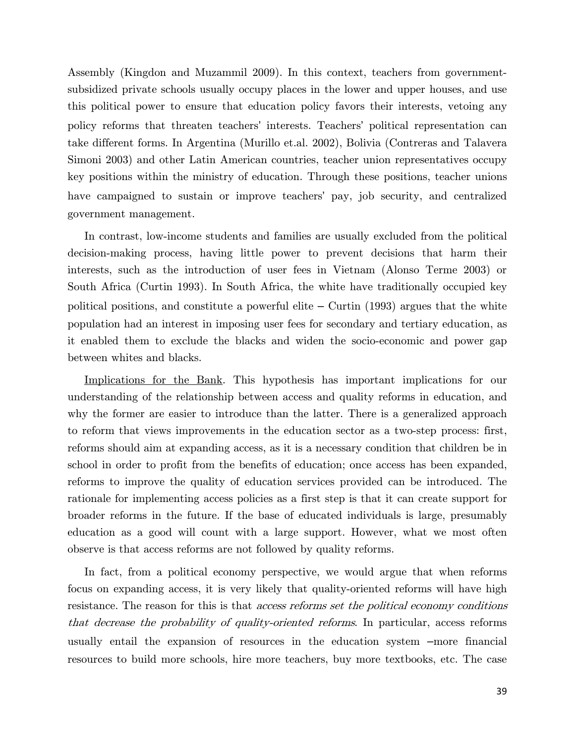Assembly (Kingdon and Muzammil 2009). In this context, teachers from government-subsidized private schools usually occupy places in the lower and upper houses, and use this political power to ensure that education policy favors their interests, vetoing any policy reforms that threaten teachers' interests. Teachers' political representation can take different forms. In Argentina (Murillo et.al. 2002), Bolivia (Contreras and Talavera Simoni 2003) and other Latin American countries, teacher union representatives occupy key positions within the ministry of education. Through these positions, teacher unions have campaigned to sustain or improve teachers' pay, job security, and centralized government management.

In contrast, low-income students and families are usually excluded from the political decision-making process, having little power to prevent decisions that harm their interests, such as the introduction of user fees in Vietnam (Alonso Terme 2003) or South Africa (Curtin 1993). In South Africa, the white have traditionally occupied key political positions, and constitute a powerful elite – Curtin (1993) argues that the white population had an interest in imposing user fees for secondary and tertiary education, as it enabled them to exclude the blacks and widen the socio-economic and power gap between whites and blacks.

<u>Implications for the Bank</u>. This hypothesis has important implications for our understanding of the relationship between access and quality reforms in education, and why the former are easier to introduce than the latter. There is a generalized approach to reform that views improvements in the education sector as a two-step process: first, reforms should aim at expanding access, as it is a necessary condition that children be in school in order to profit from the benefits of education; once access has been expanded, reforms to improve the quality of education services provided can be introduced. The rationale for implementing access policies as a first step is that it can create support for broader reforms in the future. If the base of educated individuals is large, presumably education as a good will count with a large support. However, what we most often observe is that access reforms are not followed by quality reforms.

In fact, from a political economy perspective, we would argue that when reforms focus on expanding access, it is very likely that quality-oriented reforms will have high resistance. The reason for this is that *access reforms set the political economy conditions that decrease the probability of quality-oriented reforms*. In particular, access reforms usually entail the expansion of resources in the education system –more financial resources to build more schools, hire more teachers, buy more textbooks, etc. The case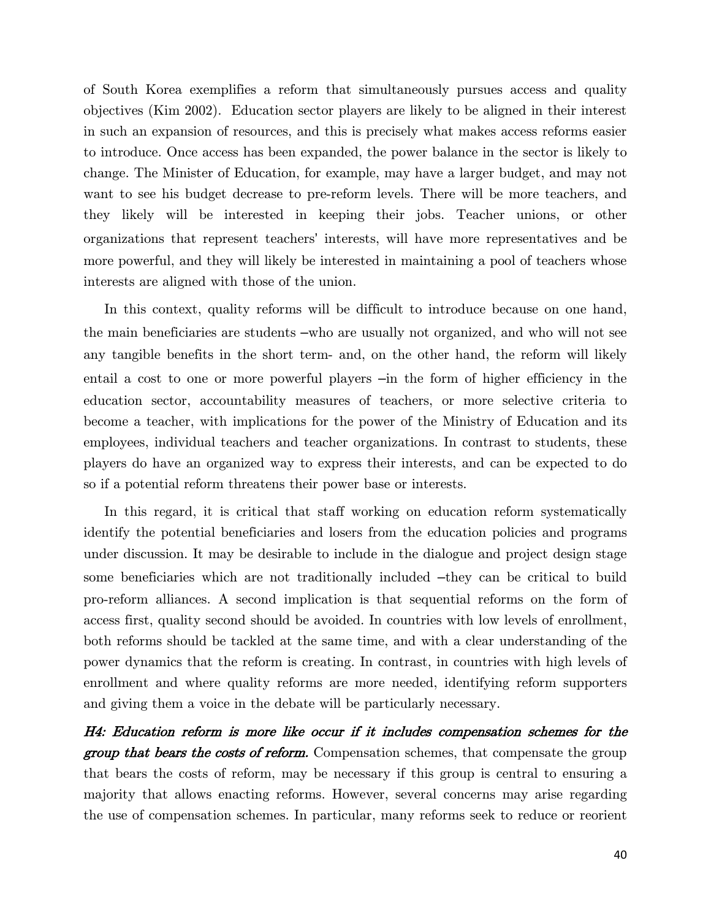of South Korea exemplifies a reform that simultaneously pursues access and quality objectives (Kim 2002). Education sector players are likely to be aligned in their interest in such an expansion of resources, and this is precisely what makes access reforms easier to introduce. Once access has been expanded, the power balance in the sector is likely to change. The Minister of Education, for example, may have a larger budget, and may not want to see his budget decrease to pre-reform levels. There will be more teachers, and they likely will be interested in keeping their jobs. Teacher unions, or other organizations that represent teachers' interests, will have more representatives and be more powerful, and they will likely be interested in maintaining a pool of teachers whose interests are aligned with those of the union.

In this context, quality reforms will be difficult to introduce because on one hand, the main beneficiaries are students –who are usually not organized, and who will not see any tangible benefits in the short term- and, on the other hand, the reform will likely entail a cost to one or more powerful players –in the form of higher efficiency in the education sector, accountability measures of teachers, or more selective criteria to become a teacher, with implications for the power of the Ministry of Education and its employees, individual teachers and teacher organizations. In contrast to students, these players do have an organized way to express their interests, and can be expected to do so if a potential reform threatens their power base or interests.

In this regard, it is critical that staff working on education reform systematically identify the potential beneficiaries and losers from the education policies and programs under discussion. It may be desirable to include in the dialogue and project design stage some beneficiaries which are not traditionally included –they can be critical to build pro-reform alliances. A second implication is that sequential reforms on the form of access first, quality second should be avoided. In countries with low levels of enrollment, both reforms should be tackled at the same time, and with a clear understanding of the power dynamics that the reform is creating. In contrast, in countries with high levels of enrollment and where quality reforms are more needed, identifying reform supporters and giving them a voice in the debate will be particularly necessary.

***H4: Education reform is more like occur if it includes compensation schemes for the group that bears the costs of reform.*** Compensation schemes, that compensate the group that bears the costs of reform, may be necessary if this group is central to ensuring a majority that allows enacting reforms. However, several concerns may arise regarding the use of compensation schemes. In particular, many reforms seek to reduce or reorient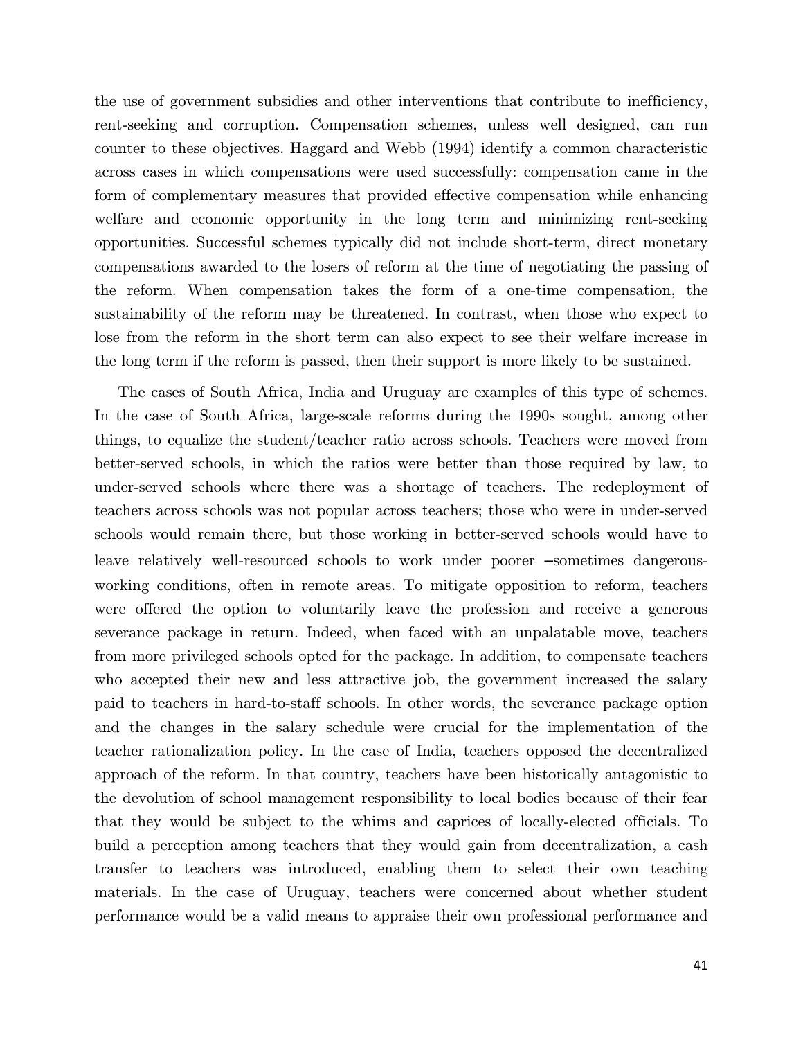the use of government subsidies and other interventions that contribute to inefficiency, rent-seeking and corruption. Compensation schemes, unless well designed, can run counter to these objectives. Haggard and Webb (1994) identify a common characteristic across cases in which compensations were used successfully: compensation came in the form of complementary measures that provided effective compensation while enhancing welfare and economic opportunity in the long term and minimizing rent-seeking opportunities. Successful schemes typically did not include short-term, direct monetary compensations awarded to the losers of reform at the time of negotiating the passing of the reform. When compensation takes the form of a one-time compensation, the sustainability of the reform may be threatened. In contrast, when those who expect to lose from the reform in the short term can also expect to see their welfare increase in the long term if the reform is passed, then their support is more likely to be sustained.

The cases of South Africa, India and Uruguay are examples of this type of schemes. In the case of South Africa, large-scale reforms during the 1990s sought, among other things, to equalize the student/teacher ratio across schools. Teachers were moved from better-served schools, in which the ratios were better than those required by law, to under-served schools where there was a shortage of teachers. The redeployment of teachers across schools was not popular across teachers; those who were in under-served schools would remain there, but those working in better-served schools would have to leave relatively well-resourced schools to work under poorer –sometimes dangerous- working conditions, often in remote areas. To mitigate opposition to reform, teachers were offered the option to voluntarily leave the profession and receive a generous severance package in return. Indeed, when faced with an unpalatable move, teachers from more privileged schools opted for the package. In addition, to compensate teachers who accepted their new and less attractive job, the government increased the salary paid to teachers in hard-to-staff schools. In other words, the severance package option and the changes in the salary schedule were crucial for the implementation of the teacher rationalization policy. In the case of India, teachers opposed the decentralized approach of the reform. In that country, teachers have been historically antagonistic to the devolution of school management responsibility to local bodies because of their fear that they would be subject to the whims and caprices of locally-elected officials. To build a perception among teachers that they would gain from decentralization, a cash transfer to teachers was introduced, enabling them to select their own teaching materials. In the case of Uruguay, teachers were concerned about whether student performance would be a valid means to appraise their own professional performance and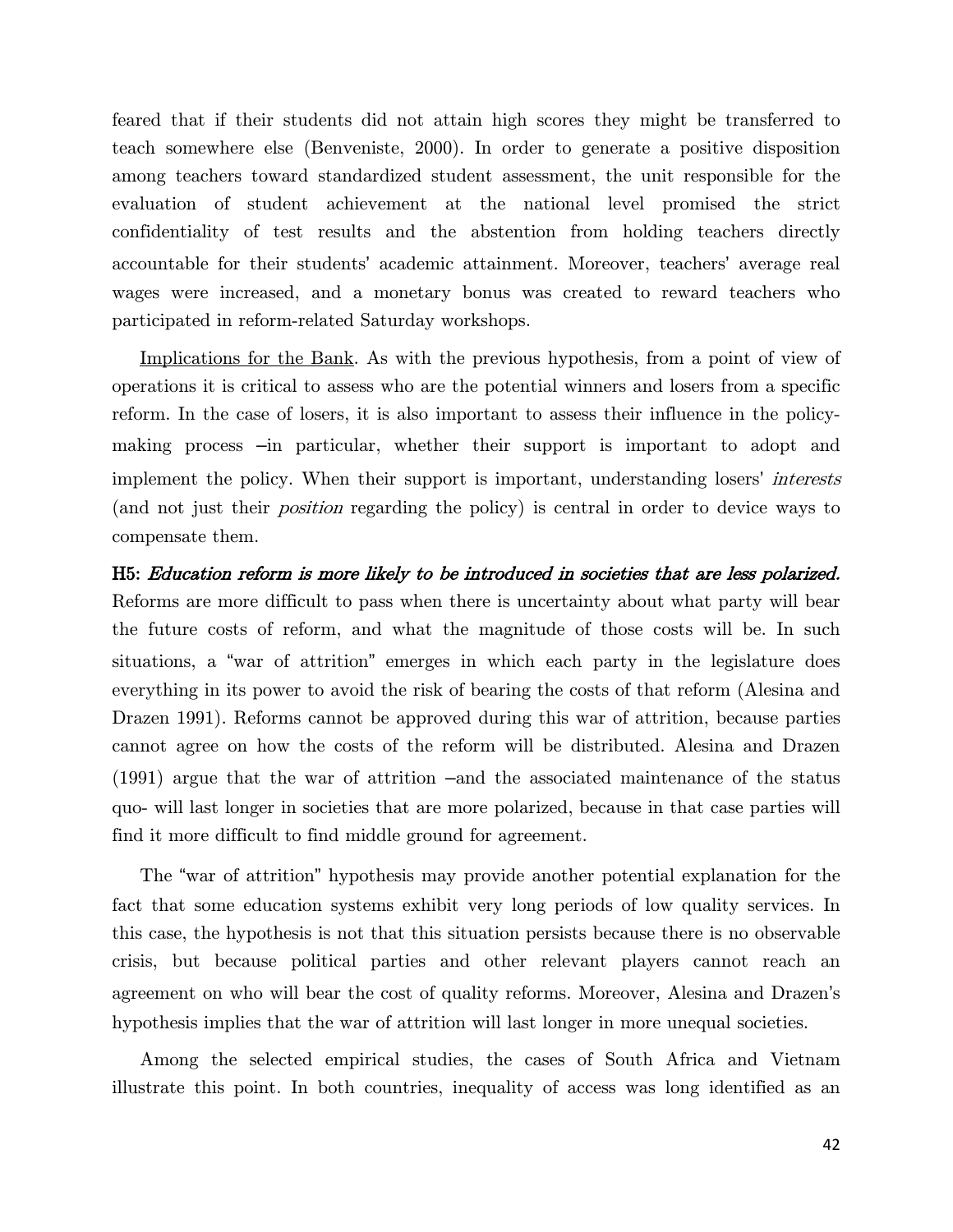feared that if their students did not attain high scores they might be transferred to teach somewhere else (Benveniste, 2000). In order to generate a positive disposition among teachers toward standardized student assessment, the unit responsible for the evaluation of student achievement at the national level promised the strict confidentiality of test results and the abstention from holding teachers directly accountable for their students' academic attainment. Moreover, teachers' average real wages were increased, and a monetary bonus was created to reward teachers who participated in reform-related Saturday workshops.

Implications for the Bank. As with the previous hypothesis, from a point of view of operations it is critical to assess who are the potential winners and losers from a specific reform. In the case of losers, it is also important to assess their influence in the policy-making process –in particular, whether their support is important to adopt and implement the policy. When their support is important, understanding losers' *interests* (and not just their *position* regarding the policy) is central in order to device ways to compensate them.

**H5:** ***Education reform is more likely to be introduced in societies that are less polarized.*** Reforms are more difficult to pass when there is uncertainty about what party will bear the future costs of reform, and what the magnitude of those costs will be. In such situations, a "war of attrition" emerges in which each party in the legislature does everything in its power to avoid the risk of bearing the costs of that reform (Alesina and Drazen 1991). Reforms cannot be approved during this war of attrition, because parties cannot agree on how the costs of the reform will be distributed. Alesina and Drazen (1991) argue that the war of attrition –and the associated maintenance of the status quo- will last longer in societies that are more polarized, because in that case parties will find it more difficult to find middle ground for agreement.

The "war of attrition" hypothesis may provide another potential explanation for the fact that some education systems exhibit very long periods of low quality services. In this case, the hypothesis is not that this situation persists because there is no observable crisis, but because political parties and other relevant players cannot reach an agreement on who will bear the cost of quality reforms. Moreover, Alesina and Drazen's hypothesis implies that the war of attrition will last longer in more unequal societies.

Among the selected empirical studies, the cases of South Africa and Vietnam illustrate this point. In both countries, inequality of access was long identified as an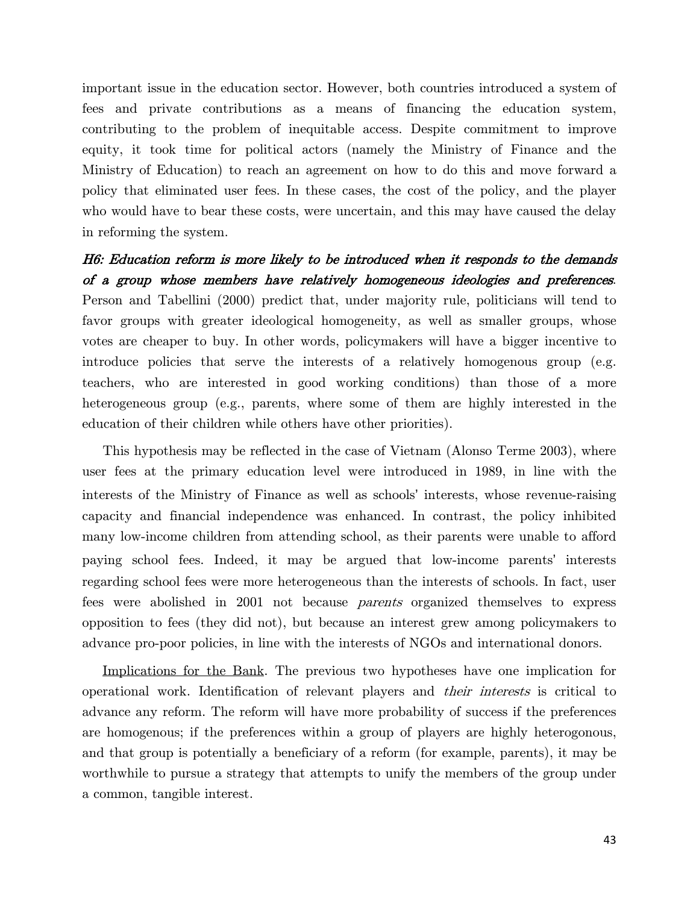important issue in the education sector. However, both countries introduced a system of fees and private contributions as a means of financing the education system, contributing to the problem of inequitable access. Despite commitment to improve equity, it took time for political actors (namely the Ministry of Finance and the Ministry of Education) to reach an agreement on how to do this and move forward a policy that eliminated user fees. In these cases, the cost of the policy, and the player who would have to bear these costs, were uncertain, and this may have caused the delay in reforming the system.

***H6: Education reform is more likely to be introduced when it responds to the demands of a group whose members have relatively homogeneous ideologies and preferences***. Person and Tabellini (2000) predict that, under majority rule, politicians will tend to favor groups with greater ideological homogeneity, as well as smaller groups, whose votes are cheaper to buy. In other words, policymakers will have a bigger incentive to introduce policies that serve the interests of a relatively homogenous group (e.g. teachers, who are interested in good working conditions) than those of a more heterogeneous group (e.g., parents, where some of them are highly interested in the education of their children while others have other priorities).

This hypothesis may be reflected in the case of Vietnam (Alonso Terme 2003), where user fees at the primary education level were introduced in 1989, in line with the interests of the Ministry of Finance as well as schools' interests, whose revenue-raising capacity and financial independence was enhanced. In contrast, the policy inhibited many low-income children from attending school, as their parents were unable to afford paying school fees. Indeed, it may be argued that low-income parents' interests regarding school fees were more heterogeneous than the interests of schools. In fact, user fees were abolished in 2001 not because *parents* organized themselves to express opposition to fees (they did not), but because an interest grew among policymakers to advance pro-poor policies, in line with the interests of NGOs and international donors.

<u>Implications for the Bank</u>. The previous two hypotheses have one implication for operational work. Identification of relevant players and *their interests* is critical to advance any reform. The reform will have more probability of success if the preferences are homogenous; if the preferences within a group of players are highly heterogonous, and that group is potentially a beneficiary of a reform (for example, parents), it may be worthwhile to pursue a strategy that attempts to unify the members of the group under a common, tangible interest.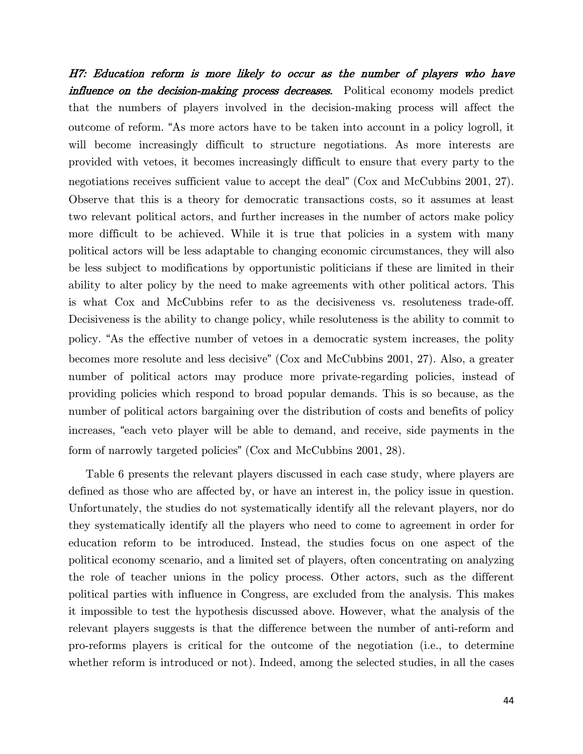*H7: Education reform is more likely to occur as the number of players who have influence on the decision-making process decreases.* Political economy models predict that the numbers of players involved in the decision-making process will affect the outcome of reform. "As more actors have to be taken into account in a policy logroll, it will become increasingly difficult to structure negotiations. As more interests are provided with vetoes, it becomes increasingly difficult to ensure that every party to the negotiations receives sufficient value to accept the deal" (Cox and McCubbins 2001, 27). Observe that this is a theory for democratic transactions costs, so it assumes at least two relevant political actors, and further increases in the number of actors make policy more difficult to be achieved. While it is true that policies in a system with many political actors will be less adaptable to changing economic circumstances, they will also be less subject to modifications by opportunistic politicians if these are limited in their ability to alter policy by the need to make agreements with other political actors. This is what Cox and McCubbins refer to as the decisiveness vs. resoluteness trade-off. Decisiveness is the ability to change policy, while resoluteness is the ability to commit to policy. "As the effective number of vetoes in a democratic system increases, the polity becomes more resolute and less decisive" (Cox and McCubbins 2001, 27). Also, a greater number of political actors may produce more private-regarding policies, instead of providing policies which respond to broad popular demands. This is so because, as the number of political actors bargaining over the distribution of costs and benefits of policy increases, "each veto player will be able to demand, and receive, side payments in the form of narrowly targeted policies" (Cox and McCubbins 2001, 28).

Table 6 presents the relevant players discussed in each case study, where players are defined as those who are affected by, or have an interest in, the policy issue in question. Unfortunately, the studies do not systematically identify all the relevant players, nor do they systematically identify all the players who need to come to agreement in order for education reform to be introduced. Instead, the studies focus on one aspect of the political economy scenario, and a limited set of players, often concentrating on analyzing the role of teacher unions in the policy process. Other actors, such as the different political parties with influence in Congress, are excluded from the analysis. This makes it impossible to test the hypothesis discussed above. However, what the analysis of the relevant players suggests is that the difference between the number of anti-reform and pro-reforms players is critical for the outcome of the negotiation (i.e., to determine whether reform is introduced or not). Indeed, among the selected studies, in all the cases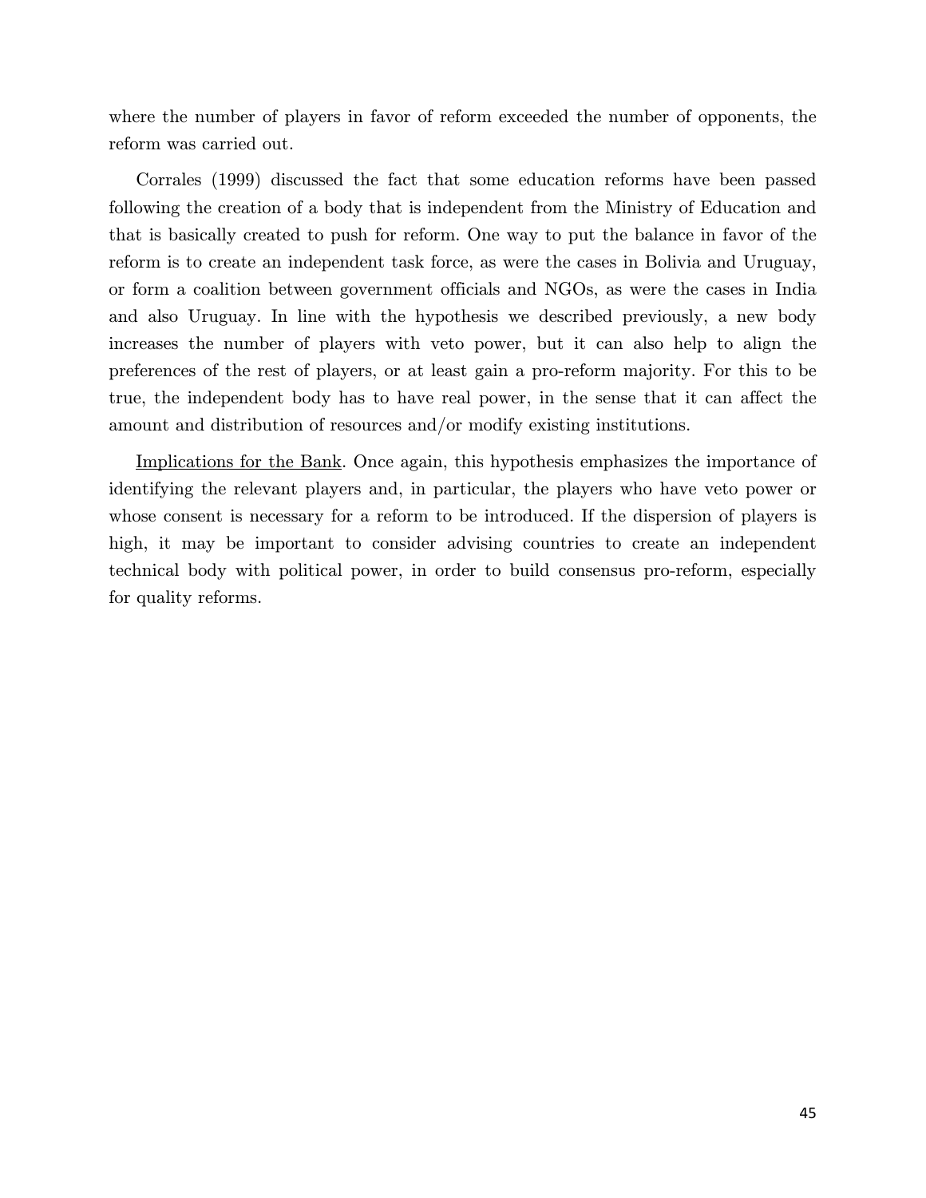where the number of players in favor of reform exceeded the number of opponents, the reform was carried out.

Corrales (1999) discussed the fact that some education reforms have been passed following the creation of a body that is independent from the Ministry of Education and that is basically created to push for reform. One way to put the balance in favor of the reform is to create an independent task force, as were the cases in Bolivia and Uruguay, or form a coalition between government officials and NGOs, as were the cases in India and also Uruguay. In line with the hypothesis we described previously, a new body increases the number of players with veto power, but it can also help to align the preferences of the rest of players, or at least gain a pro-reform majority. For this to be true, the independent body has to have real power, in the sense that it can affect the amount and distribution of resources and/or modify existing institutions.

Implications for the Bank. Once again, this hypothesis emphasizes the importance of identifying the relevant players and, in particular, the players who have veto power or whose consent is necessary for a reform to be introduced. If the dispersion of players is high, it may be important to consider advising countries to create an independent technical body with political power, in order to build consensus pro-reform, especially for quality reforms.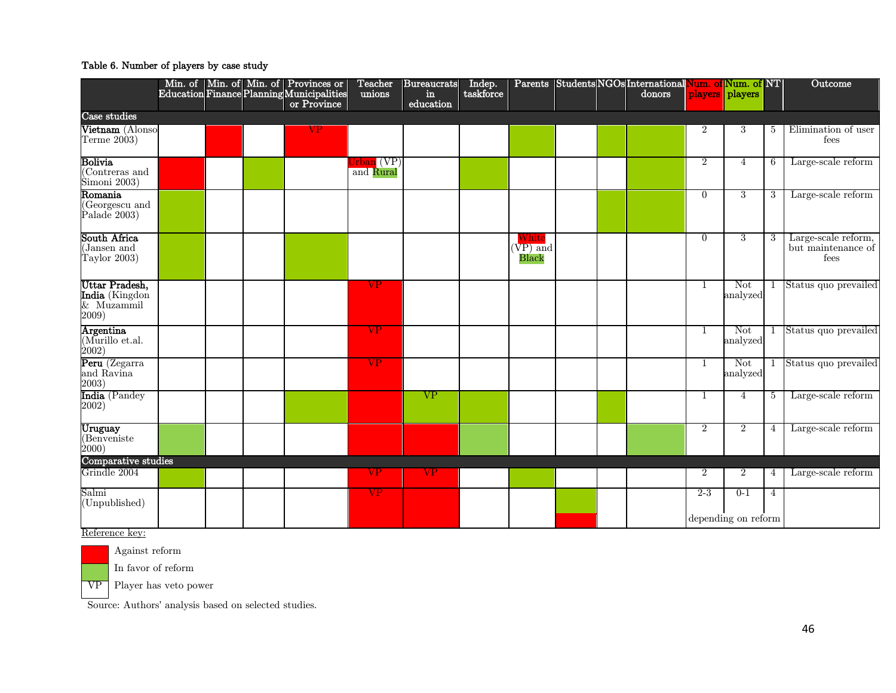Table 6. Number of players by case study

| | Min. of Education | Min. of Finance | Min. of Planning | Provinces or Municipalities or Province | Teacher unions | Bureaucrats in education | Indep. taskforce | Parents | Students | NGOs | International donors | Num. of players (Against) | Num. of players (In favor) | NT | Outcome |
|---|---|---|---|---|---|---|---|---|---|---|---|---|---|---|---|
| **Case studies** | | | | | | | | | | | | | | | |
| **Vietnam** (Alonso Terme 2003) | | Against | | Against, VP | | | | In favor | | In favor | In favor | 2 | 3 | 5 | Elimination of user fees |
| **Bolivia** (Contreras and Simoni 2003) | Against | | In favor | | Urban (VP) [Against] and Rural [In favor] | | In favor | | | | In favor | 2 | 4 | 6 | Large-scale reform |
| **Romania** (Georgescu and Palade 2003) | In favor | | | | | | | | | In favor | In favor | 0 | 3 | 3 | Large-scale reform |
| **South Africa** (Jansen and Taylor 2003) | In favor | | | In favor | | | | White (VP) [Against] and Black [In favor] | | | | 0 | 3 | 3 | Large-scale reform, but maintenance of fees |
| **Uttar Pradesh, India** (Kingdon & Muzammil 2009) | | | | | Against, VP | | | | | | | 1 | Not analyzed | 1 | Status quo prevailed |
| **Argentina** (Murillo et.al. 2002) | | | | | Against, VP | | | | | | | 1 | Not analyzed | 1 | Status quo prevailed |
| **Peru** (Zegarra and Ravina 2003) | | | | | Against, VP | | | | | | | 1 | Not analyzed | 1 | Status quo prevailed |
| **India** (Pandey 2002) | | | | In favor | Against | In favor, VP | In favor | | | In favor | | 1 | 4 | 5 | Large-scale reform |
| **Uruguay** (Benveniste 2000) | In favor | | | | Against | Against | In favor | | | | In favor | 2 | 2 | 4 | Large-scale reform |
| **Comparative studies** | | | | | | | | | | | | | | | |
| Grindle 2004 | In favor | | | | Against, VP | Against, VP | | In favor | | | | 2 | 2 | 4 | Large-scale reform |
| Salmi (Unpublished) | | | | | Against, VP | Against | | | In favor / Against | | | 2-3 (depending on reform) | 0-1 (depending on reform) | 4 | |

Reference key:

- Red: Against reform
- Green: In favor of reform
- VP: Player has veto power

Source: Authors' analysis based on selected studies.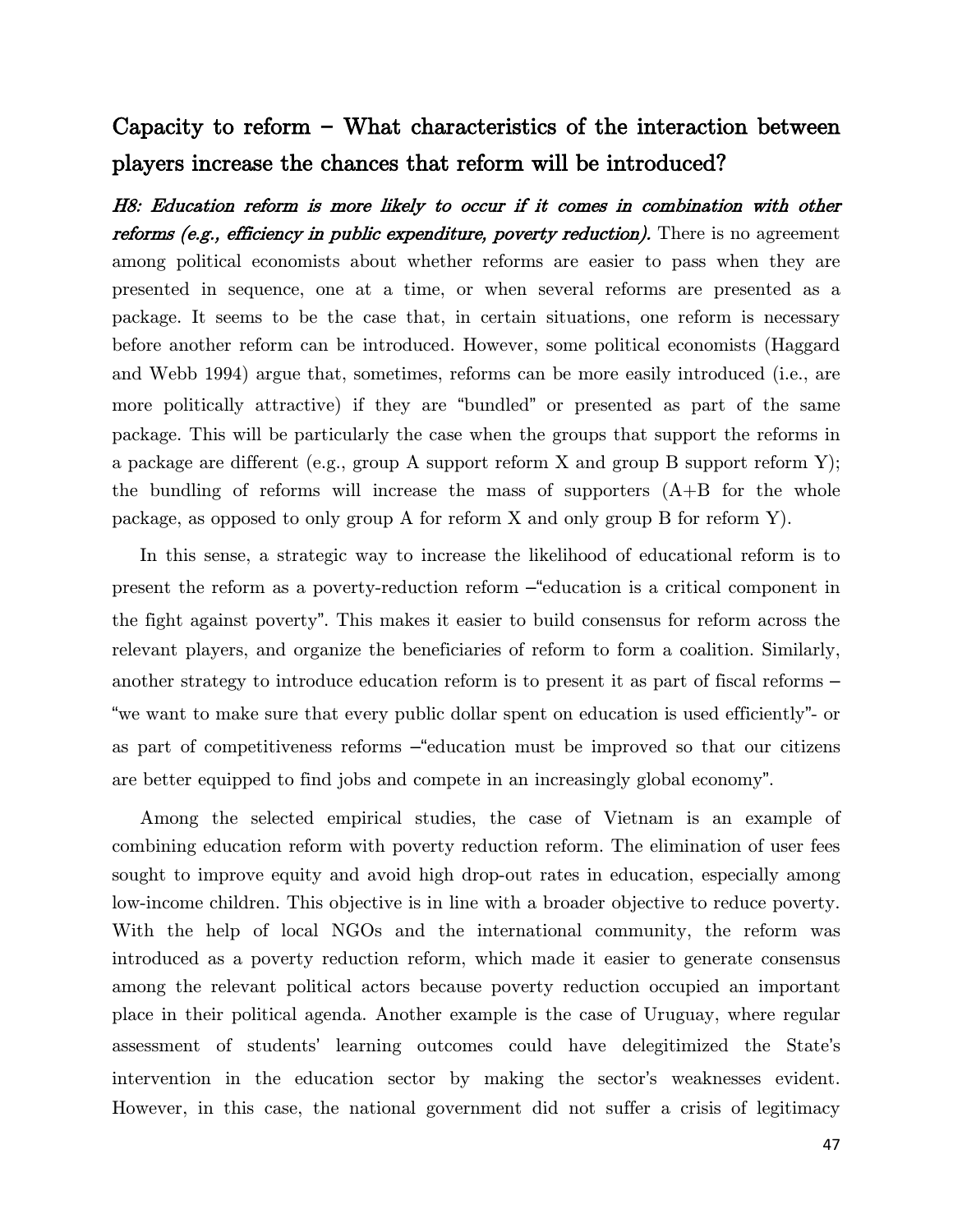## Capacity to reform – What characteristics of the interaction between players increase the chances that reform will be introduced?

***H8: Education reform is more likely to occur if it comes in combination with other reforms (e.g., efficiency in public expenditure, poverty reduction).*** There is no agreement among political economists about whether reforms are easier to pass when they are presented in sequence, one at a time, or when several reforms are presented as a package. It seems to be the case that, in certain situations, one reform is necessary before another reform can be introduced. However, some political economists (Haggard and Webb 1994) argue that, sometimes, reforms can be more easily introduced (i.e., are more politically attractive) if they are "bundled" or presented as part of the same package. This will be particularly the case when the groups that support the reforms in a package are different (e.g., group A support reform X and group B support reform Y); the bundling of reforms will increase the mass of supporters (A+B for the whole package, as opposed to only group A for reform X and only group B for reform Y).

In this sense, a strategic way to increase the likelihood of educational reform is to present the reform as a poverty-reduction reform –"education is a critical component in the fight against poverty". This makes it easier to build consensus for reform across the relevant players, and organize the beneficiaries of reform to form a coalition. Similarly, another strategy to introduce education reform is to present it as part of fiscal reforms – "we want to make sure that every public dollar spent on education is used efficiently"- or as part of competitiveness reforms –"education must be improved so that our citizens are better equipped to find jobs and compete in an increasingly global economy".

Among the selected empirical studies, the case of Vietnam is an example of combining education reform with poverty reduction reform. The elimination of user fees sought to improve equity and avoid high drop-out rates in education, especially among low-income children. This objective is in line with a broader objective to reduce poverty. With the help of local NGOs and the international community, the reform was introduced as a poverty reduction reform, which made it easier to generate consensus among the relevant political actors because poverty reduction occupied an important place in their political agenda. Another example is the case of Uruguay, where regular assessment of students' learning outcomes could have delegitimized the State's intervention in the education sector by making the sector's weaknesses evident. However, in this case, the national government did not suffer a crisis of legitimacy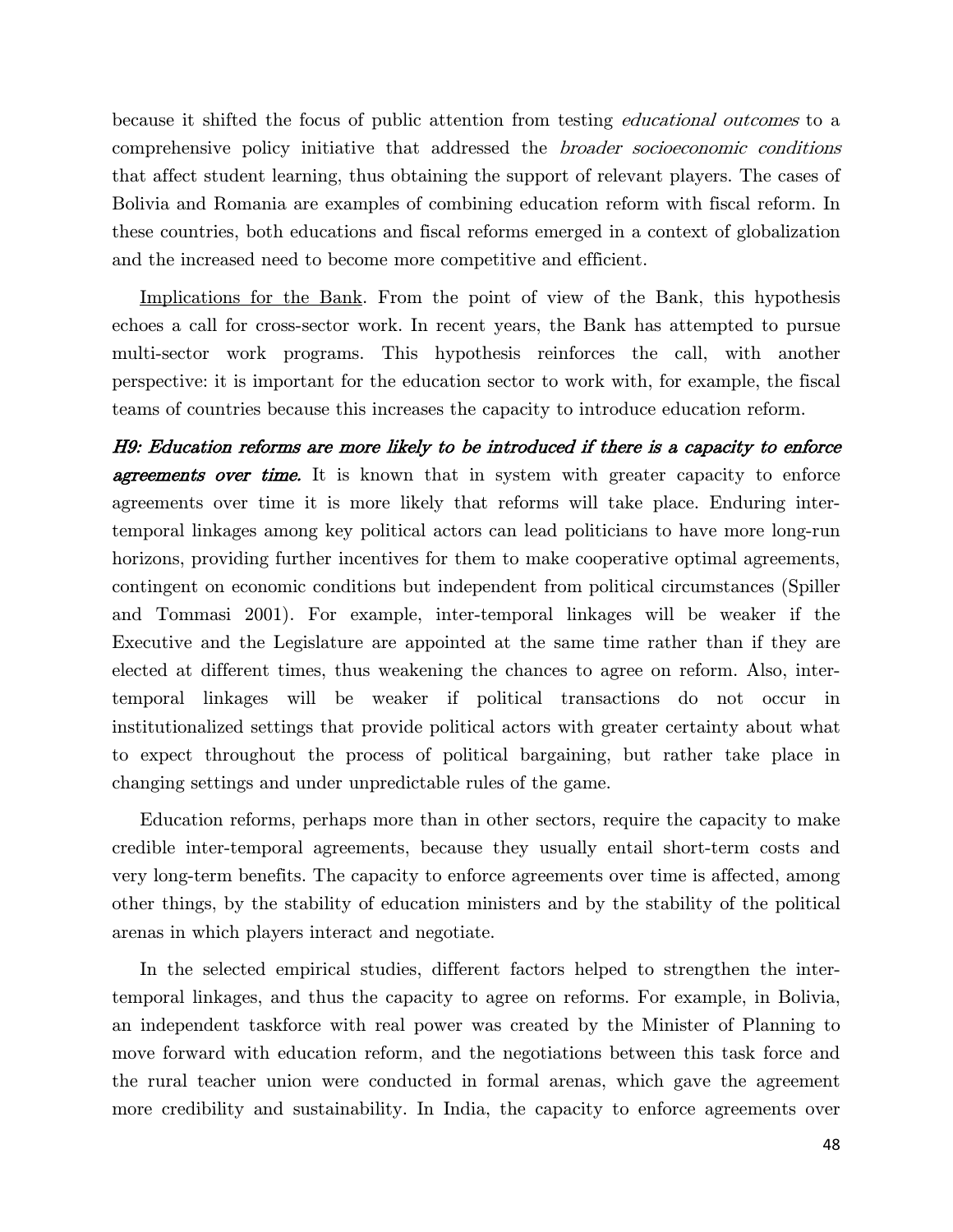because it shifted the focus of public attention from testing *educational outcomes* to a comprehensive policy initiative that addressed the *broader socioeconomic conditions* that affect student learning, thus obtaining the support of relevant players. The cases of Bolivia and Romania are examples of combining education reform with fiscal reform. In these countries, both educations and fiscal reforms emerged in a context of globalization and the increased need to become more competitive and efficient.

Implications for the Bank. From the point of view of the Bank, this hypothesis echoes a call for cross-sector work. In recent years, the Bank has attempted to pursue multi-sector work programs. This hypothesis reinforces the call, with another perspective: it is important for the education sector to work with, for example, the fiscal teams of countries because this increases the capacity to introduce education reform.

***H9: Education reforms are more likely to be introduced if there is a capacity to enforce agreements over time.*** It is known that in system with greater capacity to enforce agreements over time it is more likely that reforms will take place. Enduring inter-temporal linkages among key political actors can lead politicians to have more long-run horizons, providing further incentives for them to make cooperative optimal agreements, contingent on economic conditions but independent from political circumstances (Spiller and Tommasi 2001). For example, inter-temporal linkages will be weaker if the Executive and the Legislature are appointed at the same time rather than if they are elected at different times, thus weakening the chances to agree on reform. Also, inter-temporal linkages will be weaker if political transactions do not occur in institutionalized settings that provide political actors with greater certainty about what to expect throughout the process of political bargaining, but rather take place in changing settings and under unpredictable rules of the game.

Education reforms, perhaps more than in other sectors, require the capacity to make credible inter-temporal agreements, because they usually entail short-term costs and very long-term benefits. The capacity to enforce agreements over time is affected, among other things, by the stability of education ministers and by the stability of the political arenas in which players interact and negotiate.

In the selected empirical studies, different factors helped to strengthen the inter-temporal linkages, and thus the capacity to agree on reforms. For example, in Bolivia, an independent taskforce with real power was created by the Minister of Planning to move forward with education reform, and the negotiations between this task force and the rural teacher union were conducted in formal arenas, which gave the agreement more credibility and sustainability. In India, the capacity to enforce agreements over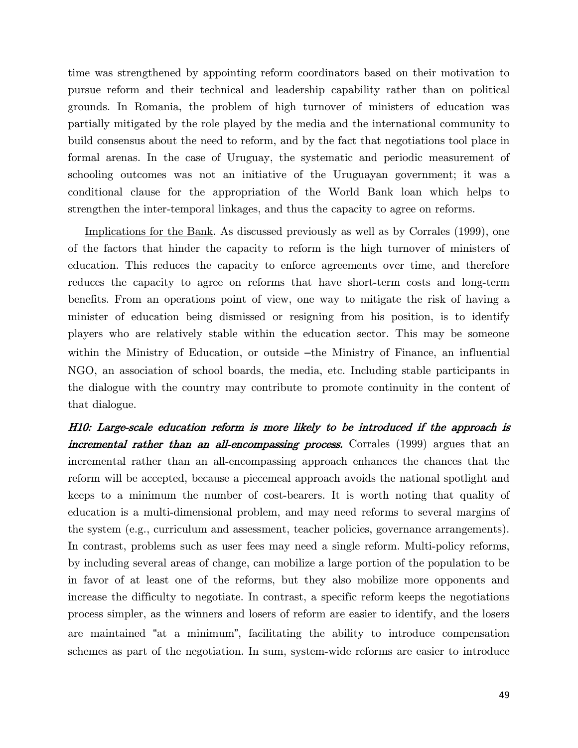time was strengthened by appointing reform coordinators based on their motivation to pursue reform and their technical and leadership capability rather than on political grounds. In Romania, the problem of high turnover of ministers of education was partially mitigated by the role played by the media and the international community to build consensus about the need to reform, and by the fact that negotiations tool place in formal arenas. In the case of Uruguay, the systematic and periodic measurement of schooling outcomes was not an initiative of the Uruguayan government; it was a conditional clause for the appropriation of the World Bank loan which helps to strengthen the inter-temporal linkages, and thus the capacity to agree on reforms.

Implications for the Bank. As discussed previously as well as by Corrales (1999), one of the factors that hinder the capacity to reform is the high turnover of ministers of education. This reduces the capacity to enforce agreements over time, and therefore reduces the capacity to agree on reforms that have short-term costs and long-term benefits. From an operations point of view, one way to mitigate the risk of having a minister of education being dismissed or resigning from his position, is to identify players who are relatively stable within the education sector. This may be someone within the Ministry of Education, or outside –the Ministry of Finance, an influential NGO, an association of school boards, the media, etc. Including stable participants in the dialogue with the country may contribute to promote continuity in the content of that dialogue.

***H10: Large-scale education reform is more likely to be introduced if the approach is incremental rather than an all-encompassing process.*** Corrales (1999) argues that an incremental rather than an all-encompassing approach enhances the chances that the reform will be accepted, because a piecemeal approach avoids the national spotlight and keeps to a minimum the number of cost-bearers. It is worth noting that quality of education is a multi-dimensional problem, and may need reforms to several margins of the system (e.g., curriculum and assessment, teacher policies, governance arrangements). In contrast, problems such as user fees may need a single reform. Multi-policy reforms, by including several areas of change, can mobilize a large portion of the population to be in favor of at least one of the reforms, but they also mobilize more opponents and increase the difficulty to negotiate. In contrast, a specific reform keeps the negotiations process simpler, as the winners and losers of reform are easier to identify, and the losers are maintained "at a minimum", facilitating the ability to introduce compensation schemes as part of the negotiation. In sum, system-wide reforms are easier to introduce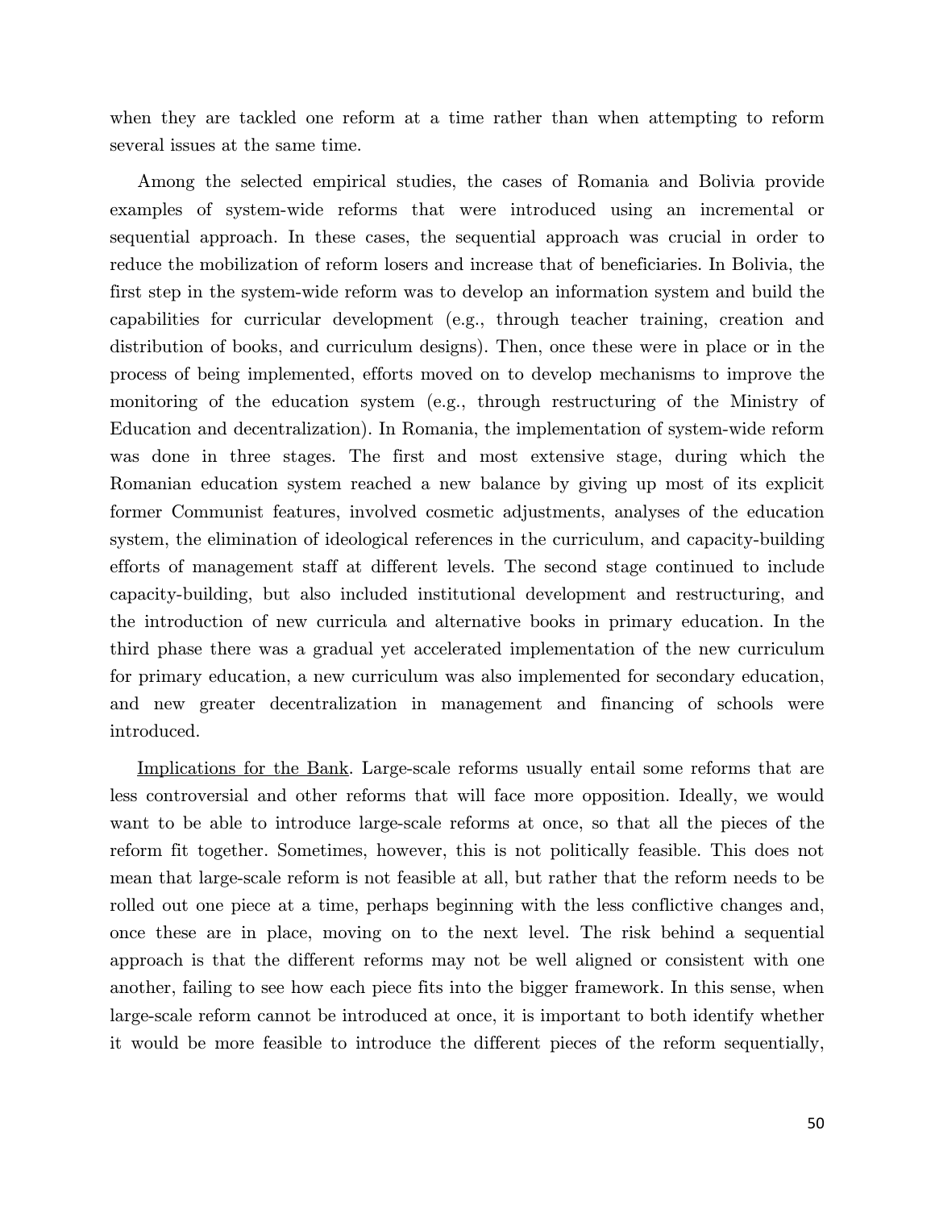when they are tackled one reform at a time rather than when attempting to reform several issues at the same time.

Among the selected empirical studies, the cases of Romania and Bolivia provide examples of system-wide reforms that were introduced using an incremental or sequential approach. In these cases, the sequential approach was crucial in order to reduce the mobilization of reform losers and increase that of beneficiaries. In Bolivia, the first step in the system-wide reform was to develop an information system and build the capabilities for curricular development (e.g., through teacher training, creation and distribution of books, and curriculum designs). Then, once these were in place or in the process of being implemented, efforts moved on to develop mechanisms to improve the monitoring of the education system (e.g., through restructuring of the Ministry of Education and decentralization). In Romania, the implementation of system-wide reform was done in three stages. The first and most extensive stage, during which the Romanian education system reached a new balance by giving up most of its explicit former Communist features, involved cosmetic adjustments, analyses of the education system, the elimination of ideological references in the curriculum, and capacity-building efforts of management staff at different levels. The second stage continued to include capacity-building, but also included institutional development and restructuring, and the introduction of new curricula and alternative books in primary education. In the third phase there was a gradual yet accelerated implementation of the new curriculum for primary education, a new curriculum was also implemented for secondary education, and new greater decentralization in management and financing of schools were introduced.

Implications for the Bank. Large-scale reforms usually entail some reforms that are less controversial and other reforms that will face more opposition. Ideally, we would want to be able to introduce large-scale reforms at once, so that all the pieces of the reform fit together. Sometimes, however, this is not politically feasible. This does not mean that large-scale reform is not feasible at all, but rather that the reform needs to be rolled out one piece at a time, perhaps beginning with the less conflictive changes and, once these are in place, moving on to the next level. The risk behind a sequential approach is that the different reforms may not be well aligned or consistent with one another, failing to see how each piece fits into the bigger framework. In this sense, when large-scale reform cannot be introduced at once, it is important to both identify whether it would be more feasible to introduce the different pieces of the reform sequentially,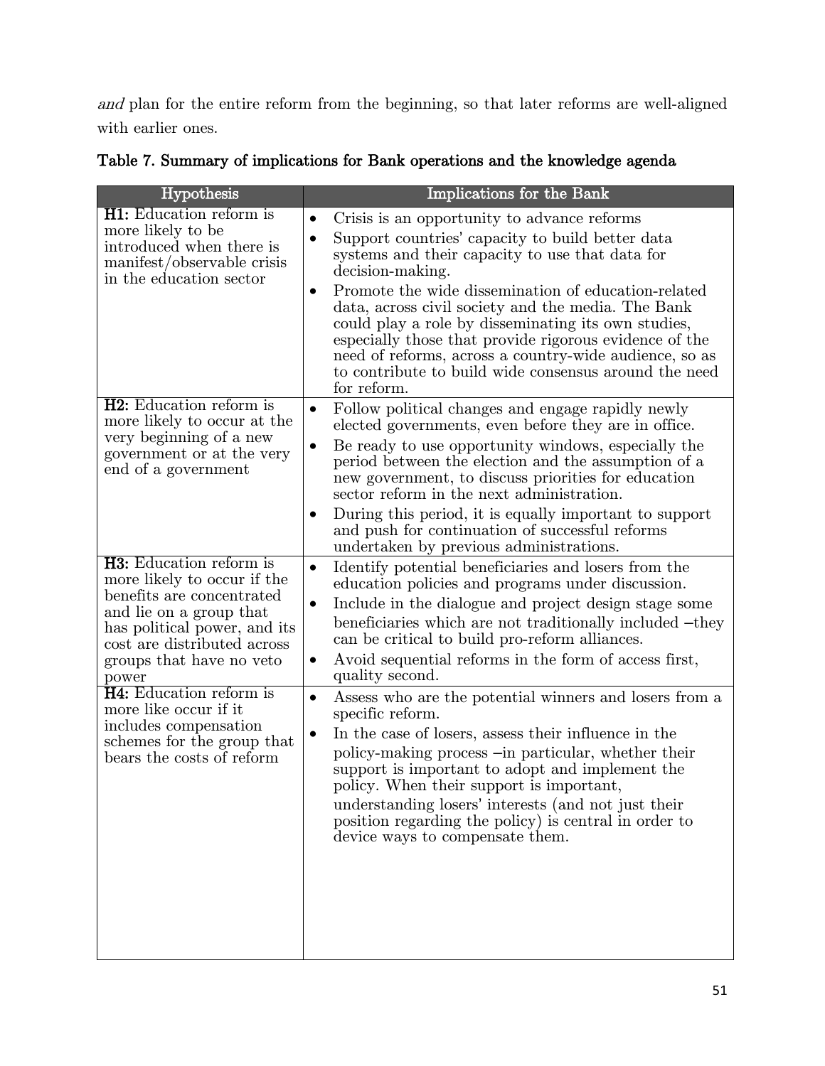*and* plan for the entire reform from the beginning, so that later reforms are well-aligned with earlier ones.

**Table 7. Summary of implications for Bank operations and the knowledge agenda**

| Hypothesis | Implications for the Bank |
|---|---|
| **H1:** Education reform is more likely to be introduced when there is manifest/observable crisis in the education sector | • Crisis is an opportunity to advance reforms<br>• Support countries' capacity to build better data systems and their capacity to use that data for decision-making.<br>• Promote the wide dissemination of education-related data, across civil society and the media. The Bank could play a role by disseminating its own studies, especially those that provide rigorous evidence of the need of reforms, across a country-wide audience, so as to contribute to build wide consensus around the need for reform. |
| **H2:** Education reform is more likely to occur at the very beginning of a new government or at the very end of a government | • Follow political changes and engage rapidly newly elected governments, even before they are in office.<br>• Be ready to use opportunity windows, especially the period between the election and the assumption of a new government, to discuss priorities for education sector reform in the next administration.<br>• During this period, it is equally important to support and push for continuation of successful reforms undertaken by previous administrations. |
| **H3:** Education reform is more likely to occur if the benefits are concentrated and lie on a group that has political power, and its cost are distributed across groups that have no veto power | • Identify potential beneficiaries and losers from the education policies and programs under discussion.<br>• Include in the dialogue and project design stage some beneficiaries which are not traditionally included –they can be critical to build pro-reform alliances.<br>• Avoid sequential reforms in the form of access first, quality second. |
| **H4:** Education reform is more like occur if it includes compensation schemes for the group that bears the costs of reform | • Assess who are the potential winners and losers from a specific reform.<br>• In the case of losers, assess their influence in the policy-making process –in particular, whether their support is important to adopt and implement the policy. When their support is important, understanding losers' interests (and not just their position regarding the policy) is central in order to device ways to compensate them. |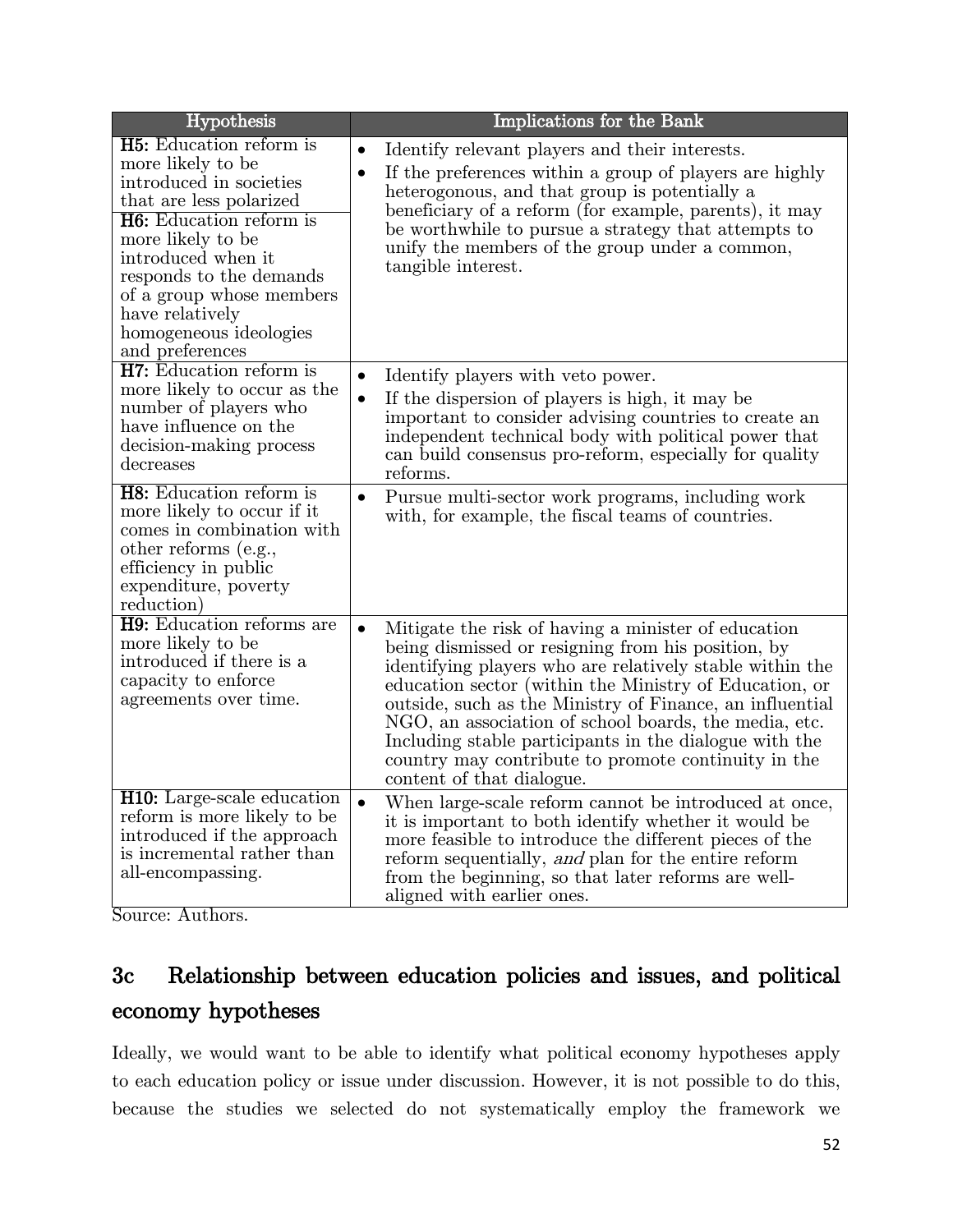| Hypothesis | Implications for the Bank |
| --- | --- |
| **H5:** Education reform is more likely to be introduced in societies that are less polarized<br>**H6:** Education reform is more likely to be introduced when it responds to the demands of a group whose members have relatively homogeneous ideologies and preferences | • Identify relevant players and their interests.<br>• If the preferences within a group of players are highly heterogonous, and that group is potentially a beneficiary of a reform (for example, parents), it may be worthwhile to pursue a strategy that attempts to unify the members of the group under a common, tangible interest. |
| **H7:** Education reform is more likely to occur as the number of players who have influence on the decision-making process decreases | • Identify players with veto power.<br>• If the dispersion of players is high, it may be important to consider advising countries to create an independent technical body with political power that can build consensus pro-reform, especially for quality reforms. |
| **H8:** Education reform is more likely to occur if it comes in combination with other reforms (e.g., efficiency in public expenditure, poverty reduction) | • Pursue multi-sector work programs, including work with, for example, the fiscal teams of countries. |
| **H9:** Education reforms are more likely to be introduced if there is a capacity to enforce agreements over time. | • Mitigate the risk of having a minister of education being dismissed or resigning from his position, by identifying players who are relatively stable within the education sector (within the Ministry of Education, or outside, such as the Ministry of Finance, an influential NGO, an association of school boards, the media, etc. Including stable participants in the dialogue with the country may contribute to promote continuity in the content of that dialogue. |
| **H10:** Large-scale education reform is more likely to be introduced if the approach is incremental rather than all-encompassing. | • When large-scale reform cannot be introduced at once, it is important to both identify whether it would be more feasible to introduce the different pieces of the reform sequentially, *and* plan for the entire reform from the beginning, so that later reforms are well-aligned with earlier ones. |

Source: Authors.

## 3c Relationship between education policies and issues, and political economy hypotheses

Ideally, we would want to be able to identify what political economy hypotheses apply to each education policy or issue under discussion. However, it is not possible to do this, because the studies we selected do not systematically employ the framework we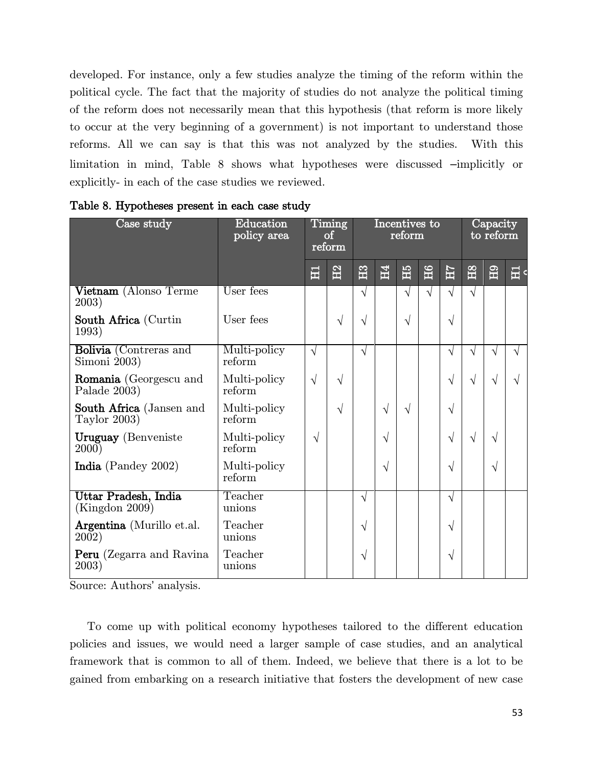developed. For instance, only a few studies analyze the timing of the reform within the political cycle. The fact that the majority of studies do not analyze the political timing of the reform does not necessarily mean that this hypothesis (that reform is more likely to occur at the very beginning of a government) is not important to understand those reforms. All we can say is that this was not analyzed by the studies. With this limitation in mind, Table 8 shows what hypotheses were discussed –implicitly or explicitly- in each of the case studies we reviewed.

**Table 8. Hypotheses present in each case study**

| Case study | Education policy area | Timing of reform | | Incentives to reform | | | | | Capacity to reform | | |
|---|---|---|---|---|---|---|---|---|---|---|---|
| | | H1 | H2 | H3 | H4 | H5 | H6 | H7 | H8 | H9 | H10 |
| **Vietnam** (Alonso Terme 2003) | User fees | | | √ | | √ | √ | √ | √ | | |
| **South Africa** (Curtin 1993) | User fees | | √ | √ | | √ | | √ | | | |
| **Bolivia** (Contreras and Simoni 2003) | Multi-policy reform | √ | | √ | | | | √ | √ | √ | √ |
| **Romania** (Georgescu and Palade 2003) | Multi-policy reform | √ | √ | | | | | √ | √ | √ | √ |
| **South Africa** (Jansen and Taylor 2003) | Multi-policy reform | | √ | | √ | √ | | √ | | | |
| **Uruguay** (Benveniste 2000) | Multi-policy reform | √ | | | √ | | | √ | √ | √ | |
| **India** (Pandey 2002) | Multi-policy reform | | | | √ | | | √ | | √ | |
| **Uttar Pradesh, India** (Kingdon 2009) | Teacher unions | | | √ | | | | √ | | | |
| **Argentina** (Murillo et.al. 2002) | Teacher unions | | | √ | | | | √ | | | |
| **Peru** (Zegarra and Ravina 2003) | Teacher unions | | | √ | | | | √ | | | |

Source: Authors' analysis.

To come up with political economy hypotheses tailored to the different education policies and issues, we would need a larger sample of case studies, and an analytical framework that is common to all of them. Indeed, we believe that there is a lot to be gained from embarking on a research initiative that fosters the development of new case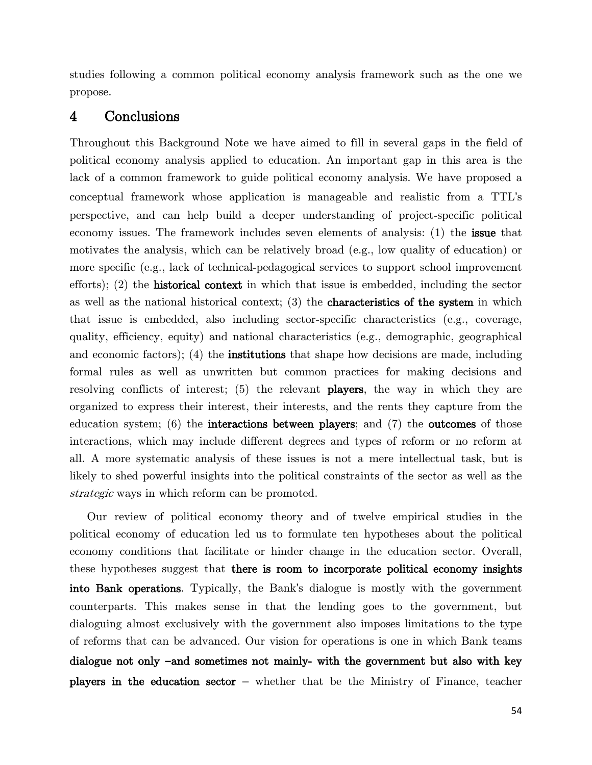studies following a common political economy analysis framework such as the one we propose.

# 4 Conclusions

Throughout this Background Note we have aimed to fill in several gaps in the field of political economy analysis applied to education. An important gap in this area is the lack of a common framework to guide political economy analysis. We have proposed a conceptual framework whose application is manageable and realistic from a TTL's perspective, and can help build a deeper understanding of project-specific political economy issues. The framework includes seven elements of analysis: (1) the **issue** that motivates the analysis, which can be relatively broad (e.g., low quality of education) or more specific (e.g., lack of technical-pedagogical services to support school improvement efforts); (2) the **historical context** in which that issue is embedded, including the sector as well as the national historical context; (3) the **characteristics of the system** in which that issue is embedded, also including sector-specific characteristics (e.g., coverage, quality, efficiency, equity) and national characteristics (e.g., demographic, geographical and economic factors); (4) the **institutions** that shape how decisions are made, including formal rules as well as unwritten but common practices for making decisions and resolving conflicts of interest; (5) the relevant **players**, the way in which they are organized to express their interest, their interests, and the rents they capture from the education system; (6) the **interactions between players**; and (7) the **outcomes** of those interactions, which may include different degrees and types of reform or no reform at all. A more systematic analysis of these issues is not a mere intellectual task, but is likely to shed powerful insights into the political constraints of the sector as well as the *strategic* ways in which reform can be promoted.

Our review of political economy theory and of twelve empirical studies in the political economy of education led us to formulate ten hypotheses about the political economy conditions that facilitate or hinder change in the education sector. Overall, these hypotheses suggest that **there is room to incorporate political economy insights into Bank operations**. Typically, the Bank's dialogue is mostly with the government counterparts. This makes sense in that the lending goes to the government, but dialoguing almost exclusively with the government also imposes limitations to the type of reforms that can be advanced. Our vision for operations is one in which Bank teams **dialogue not only –and sometimes not mainly- with the government but also with key players in the education sector** – whether that be the Ministry of Finance, teacher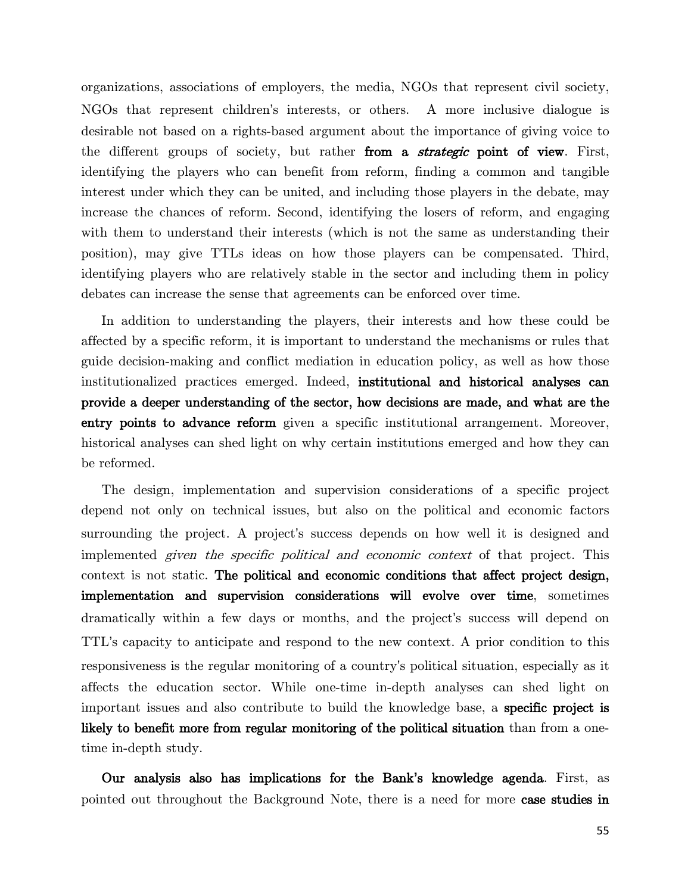organizations, associations of employers, the media, NGOs that represent civil society, NGOs that represent children's interests, or others. A more inclusive dialogue is desirable not based on a rights-based argument about the importance of giving voice to the different groups of society, but rather **from a *strategic* point of view**. First, identifying the players who can benefit from reform, finding a common and tangible interest under which they can be united, and including those players in the debate, may increase the chances of reform. Second, identifying the losers of reform, and engaging with them to understand their interests (which is not the same as understanding their position), may give TTLs ideas on how those players can be compensated. Third, identifying players who are relatively stable in the sector and including them in policy debates can increase the sense that agreements can be enforced over time.

In addition to understanding the players, their interests and how these could be affected by a specific reform, it is important to understand the mechanisms or rules that guide decision-making and conflict mediation in education policy, as well as how those institutionalized practices emerged. Indeed, **institutional and historical analyses can provide a deeper understanding of the sector, how decisions are made, and what are the entry points to advance reform** given a specific institutional arrangement. Moreover, historical analyses can shed light on why certain institutions emerged and how they can be reformed.

The design, implementation and supervision considerations of a specific project depend not only on technical issues, but also on the political and economic factors surrounding the project. A project's success depends on how well it is designed and implemented *given the specific political and economic context* of that project. This context is not static. **The political and economic conditions that affect project design, implementation and supervision considerations will evolve over time**, sometimes dramatically within a few days or months, and the project's success will depend on TTL's capacity to anticipate and respond to the new context. A prior condition to this responsiveness is the regular monitoring of a country's political situation, especially as it affects the education sector. While one-time in-depth analyses can shed light on important issues and also contribute to build the knowledge base, a **specific project is likely to benefit more from regular monitoring of the political situation** than from a one-time in-depth study.

**Our analysis also has implications for the Bank's knowledge agenda**. First, as pointed out throughout the Background Note, there is a need for more **case studies in**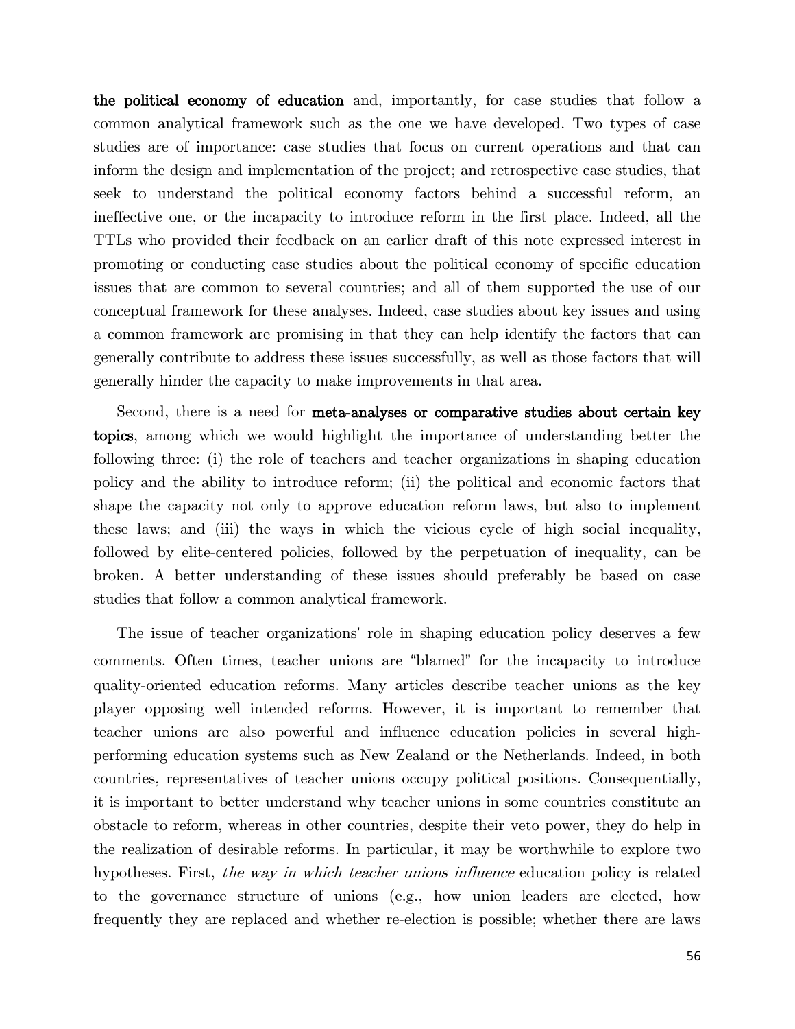**the political economy of education** and, importantly, for case studies that follow a common analytical framework such as the one we have developed. Two types of case studies are of importance: case studies that focus on current operations and that can inform the design and implementation of the project; and retrospective case studies, that seek to understand the political economy factors behind a successful reform, an ineffective one, or the incapacity to introduce reform in the first place. Indeed, all the TTLs who provided their feedback on an earlier draft of this note expressed interest in promoting or conducting case studies about the political economy of specific education issues that are common to several countries; and all of them supported the use of our conceptual framework for these analyses. Indeed, case studies about key issues and using a common framework are promising in that they can help identify the factors that can generally contribute to address these issues successfully, as well as those factors that will generally hinder the capacity to make improvements in that area.

Second, there is a need for **meta-analyses or comparative studies about certain key topics**, among which we would highlight the importance of understanding better the following three: (i) the role of teachers and teacher organizations in shaping education policy and the ability to introduce reform; (ii) the political and economic factors that shape the capacity not only to approve education reform laws, but also to implement these laws; and (iii) the ways in which the vicious cycle of high social inequality, followed by elite-centered policies, followed by the perpetuation of inequality, can be broken. A better understanding of these issues should preferably be based on case studies that follow a common analytical framework.

The issue of teacher organizations' role in shaping education policy deserves a few comments. Often times, teacher unions are "blamed" for the incapacity to introduce quality-oriented education reforms. Many articles describe teacher unions as the key player opposing well intended reforms. However, it is important to remember that teacher unions are also powerful and influence education policies in several high-performing education systems such as New Zealand or the Netherlands. Indeed, in both countries, representatives of teacher unions occupy political positions. Consequentially, it is important to better understand why teacher unions in some countries constitute an obstacle to reform, whereas in other countries, despite their veto power, they do help in the realization of desirable reforms. In particular, it may be worthwhile to explore two hypotheses. First, *the way in which teacher unions influence* education policy is related to the governance structure of unions (e.g., how union leaders are elected, how frequently they are replaced and whether re-election is possible; whether there are laws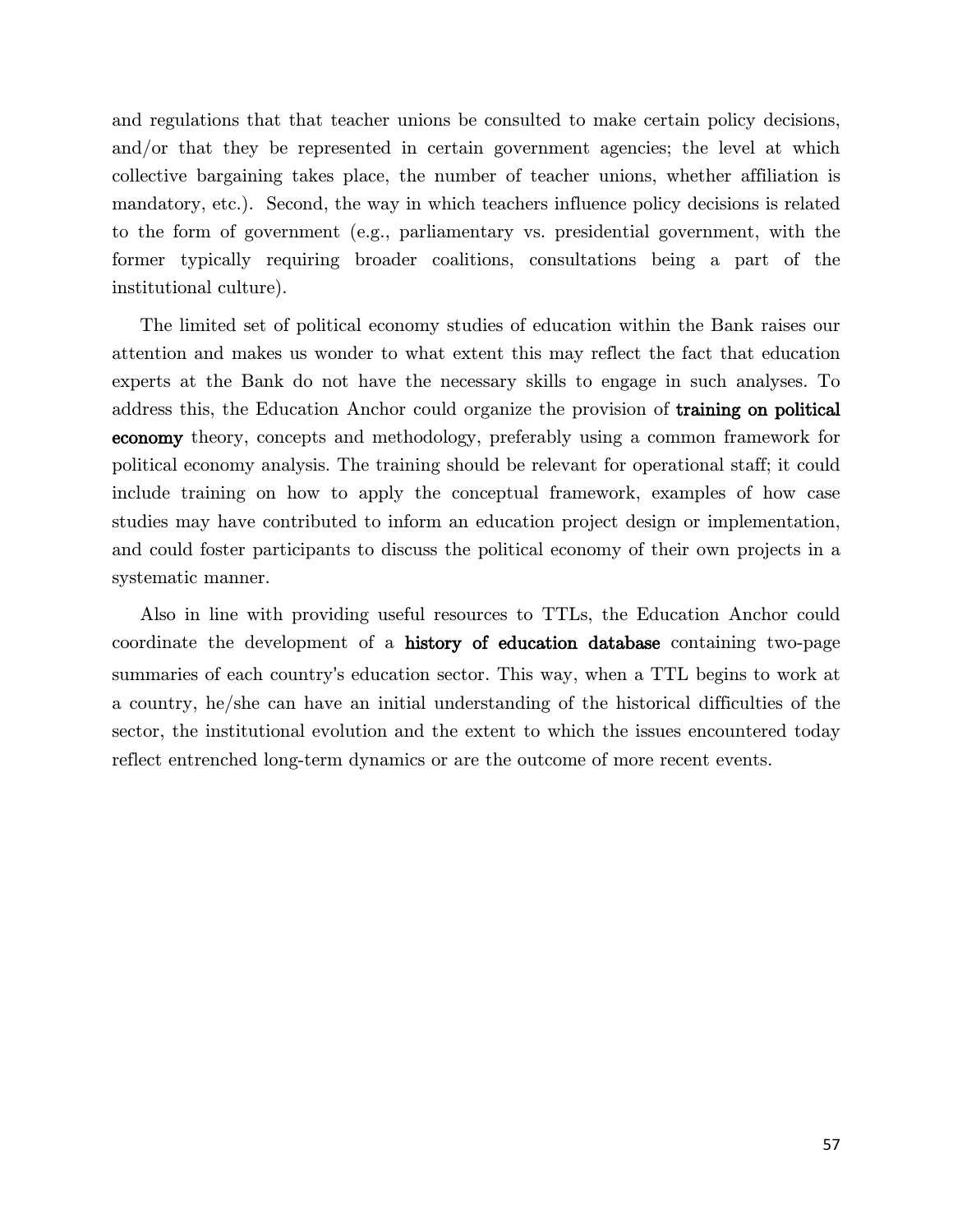and regulations that that teacher unions be consulted to make certain policy decisions, and/or that they be represented in certain government agencies; the level at which collective bargaining takes place, the number of teacher unions, whether affiliation is mandatory, etc.). Second, the way in which teachers influence policy decisions is related to the form of government (e.g., parliamentary vs. presidential government, with the former typically requiring broader coalitions, consultations being a part of the institutional culture).

The limited set of political economy studies of education within the Bank raises our attention and makes us wonder to what extent this may reflect the fact that education experts at the Bank do not have the necessary skills to engage in such analyses. To address this, the Education Anchor could organize the provision of **training on political economy** theory, concepts and methodology, preferably using a common framework for political economy analysis. The training should be relevant for operational staff; it could include training on how to apply the conceptual framework, examples of how case studies may have contributed to inform an education project design or implementation, and could foster participants to discuss the political economy of their own projects in a systematic manner.

Also in line with providing useful resources to TTLs, the Education Anchor could coordinate the development of a **history of education database** containing two-page summaries of each country's education sector. This way, when a TTL begins to work at a country, he/she can have an initial understanding of the historical difficulties of the sector, the institutional evolution and the extent to which the issues encountered today reflect entrenched long-term dynamics or are the outcome of more recent events.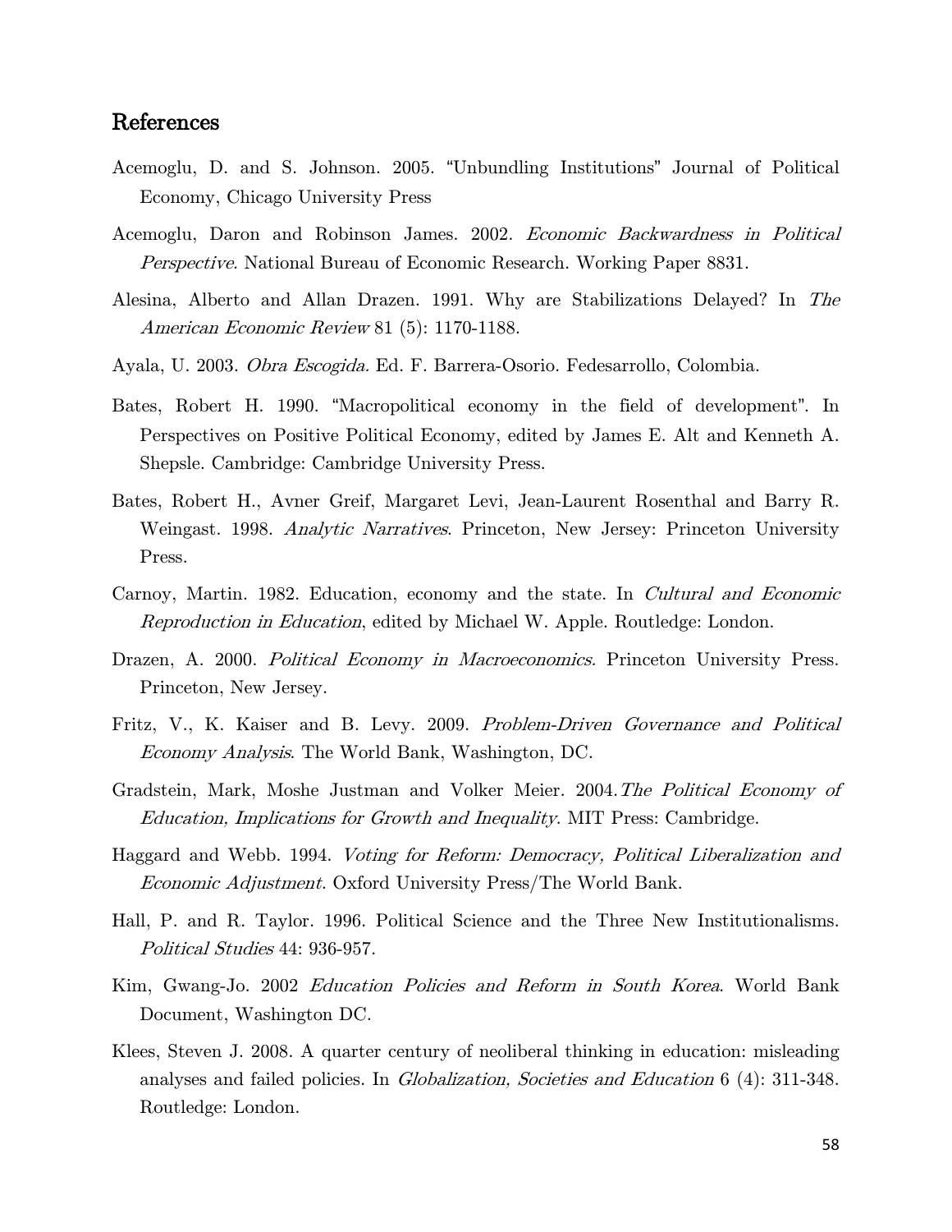## References

Acemoglu, D. and S. Johnson. 2005. "Unbundling Institutions" Journal of Political Economy, Chicago University Press

Acemoglu, Daron and Robinson James. 2002. *Economic Backwardness in Political Perspective.* National Bureau of Economic Research. Working Paper 8831.

Alesina, Alberto and Allan Drazen. 1991. Why are Stabilizations Delayed? In *The American Economic Review* 81 (5): 1170-1188.

Ayala, U. 2003. *Obra Escogida.* Ed. F. Barrera-Osorio. Fedesarrollo, Colombia.

Bates, Robert H. 1990. "Macropolitical economy in the field of development". In Perspectives on Positive Political Economy, edited by James E. Alt and Kenneth A. Shepsle. Cambridge: Cambridge University Press.

Bates, Robert H., Avner Greif, Margaret Levi, Jean-Laurent Rosenthal and Barry R. Weingast. 1998. *Analytic Narratives*. Princeton, New Jersey: Princeton University Press.

Carnoy, Martin. 1982. Education, economy and the state. In *Cultural and Economic Reproduction in Education*, edited by Michael W. Apple. Routledge: London.

Drazen, A. 2000. *Political Economy in Macroeconomics.* Princeton University Press. Princeton, New Jersey.

Fritz, V., K. Kaiser and B. Levy. 2009. *Problem-Driven Governance and Political Economy Analysis*. The World Bank, Washington, DC.

Gradstein, Mark, Moshe Justman and Volker Meier. 2004. *The Political Economy of Education, Implications for Growth and Inequality*. MIT Press: Cambridge.

Haggard and Webb. 1994. *Voting for Reform: Democracy, Political Liberalization and Economic Adjustment*. Oxford University Press/The World Bank.

Hall, P. and R. Taylor. 1996. Political Science and the Three New Institutionalisms. *Political Studies* 44: 936-957.

Kim, Gwang-Jo. 2002 *Education Policies and Reform in South Korea*. World Bank Document, Washington DC.

Klees, Steven J. 2008. A quarter century of neoliberal thinking in education: misleading analyses and failed policies. In *Globalization, Societies and Education* 6 (4): 311-348. Routledge: London.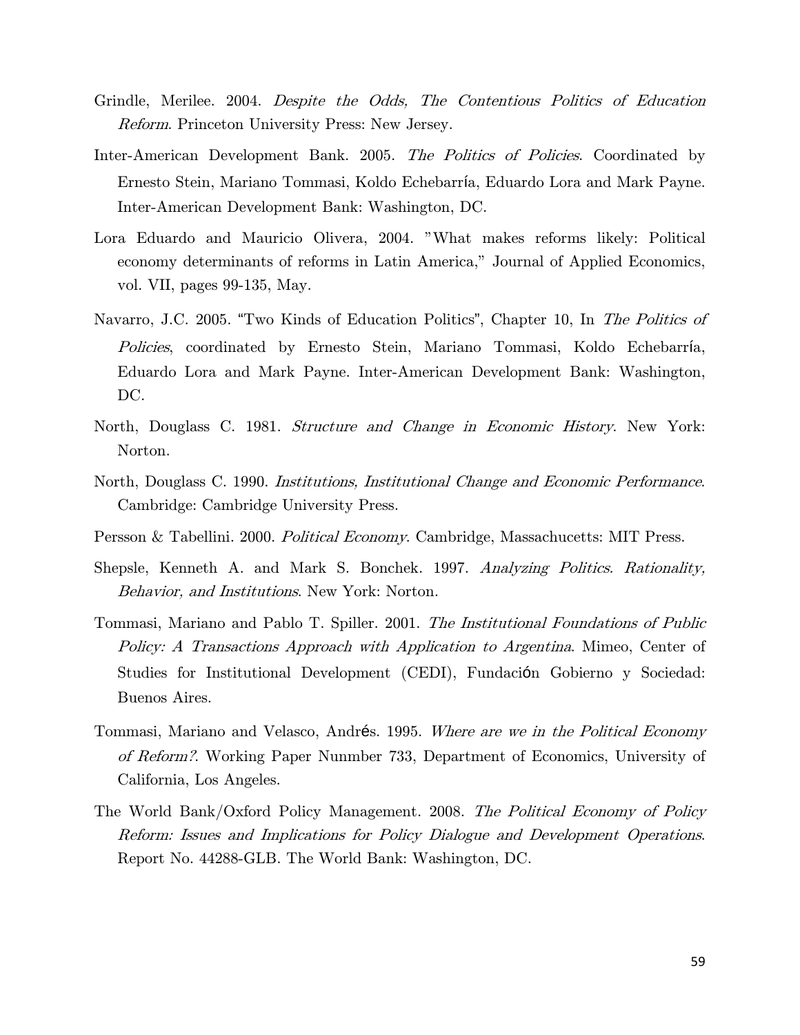Grindle, Merilee. 2004. *Despite the Odds, The Contentious Politics of Education Reform*. Princeton University Press: New Jersey.

Inter-American Development Bank. 2005. *The Politics of Policies*. Coordinated by Ernesto Stein, Mariano Tommasi, Koldo Echebarría, Eduardo Lora and Mark Payne. Inter-American Development Bank: Washington, DC.

Lora Eduardo and Mauricio Olivera, 2004. "What makes reforms likely: Political economy determinants of reforms in Latin America," Journal of Applied Economics, vol. VII, pages 99-135, May.

Navarro, J.C. 2005. "Two Kinds of Education Politics", Chapter 10, In *The Politics of Policies*, coordinated by Ernesto Stein, Mariano Tommasi, Koldo Echebarría, Eduardo Lora and Mark Payne. Inter-American Development Bank: Washington, DC.

North, Douglass C. 1981. *Structure and Change in Economic History*. New York: Norton.

North, Douglass C. 1990. *Institutions, Institutional Change and Economic Performance*. Cambridge: Cambridge University Press.

Persson & Tabellini. 2000. *Political Economy*. Cambridge, Massachucetts: MIT Press.

Shepsle, Kenneth A. and Mark S. Bonchek. 1997. *Analyzing Politics. Rationality, Behavior, and Institutions*. New York: Norton.

Tommasi, Mariano and Pablo T. Spiller. 2001. *The Institutional Foundations of Public Policy: A Transactions Approach with Application to Argentina*. Mimeo, Center of Studies for Institutional Development (CEDI), Fundación Gobierno y Sociedad: Buenos Aires.

Tommasi, Mariano and Velasco, Andrés. 1995. *Where are we in the Political Economy of Reform?*. Working Paper Nunmber 733, Department of Economics, University of California, Los Angeles.

The World Bank/Oxford Policy Management. 2008. *The Political Economy of Policy Reform: Issues and Implications for Policy Dialogue and Development Operations*. Report No. 44288-GLB. The World Bank: Washington, DC.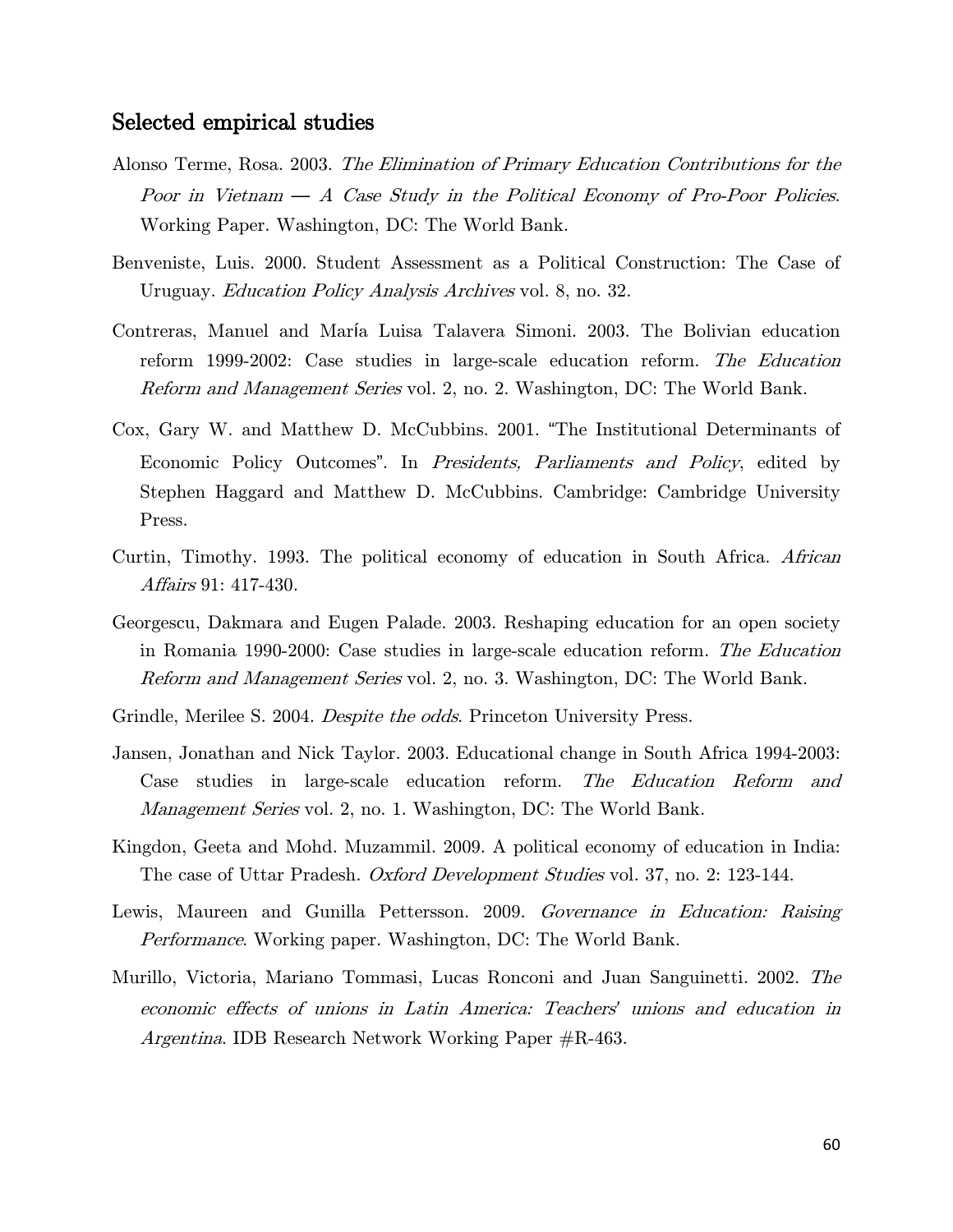## Selected empirical studies

Alonso Terme, Rosa. 2003. *The Elimination of Primary Education Contributions for the Poor in Vietnam — A Case Study in the Political Economy of Pro-Poor Policies*. Working Paper. Washington, DC: The World Bank.

Benveniste, Luis. 2000. Student Assessment as a Political Construction: The Case of Uruguay. *Education Policy Analysis Archives* vol. 8, no. 32.

Contreras, Manuel and María Luisa Talavera Simoni. 2003. The Bolivian education reform 1999-2002: Case studies in large-scale education reform. *The Education Reform and Management Series* vol. 2, no. 2. Washington, DC: The World Bank.

Cox, Gary W. and Matthew D. McCubbins. 2001. "The Institutional Determinants of Economic Policy Outcomes". In *Presidents, Parliaments and Policy*, edited by Stephen Haggard and Matthew D. McCubbins. Cambridge: Cambridge University Press.

Curtin, Timothy. 1993. The political economy of education in South Africa. *African Affairs* 91: 417-430.

Georgescu, Dakmara and Eugen Palade. 2003. Reshaping education for an open society in Romania 1990-2000: Case studies in large-scale education reform. *The Education Reform and Management Series* vol. 2, no. 3. Washington, DC: The World Bank.

Grindle, Merilee S. 2004. *Despite the odds*. Princeton University Press.

Jansen, Jonathan and Nick Taylor. 2003. Educational change in South Africa 1994-2003: Case studies in large-scale education reform. *The Education Reform and Management Series* vol. 2, no. 1. Washington, DC: The World Bank.

Kingdon, Geeta and Mohd. Muzammil. 2009. A political economy of education in India: The case of Uttar Pradesh. *Oxford Development Studies* vol. 37, no. 2: 123-144.

Lewis, Maureen and Gunilla Pettersson. 2009. *Governance in Education: Raising Performance*. Working paper. Washington, DC: The World Bank.

Murillo, Victoria, Mariano Tommasi, Lucas Ronconi and Juan Sanguinetti. 2002. *The economic effects of unions in Latin America: Teachers' unions and education in Argentina*. IDB Research Network Working Paper #R-463.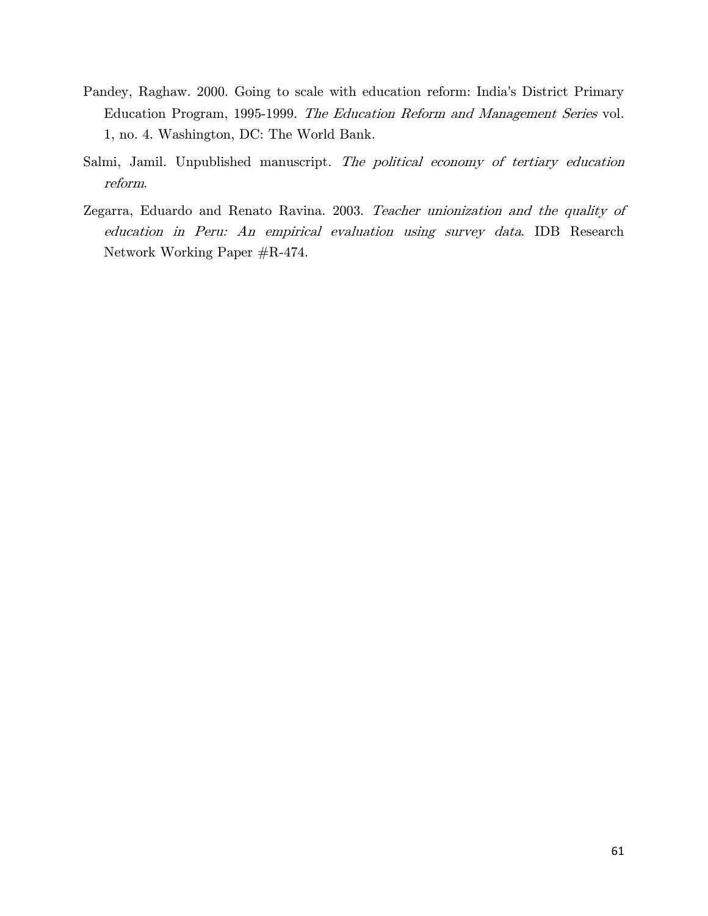Pandey, Raghaw. 2000. Going to scale with education reform: India's District Primary Education Program, 1995-1999. *The Education Reform and Management Series* vol. 1, no. 4. Washington, DC: The World Bank.

Salmi, Jamil. Unpublished manuscript. *The political economy of tertiary education reform*.

Zegarra, Eduardo and Renato Ravina. 2003. *Teacher unionization and the quality of education in Peru: An empirical evaluation using survey data*. IDB Research Network Working Paper #R-474.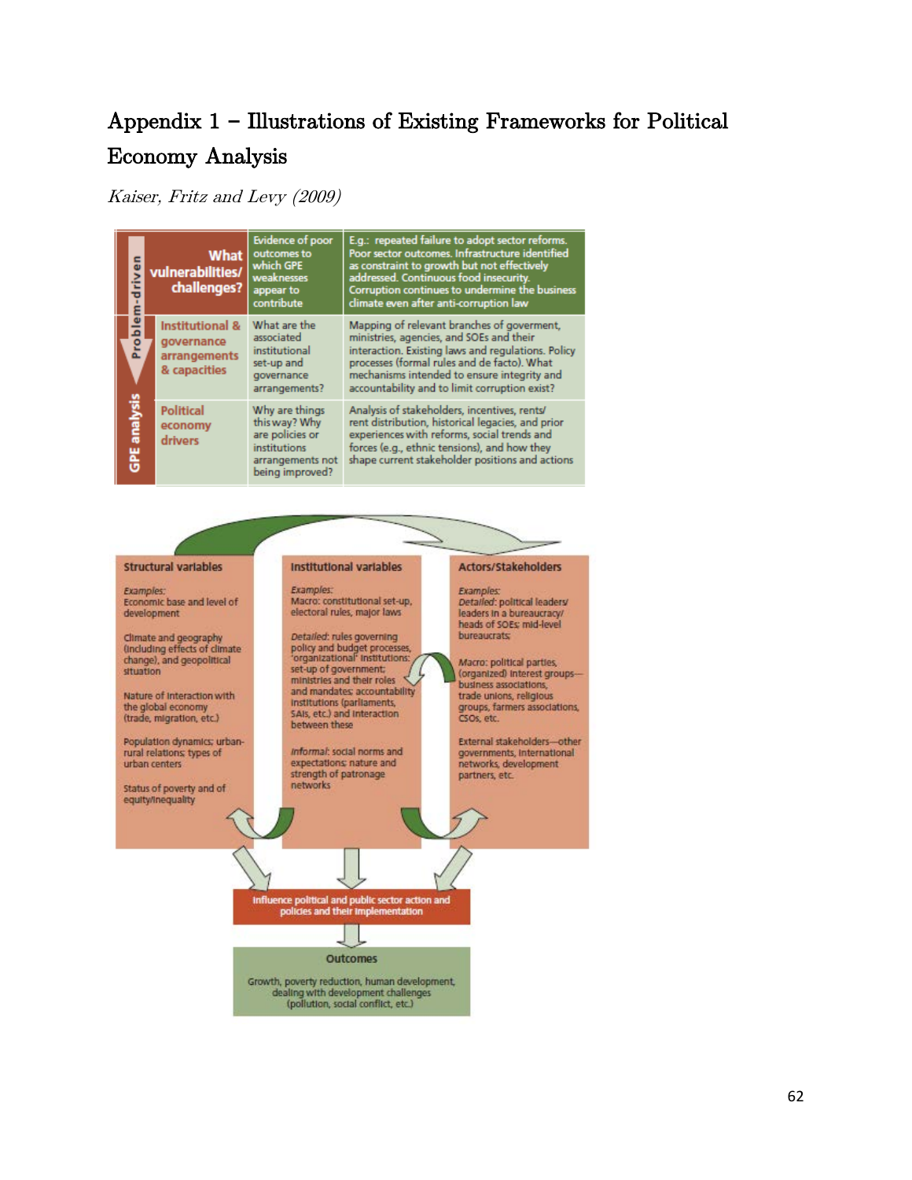# Appendix 1 – Illustrations of Existing Frameworks for Political Economy Analysis

*Kaiser, Fritz and Levy (2009)*

| | | | |
|---|---|---|---|
| Problem-driven | What vulnerabilities/ challenges? | Evidence of poor outcomes to which GPE weaknesses appear to contribute | E.g.: repeated failure to adopt sector reforms. Poor sector outcomes. Infrastructure identified as constraint to growth but not effectively addressed. Continuous food insecurity. Corruption continues to undermine the business climate even after anti-corruption law |
| GPE analysis | Institutional & governance arrangements & capacities | What are the associated institutional set-up and governance arrangements? | Mapping of relevant branches of goverment, ministries, agencies, and SOEs and their interaction. Existing laws and regulations. Policy processes (formal rules and de facto). What mechanisms intended to ensure integrity and accountability and to limit corruption exist? |
| | Political economy drivers | Why are things this way? Why are policies or institutions arrangements not being improved? | Analysis of stakeholders, incentives, rents/ rent distribution, historical legacies, and prior experiences with reforms, social trends and forces (e.g., ethnic tensions), and how they shape current stakeholder positions and actions |

**Structural variables**

*Examples:*
Economic base and level of development

Climate and geography (including effects of climate change), and geopolitical situation

Nature of interaction with the global economy (trade, migration, etc.)

Population dynamics; urban-rural relations; types of urban centers

Status of poverty and of equity/inequality

**Institutional variables**

*Examples:*
Macro: constitutional set-up, electoral rules, major laws

*Detailed:* rules governing policy and budget processes, 'organizational' institutions: set-up of government; ministries and their roles and mandates; accountability institutions (parliaments, SAIs, etc.) and interaction between these

*Informal:* social norms and expectations; nature and strength of patronage networks

**Actors/Stakeholders**

*Examples:*
*Detailed:* political leaders/ leaders in a bureaucracy/ heads of SOEs; mid-level bureaucrats;

Macro: political parties, (organized) interest groups—business associations, trade unions, religious groups, farmers associations, CSOs, etc.

External stakeholders—other governments, international networks, development partners, etc.

**Influence political and public sector action and policies and their implementation**

**Outcomes**

Growth, poverty reduction, human development, dealing with development challenges (pollution, social conflict, etc.)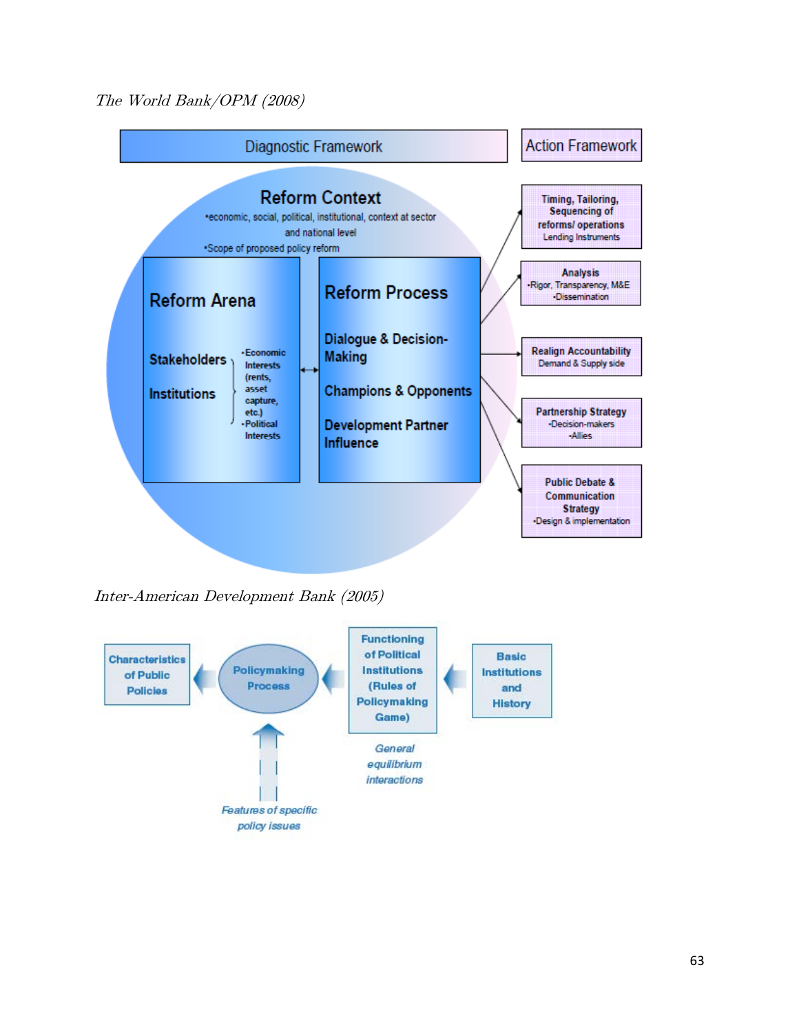*The World Bank/OPM (2008)*

Diagnostic Framework

Action Framework

Reform Context

•economic, social, political, institutional, context at sector and national level

•Scope of proposed policy reform

Reform Arena

Stakeholders

Institutions

•Economic Interests (rents, asset capture, etc.)

•Political Interests

Reform Process

Dialogue & Decision-Making

Champions & Opponents

Development Partner Influence

Timing, Tailoring, Sequencing of reforms/ operations

Lending Instruments

Analysis

•Rigor, Transparency, M&E

•Dissemination

Realign Accountability

Demand & Supply side

Partnership Strategy

•Decision-makers

•Allies

Public Debate & Communication Strategy

•Design & implementation

*Inter-American Development Bank (2005)*

Characteristics of Public Policies

Policymaking Process

Functioning of Political Institutions (Rules of Policymaking Game)

Basic Institutions and History

General equilibrium interactions

Features of specific policy issues